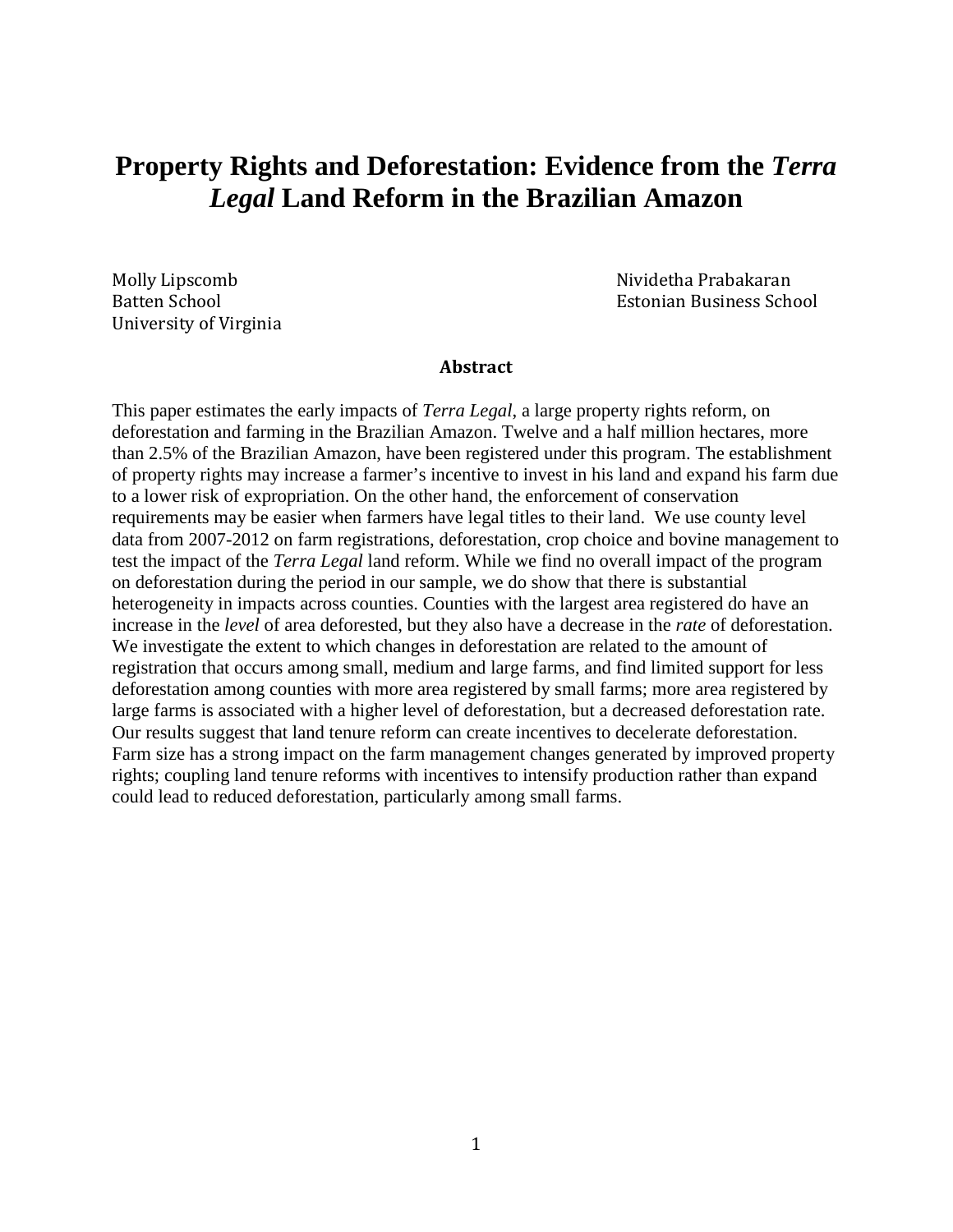# Property Rights and Deforestation: Evidence from the *Terra Legal* Land Reform in the Brazilian Amazon

Molly Lipscomb
Batten School
University of Virginia

Nividetha Prabakaran
Estonian Business School

## Abstract

This paper estimates the early impacts of *Terra Legal*, a large property rights reform, on deforestation and farming in the Brazilian Amazon. Twelve and a half million hectares, more than 2.5% of the Brazilian Amazon, have been registered under this program. The establishment of property rights may increase a farmer's incentive to invest in his land and expand his farm due to a lower risk of expropriation. On the other hand, the enforcement of conservation requirements may be easier when farmers have legal titles to their land. We use county level data from 2007-2012 on farm registrations, deforestation, crop choice and bovine management to test the impact of the *Terra Legal* land reform. While we find no overall impact of the program on deforestation during the period in our sample, we do show that there is substantial heterogeneity in impacts across counties. Counties with the largest area registered do have an increase in the *level* of area deforested, but they also have a decrease in the *rate* of deforestation. We investigate the extent to which changes in deforestation are related to the amount of registration that occurs among small, medium and large farms, and find limited support for less deforestation among counties with more area registered by small farms; more area registered by large farms is associated with a higher level of deforestation, but a decreased deforestation rate. Our results suggest that land tenure reform can create incentives to decelerate deforestation. Farm size has a strong impact on the farm management changes generated by improved property rights; coupling land tenure reforms with incentives to intensify production rather than expand could lead to reduced deforestation, particularly among small farms.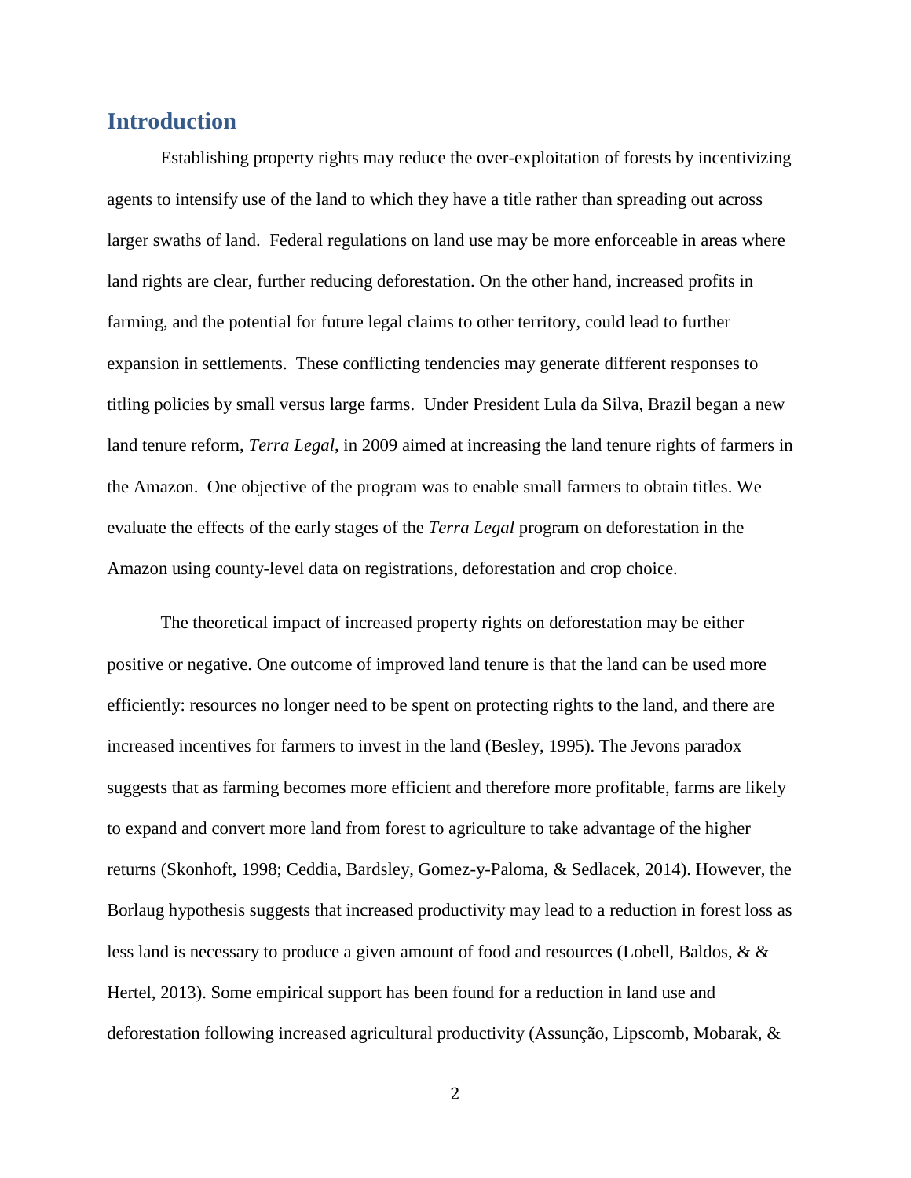## Introduction

Establishing property rights may reduce the over-exploitation of forests by incentivizing agents to intensify use of the land to which they have a title rather than spreading out across larger swaths of land. Federal regulations on land use may be more enforceable in areas where land rights are clear, further reducing deforestation. On the other hand, increased profits in farming, and the potential for future legal claims to other territory, could lead to further expansion in settlements. These conflicting tendencies may generate different responses to titling policies by small versus large farms. Under President Lula da Silva, Brazil began a new land tenure reform, *Terra Legal,* in 2009 aimed at increasing the land tenure rights of farmers in the Amazon. One objective of the program was to enable small farmers to obtain titles. We evaluate the effects of the early stages of the *Terra Legal* program on deforestation in the Amazon using county-level data on registrations, deforestation and crop choice.

The theoretical impact of increased property rights on deforestation may be either positive or negative. One outcome of improved land tenure is that the land can be used more efficiently: resources no longer need to be spent on protecting rights to the land, and there are increased incentives for farmers to invest in the land (Besley, 1995). The Jevons paradox suggests that as farming becomes more efficient and therefore more profitable, farms are likely to expand and convert more land from forest to agriculture to take advantage of the higher returns (Skonhoft, 1998; Ceddia, Bardsley, Gomez-y-Paloma, & Sedlacek, 2014). However, the Borlaug hypothesis suggests that increased productivity may lead to a reduction in forest loss as less land is necessary to produce a given amount of food and resources (Lobell, Baldos, & & Hertel, 2013). Some empirical support has been found for a reduction in land use and deforestation following increased agricultural productivity (Assunção, Lipscomb, Mobarak, &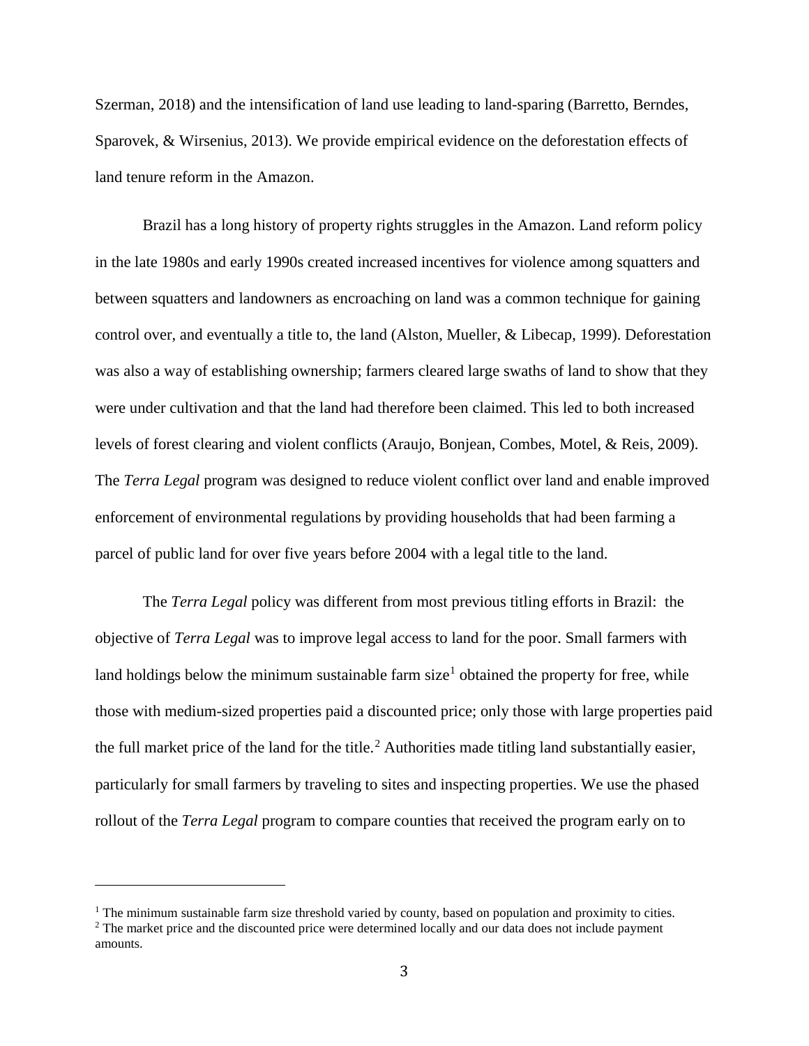Szerman, 2018) and the intensification of land use leading to land-sparing (Barretto, Berndes, Sparovek, & Wirsenius, 2013). We provide empirical evidence on the deforestation effects of land tenure reform in the Amazon.

Brazil has a long history of property rights struggles in the Amazon. Land reform policy in the late 1980s and early 1990s created increased incentives for violence among squatters and between squatters and landowners as encroaching on land was a common technique for gaining control over, and eventually a title to, the land (Alston, Mueller, & Libecap, 1999). Deforestation was also a way of establishing ownership; farmers cleared large swaths of land to show that they were under cultivation and that the land had therefore been claimed. This led to both increased levels of forest clearing and violent conflicts (Araujo, Bonjean, Combes, Motel, & Reis, 2009). The *Terra Legal* program was designed to reduce violent conflict over land and enable improved enforcement of environmental regulations by providing households that had been farming a parcel of public land for over five years before 2004 with a legal title to the land.

The *Terra Legal* policy was different from most previous titling efforts in Brazil: the objective of *Terra Legal* was to improve legal access to land for the poor. Small farmers with land holdings below the minimum sustainable farm size[1] obtained the property for free, while those with medium-sized properties paid a discounted price; only those with large properties paid the full market price of the land for the title.[2] Authorities made titling land substantially easier, particularly for small farmers by traveling to sites and inspecting properties. We use the phased rollout of the *Terra Legal* program to compare counties that received the program early on to

[1] The minimum sustainable farm size threshold varied by county, based on population and proximity to cities.

[2] The market price and the discounted price were determined locally and our data does not include payment amounts.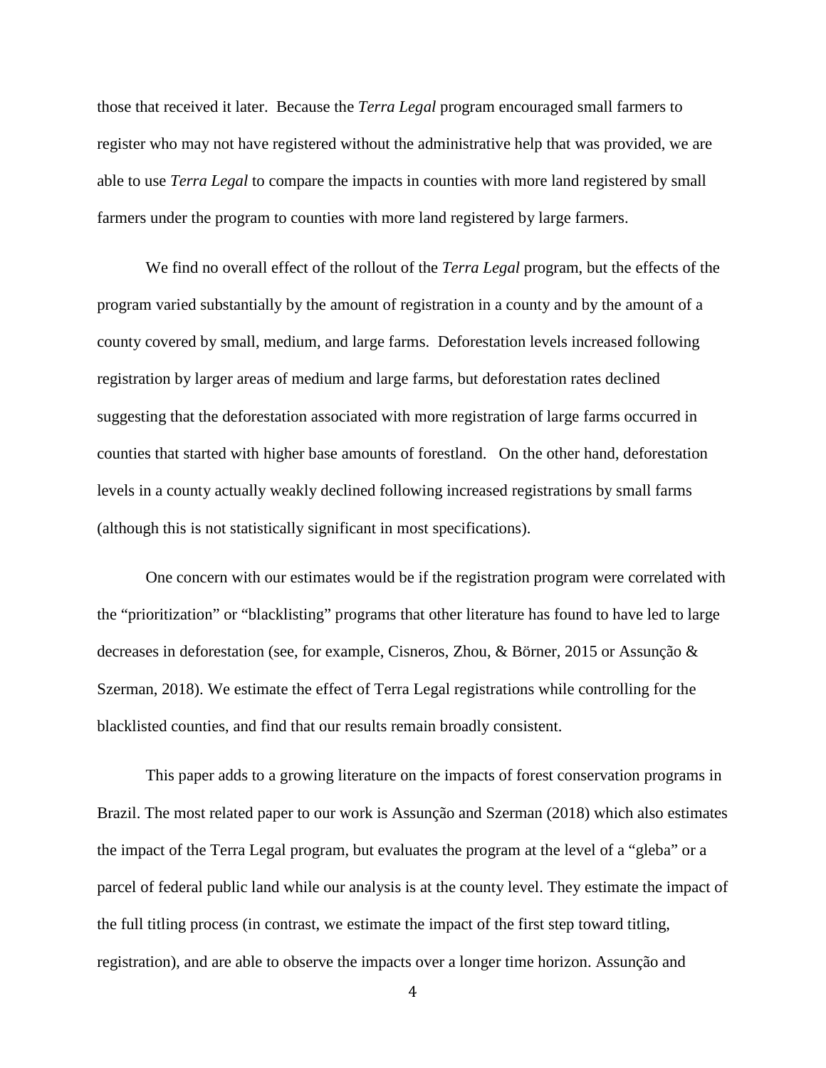those that received it later. Because the *Terra Legal* program encouraged small farmers to register who may not have registered without the administrative help that was provided, we are able to use *Terra Legal* to compare the impacts in counties with more land registered by small farmers under the program to counties with more land registered by large farmers.

We find no overall effect of the rollout of the *Terra Legal* program, but the effects of the program varied substantially by the amount of registration in a county and by the amount of a county covered by small, medium, and large farms. Deforestation levels increased following registration by larger areas of medium and large farms, but deforestation rates declined suggesting that the deforestation associated with more registration of large farms occurred in counties that started with higher base amounts of forestland. On the other hand, deforestation levels in a county actually weakly declined following increased registrations by small farms (although this is not statistically significant in most specifications).

One concern with our estimates would be if the registration program were correlated with the "prioritization" or "blacklisting" programs that other literature has found to have led to large decreases in deforestation (see, for example, Cisneros, Zhou, & Börner, 2015 or Assunção & Szerman, 2018). We estimate the effect of Terra Legal registrations while controlling for the blacklisted counties, and find that our results remain broadly consistent.

This paper adds to a growing literature on the impacts of forest conservation programs in Brazil. The most related paper to our work is Assunção and Szerman (2018) which also estimates the impact of the Terra Legal program, but evaluates the program at the level of a "gleba" or a parcel of federal public land while our analysis is at the county level. They estimate the impact of the full titling process (in contrast, we estimate the impact of the first step toward titling, registration), and are able to observe the impacts over a longer time horizon. Assunção and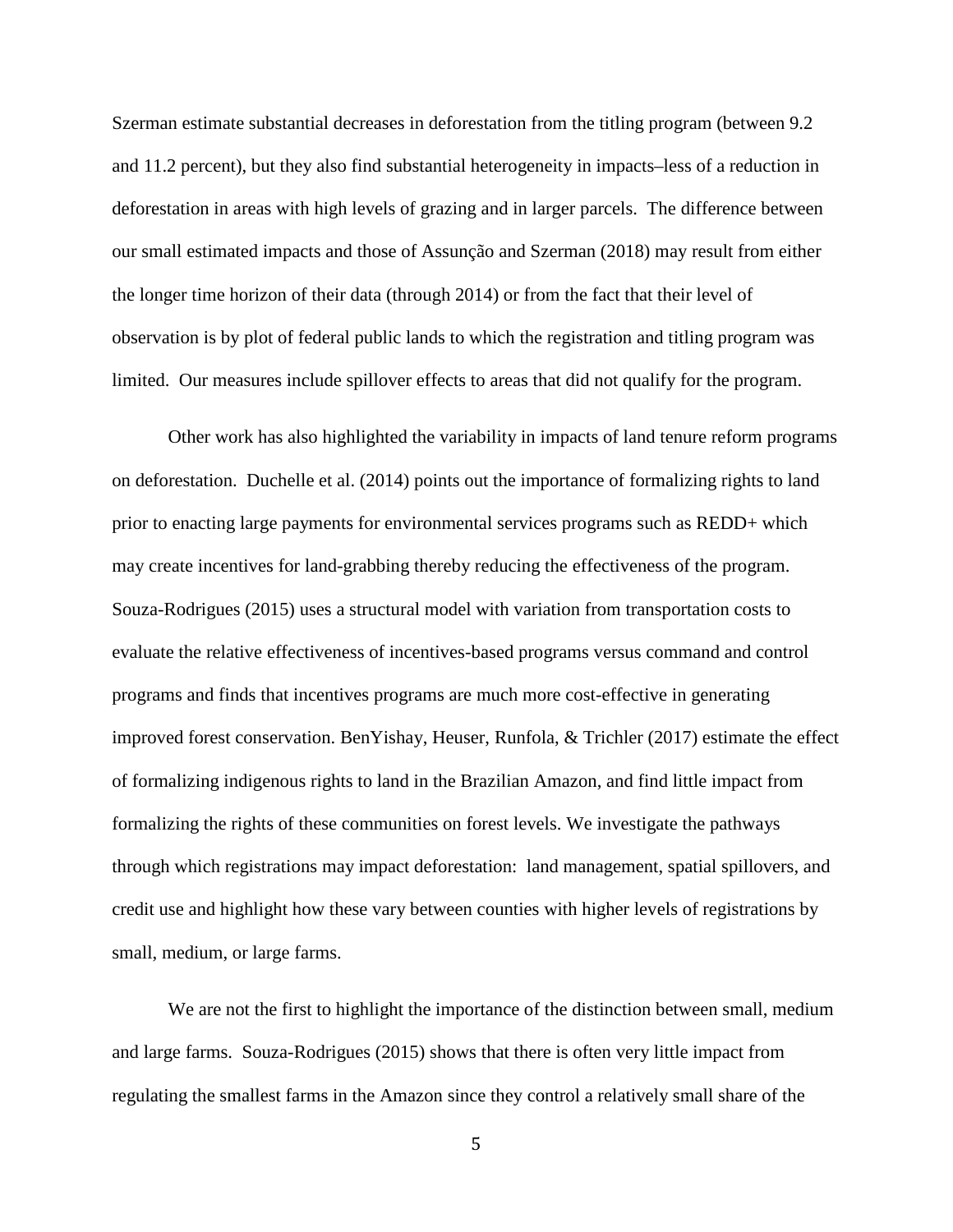Szerman estimate substantial decreases in deforestation from the titling program (between 9.2 and 11.2 percent), but they also find substantial heterogeneity in impacts–less of a reduction in deforestation in areas with high levels of grazing and in larger parcels. The difference between our small estimated impacts and those of Assunção and Szerman (2018) may result from either the longer time horizon of their data (through 2014) or from the fact that their level of observation is by plot of federal public lands to which the registration and titling program was limited. Our measures include spillover effects to areas that did not qualify for the program.

Other work has also highlighted the variability in impacts of land tenure reform programs on deforestation. Duchelle et al. (2014) points out the importance of formalizing rights to land prior to enacting large payments for environmental services programs such as REDD+ which may create incentives for land-grabbing thereby reducing the effectiveness of the program. Souza-Rodrigues (2015) uses a structural model with variation from transportation costs to evaluate the relative effectiveness of incentives-based programs versus command and control programs and finds that incentives programs are much more cost-effective in generating improved forest conservation. BenYishay, Heuser, Runfola, & Trichler (2017) estimate the effect of formalizing indigenous rights to land in the Brazilian Amazon, and find little impact from formalizing the rights of these communities on forest levels. We investigate the pathways through which registrations may impact deforestation: land management, spatial spillovers, and credit use and highlight how these vary between counties with higher levels of registrations by small, medium, or large farms.

We are not the first to highlight the importance of the distinction between small, medium and large farms. Souza-Rodrigues (2015) shows that there is often very little impact from regulating the smallest farms in the Amazon since they control a relatively small share of the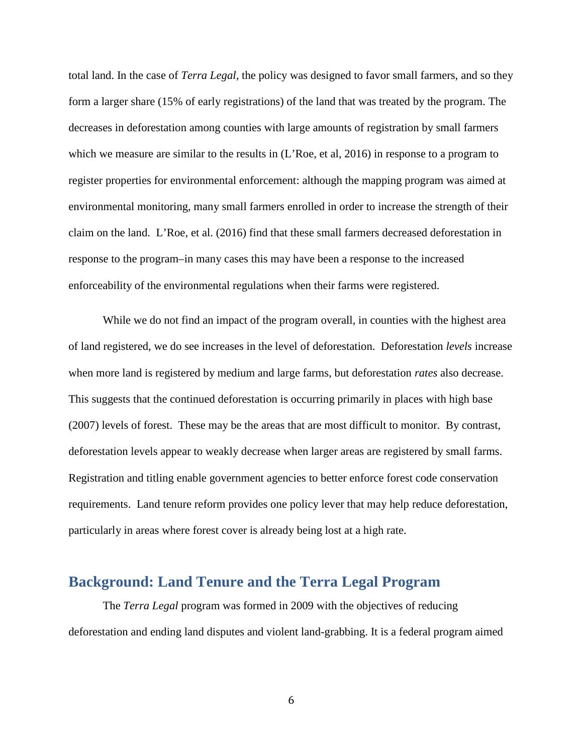total land. In the case of *Terra Legal*, the policy was designed to favor small farmers, and so they form a larger share (15% of early registrations) of the land that was treated by the program. The decreases in deforestation among counties with large amounts of registration by small farmers which we measure are similar to the results in (L'Roe, et al, 2016) in response to a program to register properties for environmental enforcement: although the mapping program was aimed at environmental monitoring, many small farmers enrolled in order to increase the strength of their claim on the land. L'Roe, et al. (2016) find that these small farmers decreased deforestation in response to the program–in many cases this may have been a response to the increased enforceability of the environmental regulations when their farms were registered.

While we do not find an impact of the program overall, in counties with the highest area of land registered, we do see increases in the level of deforestation. Deforestation *levels* increase when more land is registered by medium and large farms, but deforestation *rates* also decrease. This suggests that the continued deforestation is occurring primarily in places with high base (2007) levels of forest. These may be the areas that are most difficult to monitor. By contrast, deforestation levels appear to weakly decrease when larger areas are registered by small farms. Registration and titling enable government agencies to better enforce forest code conservation requirements. Land tenure reform provides one policy lever that may help reduce deforestation, particularly in areas where forest cover is already being lost at a high rate.

## Background: Land Tenure and the Terra Legal Program

The *Terra Legal* program was formed in 2009 with the objectives of reducing deforestation and ending land disputes and violent land-grabbing. It is a federal program aimed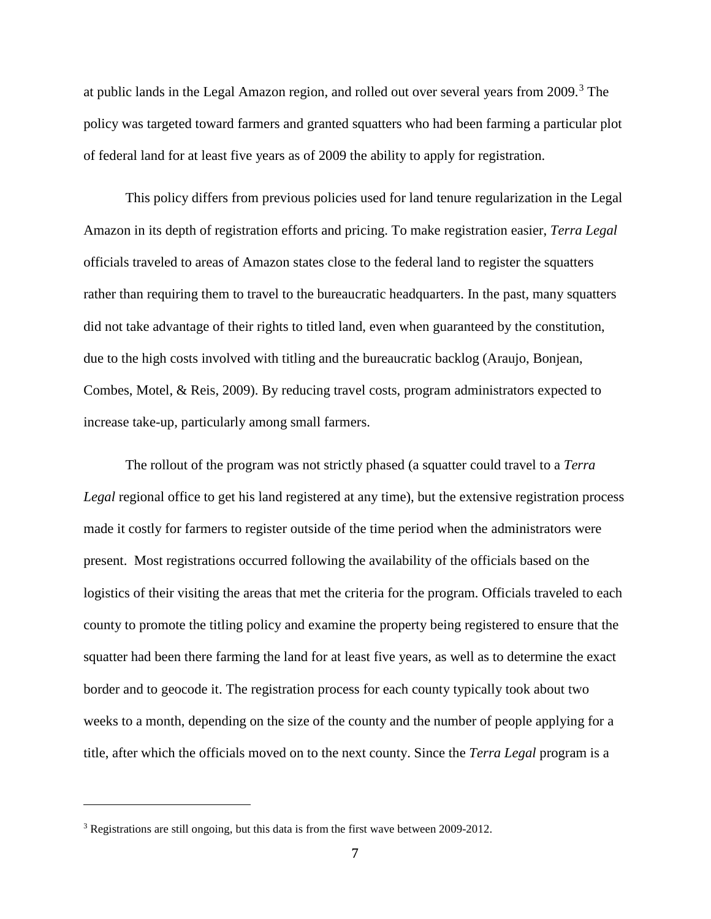at public lands in the Legal Amazon region, and rolled out over several years from 2009.[3] The policy was targeted toward farmers and granted squatters who had been farming a particular plot of federal land for at least five years as of 2009 the ability to apply for registration.

This policy differs from previous policies used for land tenure regularization in the Legal Amazon in its depth of registration efforts and pricing. To make registration easier, *Terra Legal* officials traveled to areas of Amazon states close to the federal land to register the squatters rather than requiring them to travel to the bureaucratic headquarters. In the past, many squatters did not take advantage of their rights to titled land, even when guaranteed by the constitution, due to the high costs involved with titling and the bureaucratic backlog (Araujo, Bonjean, Combes, Motel, & Reis, 2009). By reducing travel costs, program administrators expected to increase take-up, particularly among small farmers.

The rollout of the program was not strictly phased (a squatter could travel to a *Terra Legal* regional office to get his land registered at any time), but the extensive registration process made it costly for farmers to register outside of the time period when the administrators were present. Most registrations occurred following the availability of the officials based on the logistics of their visiting the areas that met the criteria for the program. Officials traveled to each county to promote the titling policy and examine the property being registered to ensure that the squatter had been there farming the land for at least five years, as well as to determine the exact border and to geocode it. The registration process for each county typically took about two weeks to a month, depending on the size of the county and the number of people applying for a title, after which the officials moved on to the next county. Since the *Terra Legal* program is a

[3] Registrations are still ongoing, but this data is from the first wave between 2009-2012.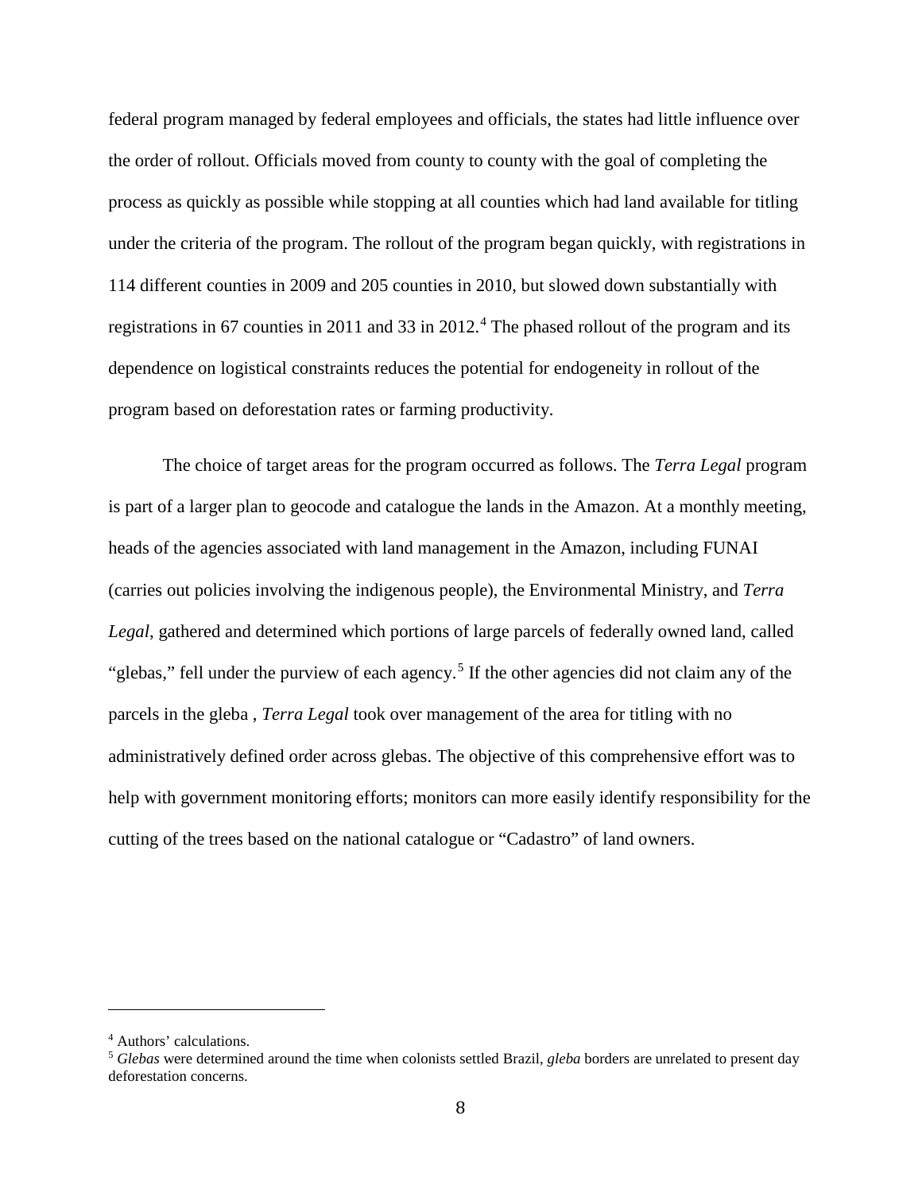federal program managed by federal employees and officials, the states had little influence over the order of rollout. Officials moved from county to county with the goal of completing the process as quickly as possible while stopping at all counties which had land available for titling under the criteria of the program. The rollout of the program began quickly, with registrations in 114 different counties in 2009 and 205 counties in 2010, but slowed down substantially with registrations in 67 counties in 2011 and 33 in 2012.[4] The phased rollout of the program and its dependence on logistical constraints reduces the potential for endogeneity in rollout of the program based on deforestation rates or farming productivity.

The choice of target areas for the program occurred as follows. The *Terra Legal* program is part of a larger plan to geocode and catalogue the lands in the Amazon. At a monthly meeting, heads of the agencies associated with land management in the Amazon, including FUNAI (carries out policies involving the indigenous people), the Environmental Ministry, and *Terra Legal*, gathered and determined which portions of large parcels of federally owned land, called "glebas," fell under the purview of each agency.[5] If the other agencies did not claim any of the parcels in the gleba , *Terra Legal* took over management of the area for titling with no administratively defined order across glebas. The objective of this comprehensive effort was to help with government monitoring efforts; monitors can more easily identify responsibility for the cutting of the trees based on the national catalogue or "Cadastro" of land owners.

---

[4] Authors' calculations.

[5] *Glebas* were determined around the time when colonists settled Brazil, *gleba* borders are unrelated to present day deforestation concerns.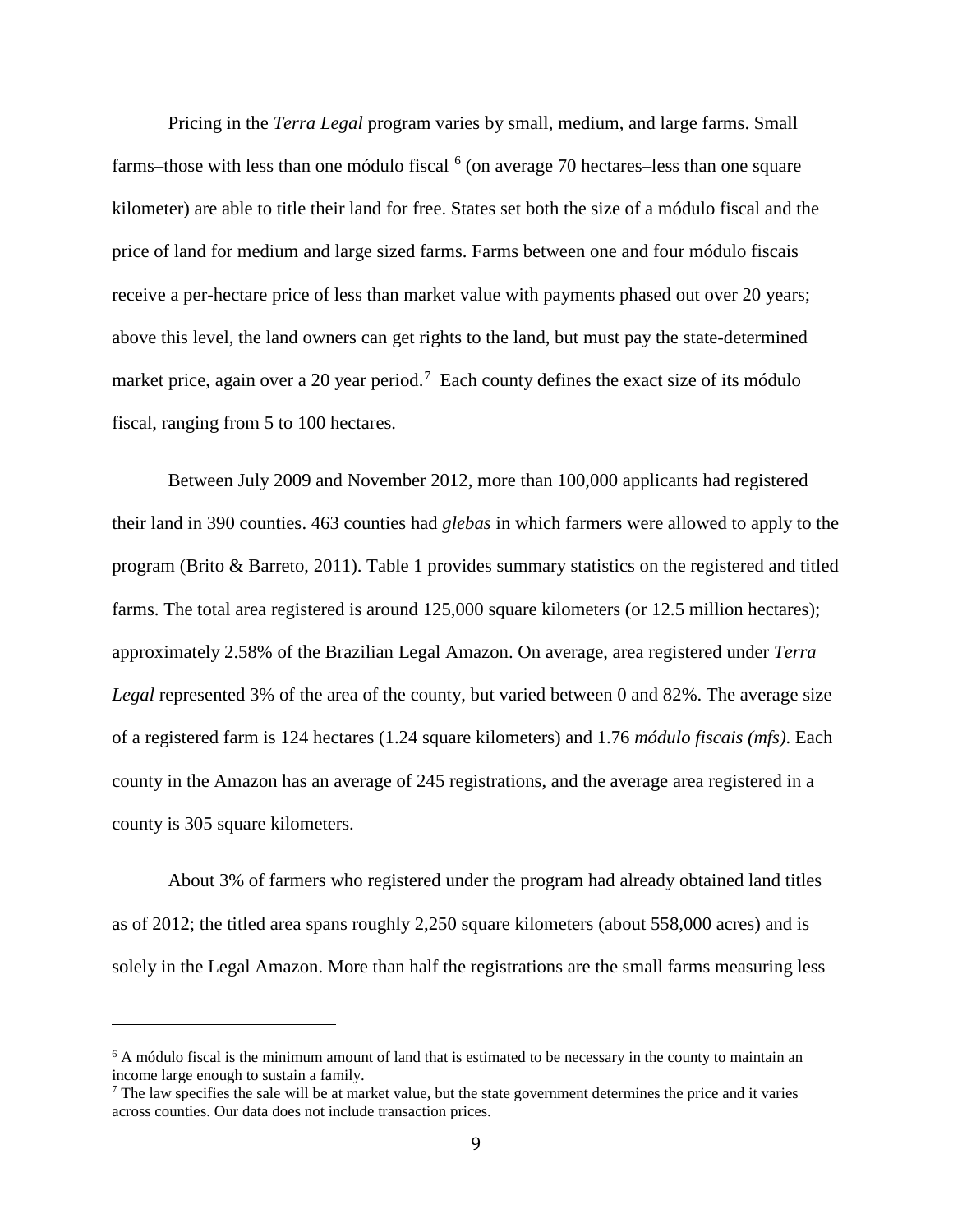Pricing in the *Terra Legal* program varies by small, medium, and large farms. Small farms–those with less than one módulo fiscal [6] (on average 70 hectares–less than one square kilometer) are able to title their land for free. States set both the size of a módulo fiscal and the price of land for medium and large sized farms. Farms between one and four módulo fiscais receive a per-hectare price of less than market value with payments phased out over 20 years; above this level, the land owners can get rights to the land, but must pay the state-determined market price, again over a 20 year period.[7] Each county defines the exact size of its módulo fiscal, ranging from 5 to 100 hectares.

Between July 2009 and November 2012, more than 100,000 applicants had registered their land in 390 counties. 463 counties had *glebas* in which farmers were allowed to apply to the program (Brito & Barreto, 2011). Table 1 provides summary statistics on the registered and titled farms. The total area registered is around 125,000 square kilometers (or 12.5 million hectares); approximately 2.58% of the Brazilian Legal Amazon. On average, area registered under *Terra Legal* represented 3% of the area of the county, but varied between 0 and 82%. The average size of a registered farm is 124 hectares (1.24 square kilometers) and 1.76 *módulo fiscais (mfs)*. Each county in the Amazon has an average of 245 registrations, and the average area registered in a county is 305 square kilometers.

About 3% of farmers who registered under the program had already obtained land titles as of 2012; the titled area spans roughly 2,250 square kilometers (about 558,000 acres) and is solely in the Legal Amazon. More than half the registrations are the small farms measuring less

---

[6] A módulo fiscal is the minimum amount of land that is estimated to be necessary in the county to maintain an income large enough to sustain a family.

[7] The law specifies the sale will be at market value, but the state government determines the price and it varies across counties. Our data does not include transaction prices.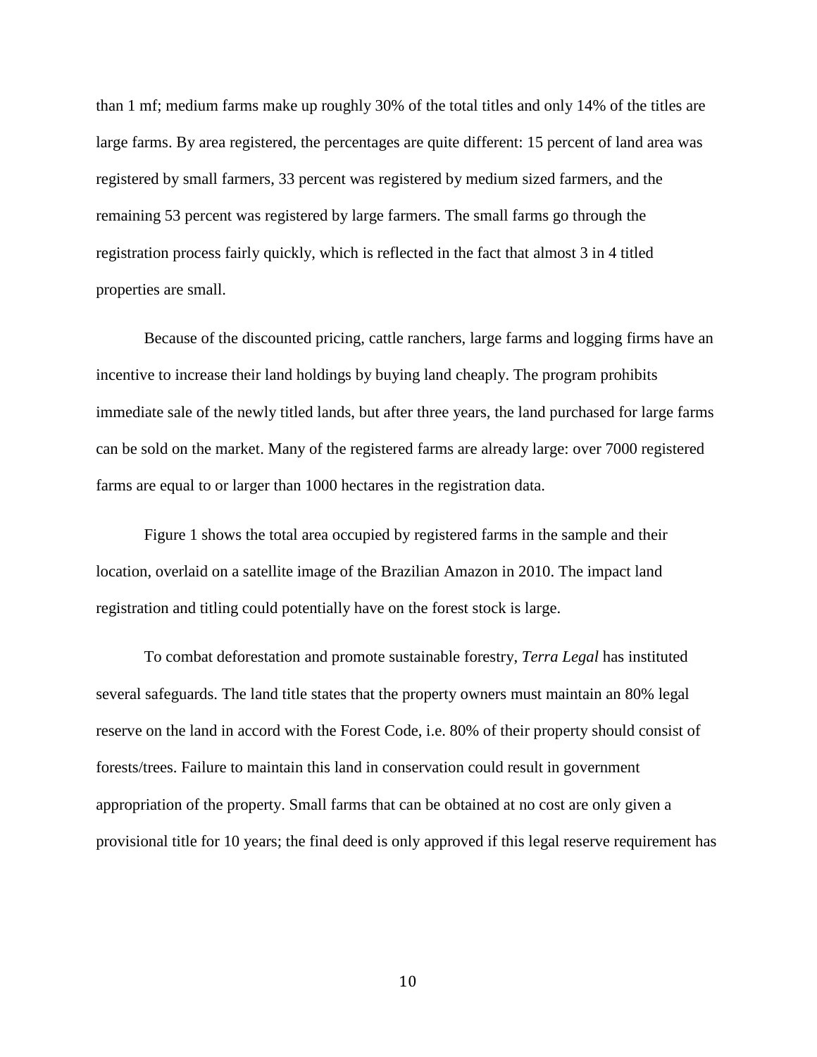than 1 mf; medium farms make up roughly 30% of the total titles and only 14% of the titles are large farms. By area registered, the percentages are quite different: 15 percent of land area was registered by small farmers, 33 percent was registered by medium sized farmers, and the remaining 53 percent was registered by large farmers. The small farms go through the registration process fairly quickly, which is reflected in the fact that almost 3 in 4 titled properties are small.

Because of the discounted pricing, cattle ranchers, large farms and logging firms have an incentive to increase their land holdings by buying land cheaply. The program prohibits immediate sale of the newly titled lands, but after three years, the land purchased for large farms can be sold on the market. Many of the registered farms are already large: over 7000 registered farms are equal to or larger than 1000 hectares in the registration data.

Figure 1 shows the total area occupied by registered farms in the sample and their location, overlaid on a satellite image of the Brazilian Amazon in 2010. The impact land registration and titling could potentially have on the forest stock is large.

To combat deforestation and promote sustainable forestry, *Terra Legal* has instituted several safeguards. The land title states that the property owners must maintain an 80% legal reserve on the land in accord with the Forest Code, i.e. 80% of their property should consist of forests/trees. Failure to maintain this land in conservation could result in government appropriation of the property. Small farms that can be obtained at no cost are only given a provisional title for 10 years; the final deed is only approved if this legal reserve requirement has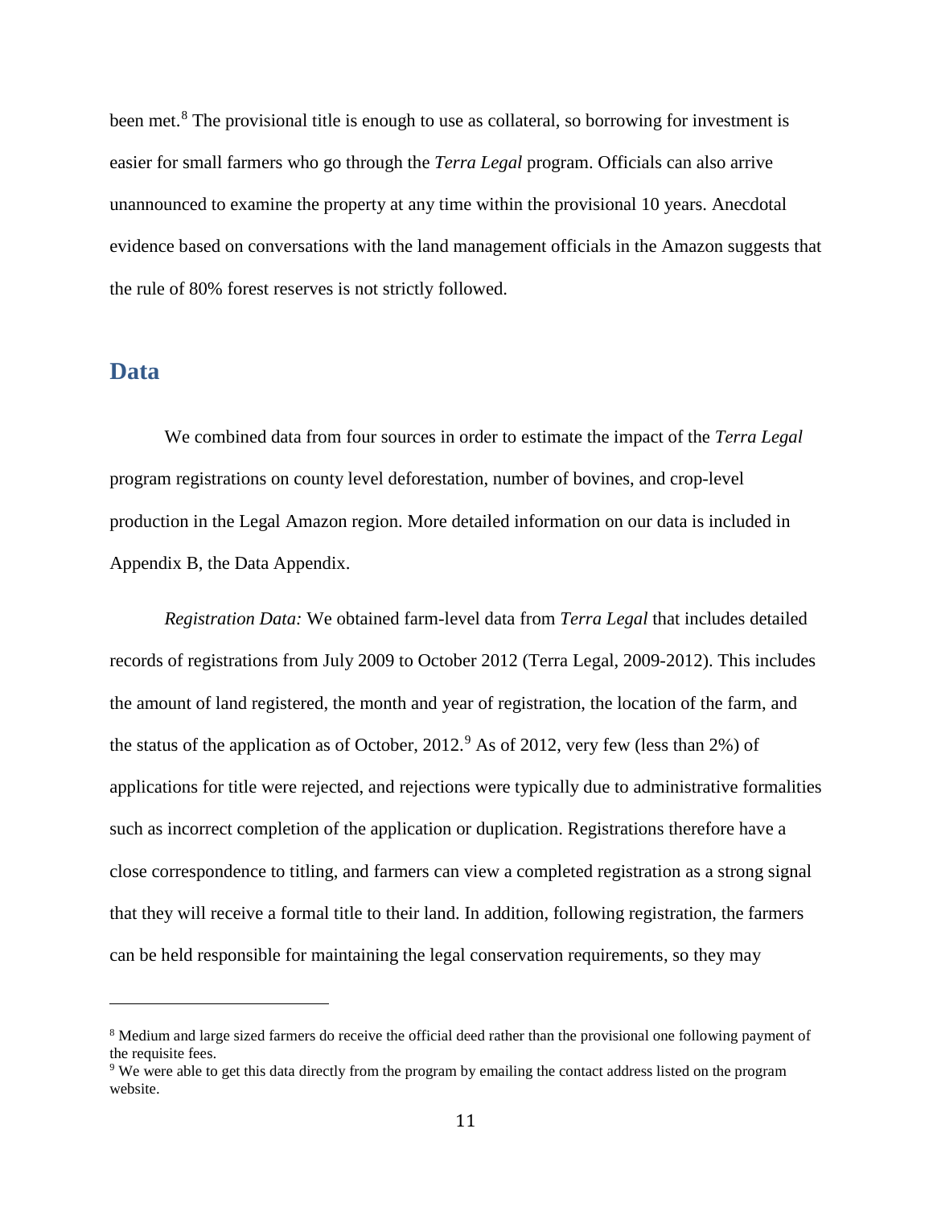been met.[8] The provisional title is enough to use as collateral, so borrowing for investment is easier for small farmers who go through the *Terra Legal* program. Officials can also arrive unannounced to examine the property at any time within the provisional 10 years. Anecdotal evidence based on conversations with the land management officials in the Amazon suggests that the rule of 80% forest reserves is not strictly followed.

## Data

We combined data from four sources in order to estimate the impact of the *Terra Legal* program registrations on county level deforestation, number of bovines, and crop-level production in the Legal Amazon region. More detailed information on our data is included in Appendix B, the Data Appendix.

*Registration Data:* We obtained farm-level data from *Terra Legal* that includes detailed records of registrations from July 2009 to October 2012 (Terra Legal, 2009-2012). This includes the amount of land registered, the month and year of registration, the location of the farm, and the status of the application as of October, 2012.[9] As of 2012, very few (less than 2%) of applications for title were rejected, and rejections were typically due to administrative formalities such as incorrect completion of the application or duplication. Registrations therefore have a close correspondence to titling, and farmers can view a completed registration as a strong signal that they will receive a formal title to their land. In addition, following registration, the farmers can be held responsible for maintaining the legal conservation requirements, so they may

---

[8] Medium and large sized farmers do receive the official deed rather than the provisional one following payment of the requisite fees.

[9] We were able to get this data directly from the program by emailing the contact address listed on the program website.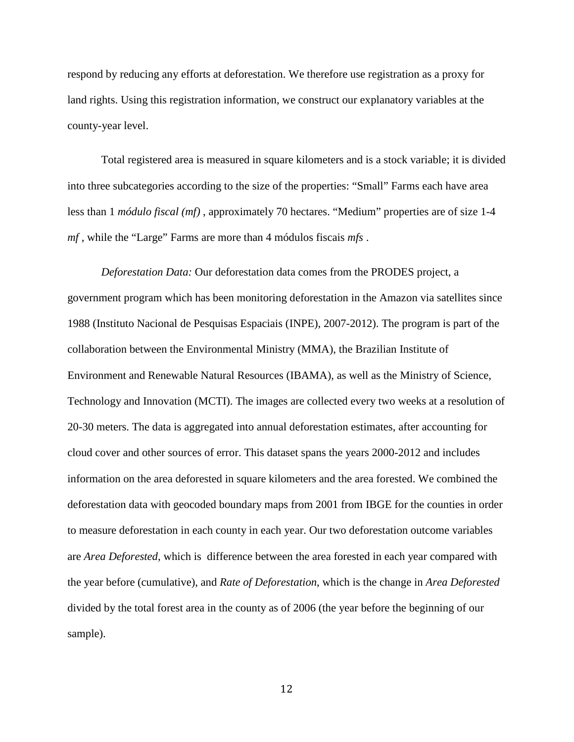respond by reducing any efforts at deforestation. We therefore use registration as a proxy for land rights. Using this registration information, we construct our explanatory variables at the county-year level.

Total registered area is measured in square kilometers and is a stock variable; it is divided into three subcategories according to the size of the properties: "Small" Farms each have area less than 1 *módulo fiscal (mf)* , approximately 70 hectares. "Medium" properties are of size 1-4 *mf* , while the "Large" Farms are more than 4 módulos fiscais *mfs* .

*Deforestation Data:* Our deforestation data comes from the PRODES project, a government program which has been monitoring deforestation in the Amazon via satellites since 1988 (Instituto Nacional de Pesquisas Espaciais (INPE), 2007-2012). The program is part of the collaboration between the Environmental Ministry (MMA), the Brazilian Institute of Environment and Renewable Natural Resources (IBAMA), as well as the Ministry of Science, Technology and Innovation (MCTI). The images are collected every two weeks at a resolution of 20-30 meters. The data is aggregated into annual deforestation estimates, after accounting for cloud cover and other sources of error. This dataset spans the years 2000-2012 and includes information on the area deforested in square kilometers and the area forested. We combined the deforestation data with geocoded boundary maps from 2001 from IBGE for the counties in order to measure deforestation in each county in each year. Our two deforestation outcome variables are *Area Deforested*, which is difference between the area forested in each year compared with the year before (cumulative), and *Rate of Deforestation*, which is the change in *Area Deforested* divided by the total forest area in the county as of 2006 (the year before the beginning of our sample).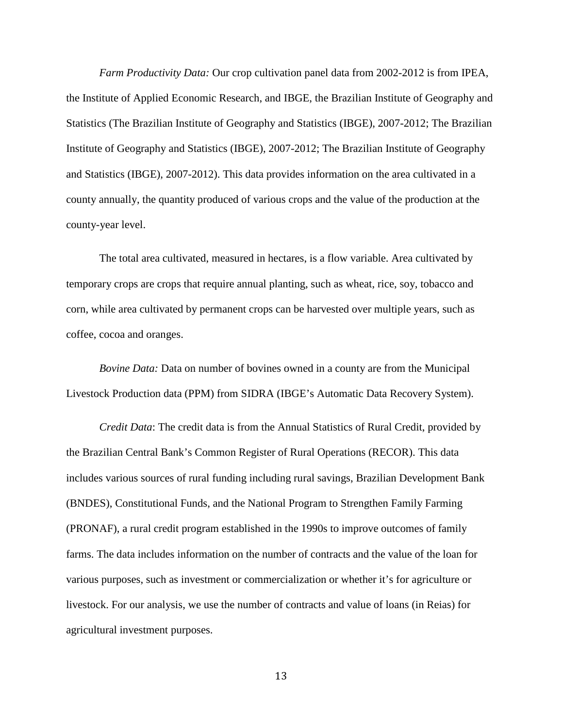*Farm Productivity Data:* Our crop cultivation panel data from 2002-2012 is from IPEA, the Institute of Applied Economic Research, and IBGE, the Brazilian Institute of Geography and Statistics (The Brazilian Institute of Geography and Statistics (IBGE), 2007-2012; The Brazilian Institute of Geography and Statistics (IBGE), 2007-2012; The Brazilian Institute of Geography and Statistics (IBGE), 2007-2012). This data provides information on the area cultivated in a county annually, the quantity produced of various crops and the value of the production at the county-year level.

The total area cultivated, measured in hectares, is a flow variable. Area cultivated by temporary crops are crops that require annual planting, such as wheat, rice, soy, tobacco and corn, while area cultivated by permanent crops can be harvested over multiple years, such as coffee, cocoa and oranges.

*Bovine Data:* Data on number of bovines owned in a county are from the Municipal Livestock Production data (PPM) from SIDRA (IBGE's Automatic Data Recovery System).

*Credit Data*: The credit data is from the Annual Statistics of Rural Credit, provided by the Brazilian Central Bank's Common Register of Rural Operations (RECOR). This data includes various sources of rural funding including rural savings, Brazilian Development Bank (BNDES), Constitutional Funds, and the National Program to Strengthen Family Farming (PRONAF), a rural credit program established in the 1990s to improve outcomes of family farms. The data includes information on the number of contracts and the value of the loan for various purposes, such as investment or commercialization or whether it's for agriculture or livestock. For our analysis, we use the number of contracts and value of loans (in Reias) for agricultural investment purposes.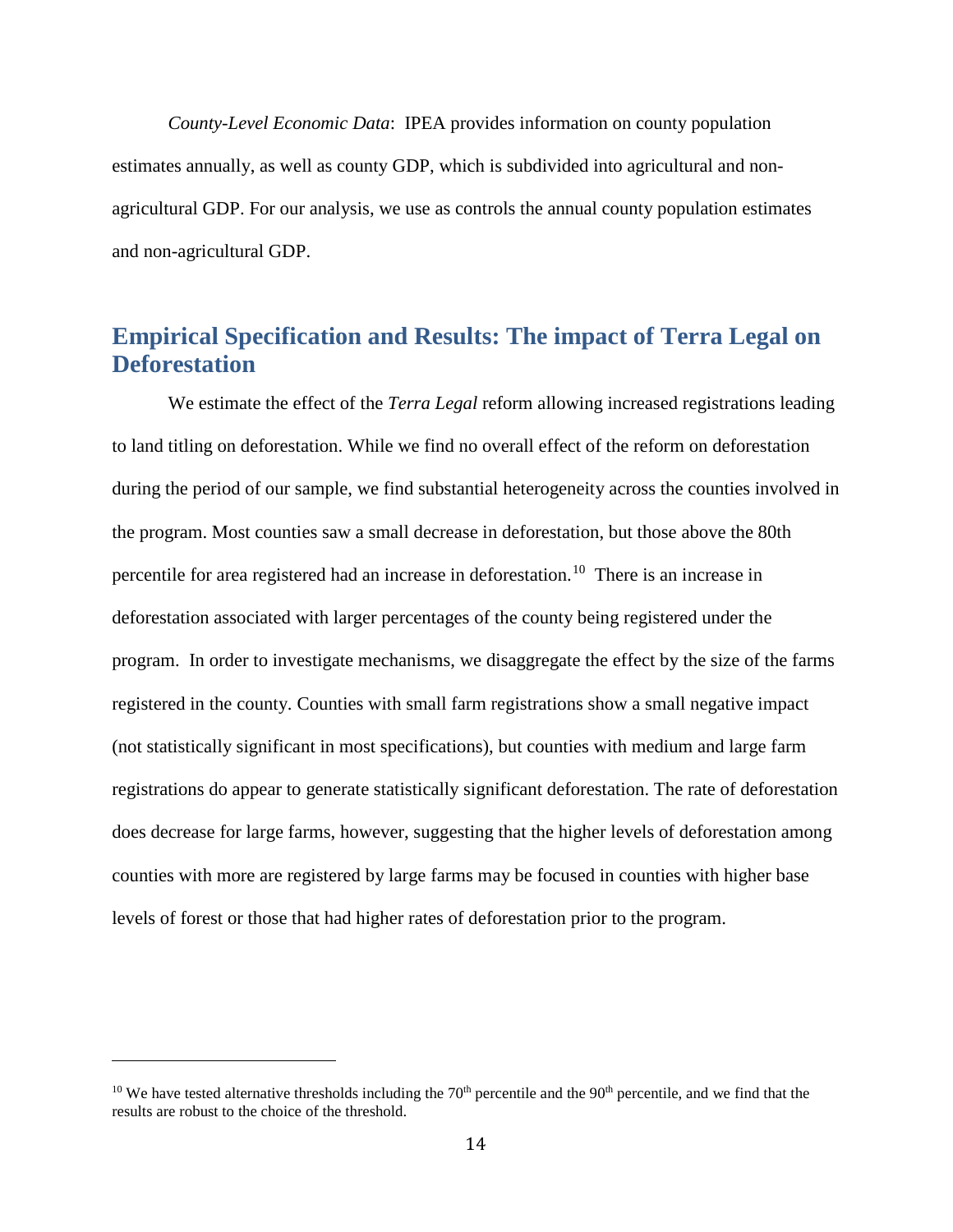*County-Level Economic Data*: IPEA provides information on county population estimates annually, as well as county GDP, which is subdivided into agricultural and non-agricultural GDP. For our analysis, we use as controls the annual county population estimates and non-agricultural GDP.

## Empirical Specification and Results: The impact of Terra Legal on Deforestation

We estimate the effect of the *Terra Legal* reform allowing increased registrations leading to land titling on deforestation. While we find no overall effect of the reform on deforestation during the period of our sample, we find substantial heterogeneity across the counties involved in the program. Most counties saw a small decrease in deforestation, but those above the 80th percentile for area registered had an increase in deforestation.[10] There is an increase in deforestation associated with larger percentages of the county being registered under the program. In order to investigate mechanisms, we disaggregate the effect by the size of the farms registered in the county. Counties with small farm registrations show a small negative impact (not statistically significant in most specifications), but counties with medium and large farm registrations do appear to generate statistically significant deforestation. The rate of deforestation does decrease for large farms, however, suggesting that the higher levels of deforestation among counties with more are registered by large farms may be focused in counties with higher base levels of forest or those that had higher rates of deforestation prior to the program.

---

[10] We have tested alternative thresholds including the 70th percentile and the 90th percentile, and we find that the results are robust to the choice of the threshold.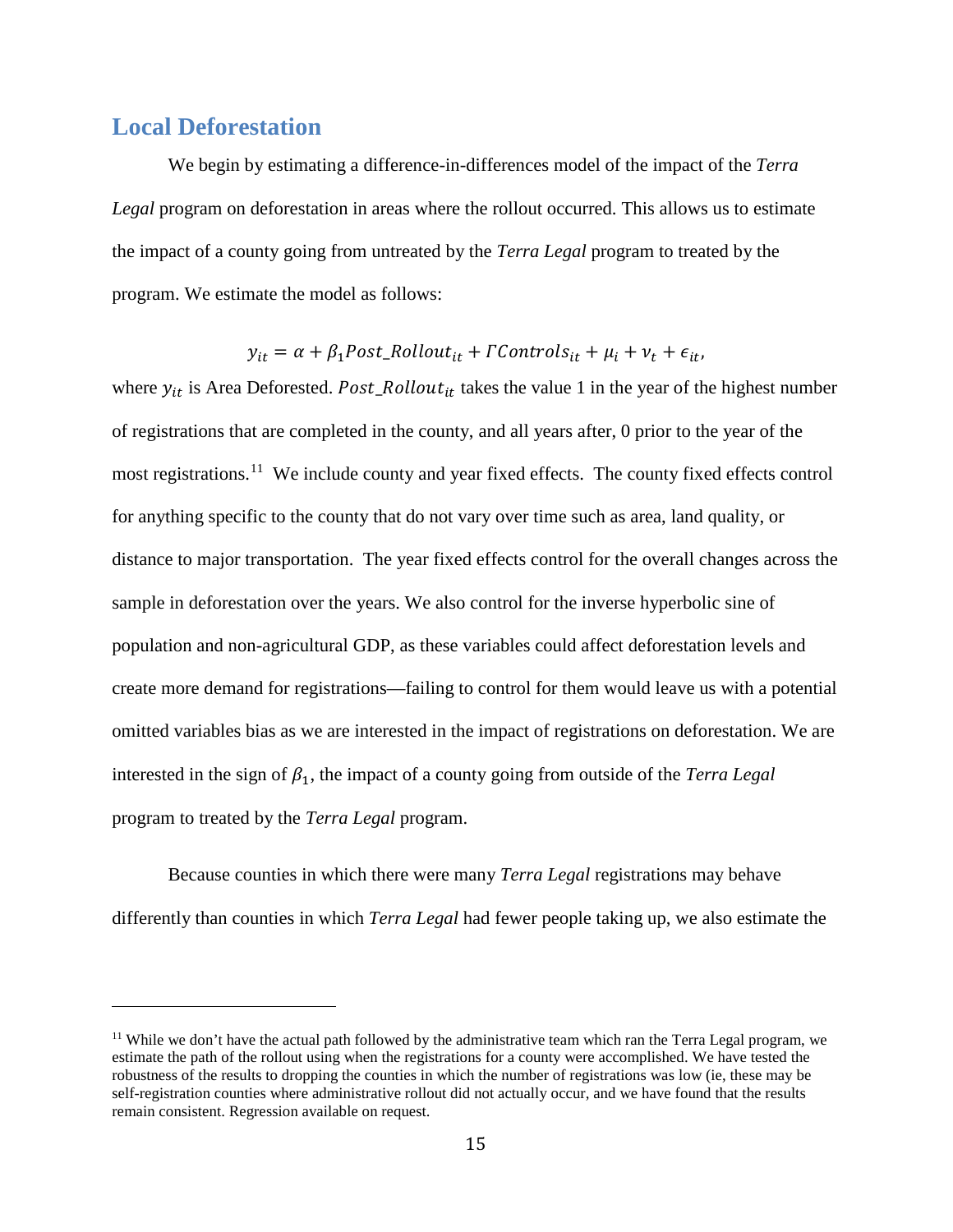## Local Deforestation

We begin by estimating a difference-in-differences model of the impact of the *Terra Legal* program on deforestation in areas where the rollout occurred. This allows us to estimate the impact of a county going from untreated by the *Terra Legal* program to treated by the program. We estimate the model as follows:

$$y_{it} = \alpha + \beta_1 Post\_Rollout_{it} + \Gamma Controls_{it} + \mu_i + \nu_t + \epsilon_{it},$$

where $y_{it}$ is Area Deforested. $Post\_Rollout_{it}$ takes the value 1 in the year of the highest number of registrations that are completed in the county, and all years after, 0 prior to the year of the most registrations.[11] We include county and year fixed effects. The county fixed effects control for anything specific to the county that do not vary over time such as area, land quality, or distance to major transportation. The year fixed effects control for the overall changes across the sample in deforestation over the years. We also control for the inverse hyperbolic sine of population and non-agricultural GDP, as these variables could affect deforestation levels and create more demand for registrations—failing to control for them would leave us with a potential omitted variables bias as we are interested in the impact of registrations on deforestation. We are interested in the sign of $\beta_1$, the impact of a county going from outside of the *Terra Legal* program to treated by the *Terra Legal* program.

Because counties in which there were many *Terra Legal* registrations may behave differently than counties in which *Terra Legal* had fewer people taking up, we also estimate the

[11] While we don't have the actual path followed by the administrative team which ran the Terra Legal program, we estimate the path of the rollout using when the registrations for a county were accomplished. We have tested the robustness of the results to dropping the counties in which the number of registrations was low (ie, these may be self-registration counties where administrative rollout did not actually occur, and we have found that the results remain consistent. Regression available on request.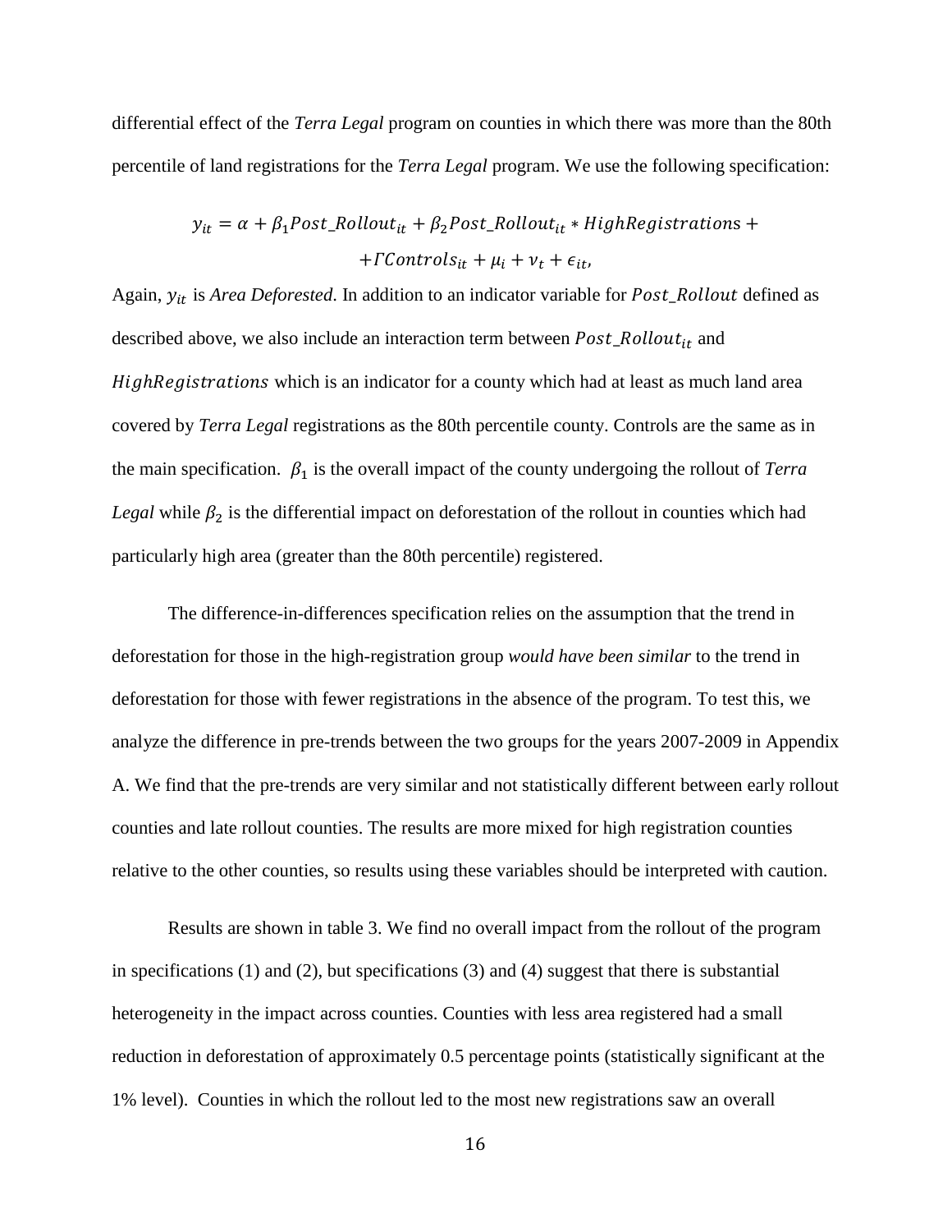differential effect of the *Terra Legal* program on counties in which there was more than the 80th percentile of land registrations for the *Terra Legal* program. We use the following specification:

$$y_{it} = \alpha + \beta_1 Post\_Rollout_{it} + \beta_2 Post\_Rollout_{it} * HighRegistrations + \\ + \Gamma Controls_{it} + \mu_i + \nu_t + \epsilon_{it},$$

Again, $y_{it}$ is *Area Deforested*. In addition to an indicator variable for $Post\_Rollout$ defined as described above, we also include an interaction term between $Post\_Rollout_{it}$ and $HighRegistrations$ which is an indicator for a county which had at least as much land area covered by *Terra Legal* registrations as the 80th percentile county. Controls are the same as in the main specification. $\beta_1$ is the overall impact of the county undergoing the rollout of *Terra Legal* while $\beta_2$ is the differential impact on deforestation of the rollout in counties which had particularly high area (greater than the 80th percentile) registered.

The difference-in-differences specification relies on the assumption that the trend in deforestation for those in the high-registration group *would have been similar* to the trend in deforestation for those with fewer registrations in the absence of the program. To test this, we analyze the difference in pre-trends between the two groups for the years 2007-2009 in Appendix A. We find that the pre-trends are very similar and not statistically different between early rollout counties and late rollout counties. The results are more mixed for high registration counties relative to the other counties, so results using these variables should be interpreted with caution.

Results are shown in table 3. We find no overall impact from the rollout of the program in specifications (1) and (2), but specifications (3) and (4) suggest that there is substantial heterogeneity in the impact across counties. Counties with less area registered had a small reduction in deforestation of approximately 0.5 percentage points (statistically significant at the 1% level). Counties in which the rollout led to the most new registrations saw an overall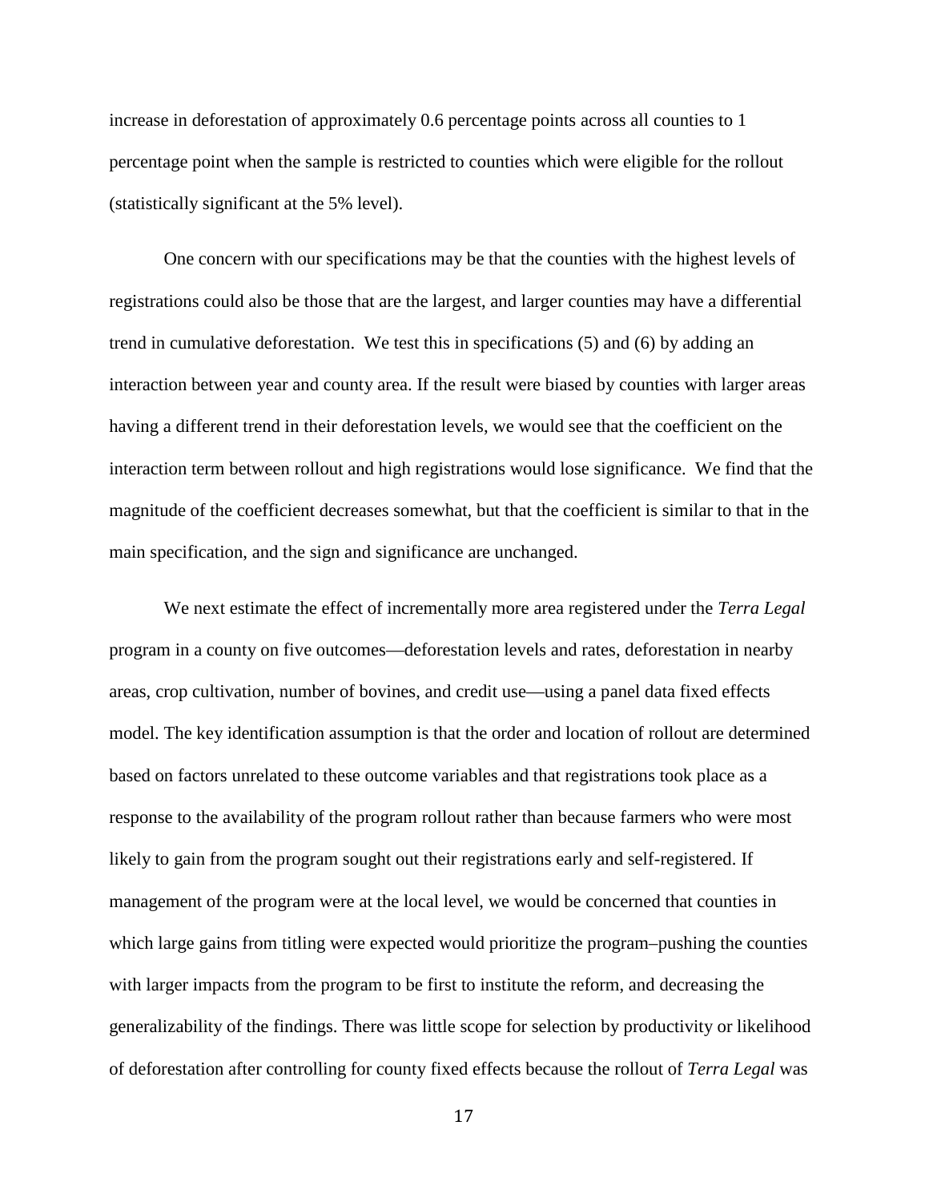increase in deforestation of approximately 0.6 percentage points across all counties to 1 percentage point when the sample is restricted to counties which were eligible for the rollout (statistically significant at the 5% level).

One concern with our specifications may be that the counties with the highest levels of registrations could also be those that are the largest, and larger counties may have a differential trend in cumulative deforestation. We test this in specifications (5) and (6) by adding an interaction between year and county area. If the result were biased by counties with larger areas having a different trend in their deforestation levels, we would see that the coefficient on the interaction term between rollout and high registrations would lose significance. We find that the magnitude of the coefficient decreases somewhat, but that the coefficient is similar to that in the main specification, and the sign and significance are unchanged.

We next estimate the effect of incrementally more area registered under the *Terra Legal* program in a county on five outcomes—deforestation levels and rates, deforestation in nearby areas, crop cultivation, number of bovines, and credit use—using a panel data fixed effects model. The key identification assumption is that the order and location of rollout are determined based on factors unrelated to these outcome variables and that registrations took place as a response to the availability of the program rollout rather than because farmers who were most likely to gain from the program sought out their registrations early and self-registered. If management of the program were at the local level, we would be concerned that counties in which large gains from titling were expected would prioritize the program–pushing the counties with larger impacts from the program to be first to institute the reform, and decreasing the generalizability of the findings. There was little scope for selection by productivity or likelihood of deforestation after controlling for county fixed effects because the rollout of *Terra Legal* was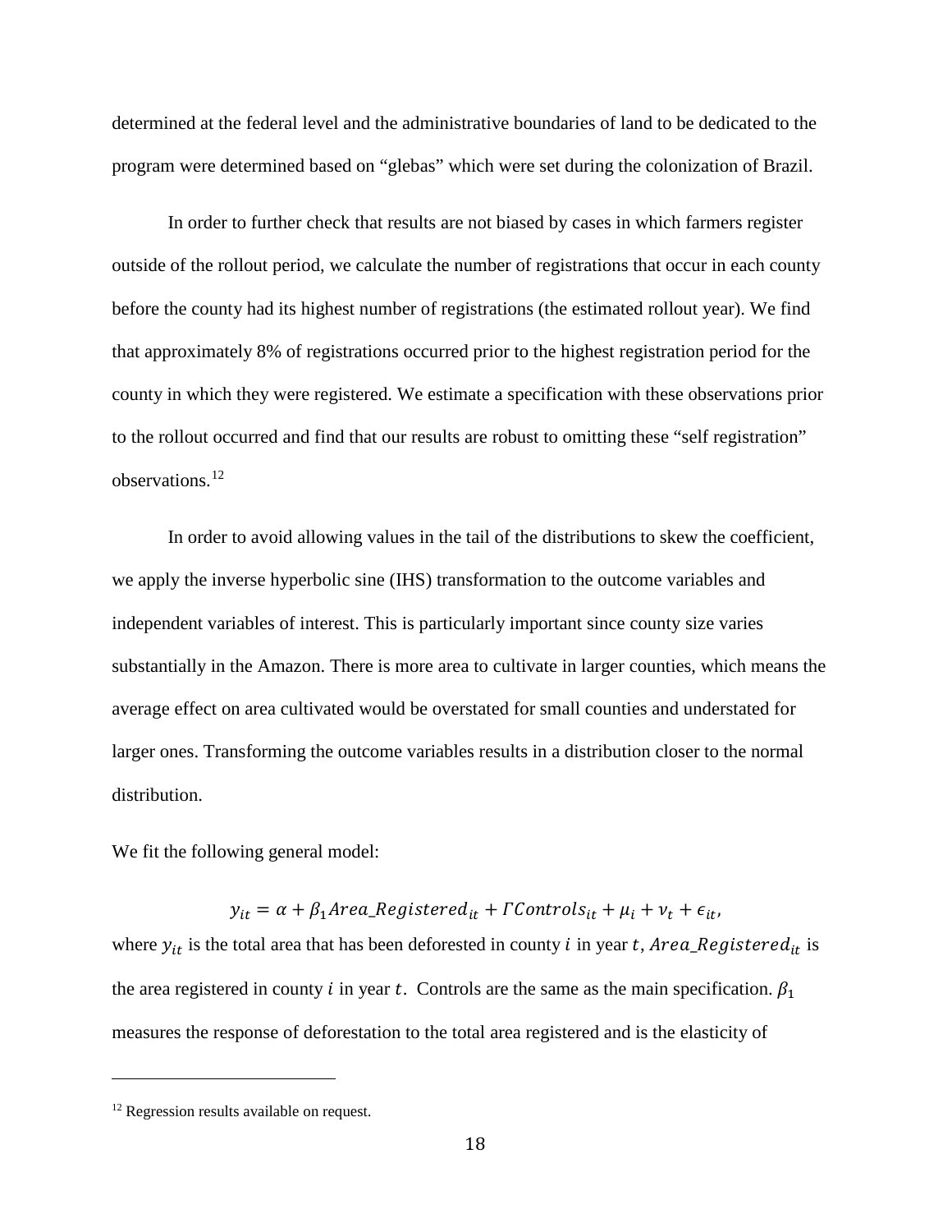determined at the federal level and the administrative boundaries of land to be dedicated to the program were determined based on "glebas" which were set during the colonization of Brazil.

In order to further check that results are not biased by cases in which farmers register outside of the rollout period, we calculate the number of registrations that occur in each county before the county had its highest number of registrations (the estimated rollout year). We find that approximately 8% of registrations occurred prior to the highest registration period for the county in which they were registered. We estimate a specification with these observations prior to the rollout occurred and find that our results are robust to omitting these "self registration" observations.[12]

In order to avoid allowing values in the tail of the distributions to skew the coefficient, we apply the inverse hyperbolic sine (IHS) transformation to the outcome variables and independent variables of interest. This is particularly important since county size varies substantially in the Amazon. There is more area to cultivate in larger counties, which means the average effect on area cultivated would be overstated for small counties and understated for larger ones. Transforming the outcome variables results in a distribution closer to the normal distribution.

We fit the following general model:

$$y_{it} = \alpha + \beta_1 Area\_Registered_{it} + \Gamma Controls_{it} + \mu_i + \nu_t + \epsilon_{it},$$

where $y_{it}$ is the total area that has been deforested in county $i$ in year $t$, $Area\_Registered_{it}$ is the area registered in county $i$ in year $t$. Controls are the same as the main specification. $\beta_1$ measures the response of deforestation to the total area registered and is the elasticity of

[12] Regression results available on request.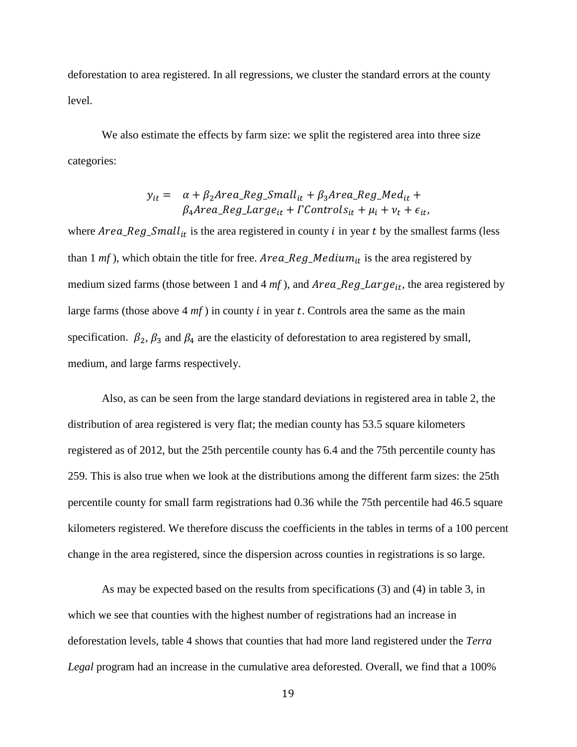deforestation to area registered. In all regressions, we cluster the standard errors at the county level.

We also estimate the effects by farm size: we split the registered area into three size categories:

$$y_{it} = \alpha + \beta_2 Area\_Reg\_Small_{it} + \beta_3 Area\_Reg\_Med_{it} + \beta_4 Area\_Reg\_Large_{it} + \Gamma Controls_{it} + \mu_i + \nu_t + \epsilon_{it},$$

where $Area\_Reg\_Small_{it}$ is the area registered in county $i$ in year $t$ by the smallest farms (less than 1 *mf* ), which obtain the title for free. $Area\_Reg\_Medium_{it}$ is the area registered by medium sized farms (those between 1 and 4 *mf* ), and $Area\_Reg\_Large_{it}$, the area registered by large farms (those above 4 *mf* ) in county $i$ in year $t$. Controls area the same as the main specification. $\beta_2$, $\beta_3$ and $\beta_4$ are the elasticity of deforestation to area registered by small, medium, and large farms respectively.

Also, as can be seen from the large standard deviations in registered area in table 2, the distribution of area registered is very flat; the median county has 53.5 square kilometers registered as of 2012, but the 25th percentile county has 6.4 and the 75th percentile county has 259. This is also true when we look at the distributions among the different farm sizes: the 25th percentile county for small farm registrations had 0.36 while the 75th percentile had 46.5 square kilometers registered. We therefore discuss the coefficients in the tables in terms of a 100 percent change in the area registered, since the dispersion across counties in registrations is so large.

As may be expected based on the results from specifications (3) and (4) in table 3, in which we see that counties with the highest number of registrations had an increase in deforestation levels, table 4 shows that counties that had more land registered under the *Terra Legal* program had an increase in the cumulative area deforested. Overall, we find that a 100%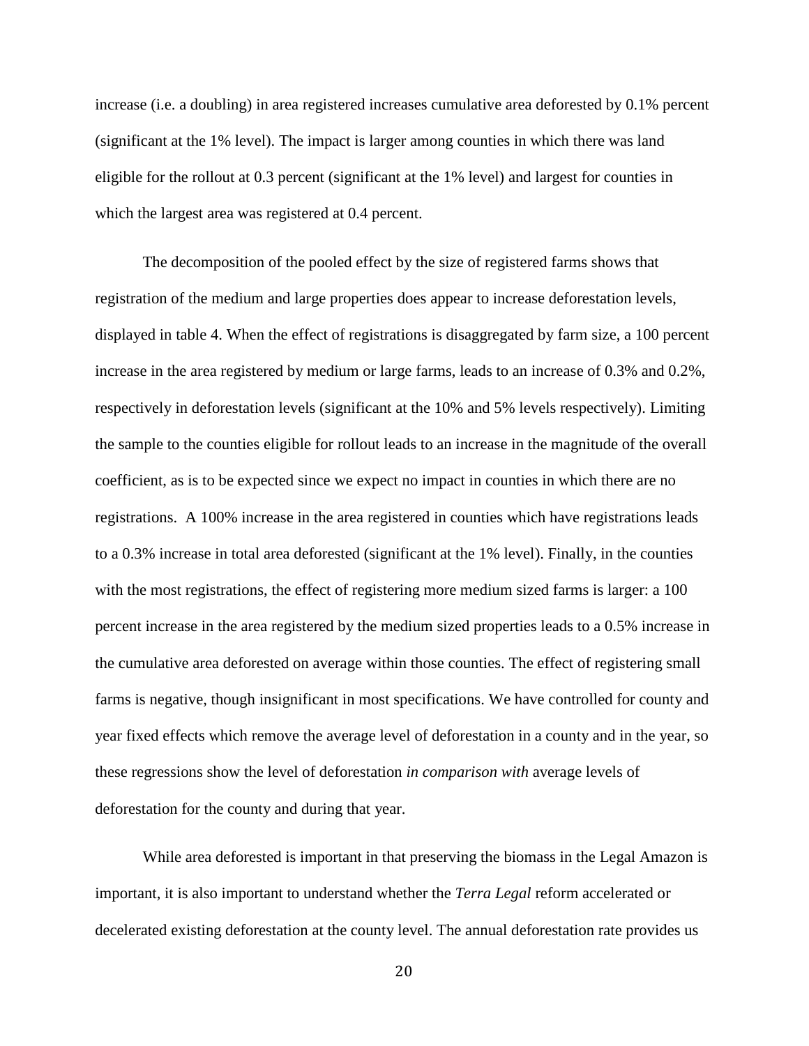increase (i.e. a doubling) in area registered increases cumulative area deforested by 0.1% percent (significant at the 1% level). The impact is larger among counties in which there was land eligible for the rollout at 0.3 percent (significant at the 1% level) and largest for counties in which the largest area was registered at 0.4 percent.

The decomposition of the pooled effect by the size of registered farms shows that registration of the medium and large properties does appear to increase deforestation levels, displayed in table 4. When the effect of registrations is disaggregated by farm size, a 100 percent increase in the area registered by medium or large farms, leads to an increase of 0.3% and 0.2%, respectively in deforestation levels (significant at the 10% and 5% levels respectively). Limiting the sample to the counties eligible for rollout leads to an increase in the magnitude of the overall coefficient, as is to be expected since we expect no impact in counties in which there are no registrations. A 100% increase in the area registered in counties which have registrations leads to a 0.3% increase in total area deforested (significant at the 1% level). Finally, in the counties with the most registrations, the effect of registering more medium sized farms is larger: a 100 percent increase in the area registered by the medium sized properties leads to a 0.5% increase in the cumulative area deforested on average within those counties. The effect of registering small farms is negative, though insignificant in most specifications. We have controlled for county and year fixed effects which remove the average level of deforestation in a county and in the year, so these regressions show the level of deforestation *in comparison with* average levels of deforestation for the county and during that year.

While area deforested is important in that preserving the biomass in the Legal Amazon is important, it is also important to understand whether the *Terra Legal* reform accelerated or decelerated existing deforestation at the county level. The annual deforestation rate provides us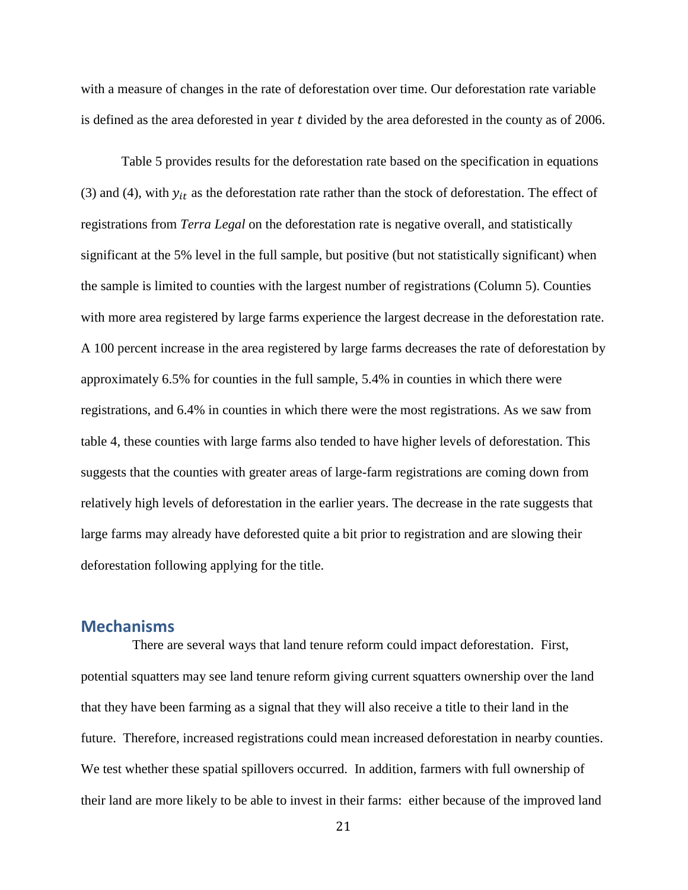with a measure of changes in the rate of deforestation over time. Our deforestation rate variable is defined as the area deforested in year $t$ divided by the area deforested in the county as of 2006.

Table 5 provides results for the deforestation rate based on the specification in equations (3) and (4), with $y_{it}$ as the deforestation rate rather than the stock of deforestation. The effect of registrations from *Terra Legal* on the deforestation rate is negative overall, and statistically significant at the 5% level in the full sample, but positive (but not statistically significant) when the sample is limited to counties with the largest number of registrations (Column 5). Counties with more area registered by large farms experience the largest decrease in the deforestation rate. A 100 percent increase in the area registered by large farms decreases the rate of deforestation by approximately 6.5% for counties in the full sample, 5.4% in counties in which there were registrations, and 6.4% in counties in which there were the most registrations. As we saw from table 4, these counties with large farms also tended to have higher levels of deforestation. This suggests that the counties with greater areas of large-farm registrations are coming down from relatively high levels of deforestation in the earlier years. The decrease in the rate suggests that large farms may already have deforested quite a bit prior to registration and are slowing their deforestation following applying for the title.

## Mechanisms

There are several ways that land tenure reform could impact deforestation. First, potential squatters may see land tenure reform giving current squatters ownership over the land that they have been farming as a signal that they will also receive a title to their land in the future. Therefore, increased registrations could mean increased deforestation in nearby counties. We test whether these spatial spillovers occurred. In addition, farmers with full ownership of their land are more likely to be able to invest in their farms: either because of the improved land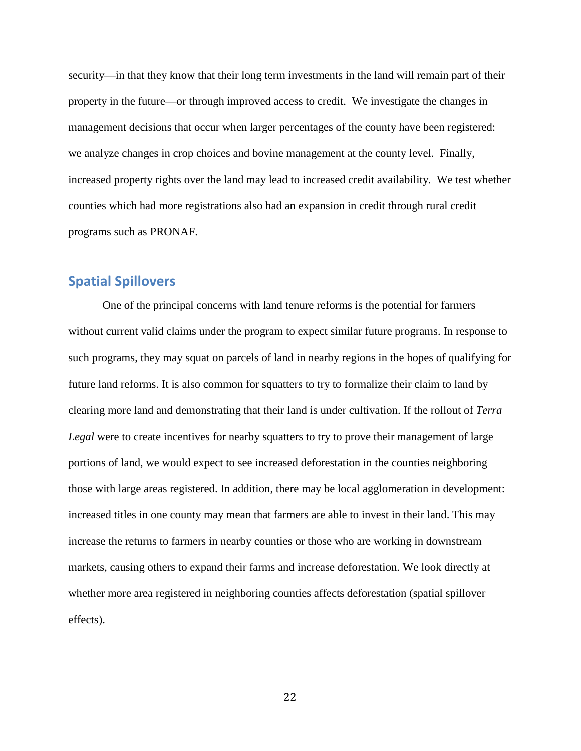security—in that they know that their long term investments in the land will remain part of their property in the future—or through improved access to credit. We investigate the changes in management decisions that occur when larger percentages of the county have been registered: we analyze changes in crop choices and bovine management at the county level. Finally, increased property rights over the land may lead to increased credit availability. We test whether counties which had more registrations also had an expansion in credit through rural credit programs such as PRONAF.

## Spatial Spillovers

One of the principal concerns with land tenure reforms is the potential for farmers without current valid claims under the program to expect similar future programs. In response to such programs, they may squat on parcels of land in nearby regions in the hopes of qualifying for future land reforms. It is also common for squatters to try to formalize their claim to land by clearing more land and demonstrating that their land is under cultivation. If the rollout of *Terra Legal* were to create incentives for nearby squatters to try to prove their management of large portions of land, we would expect to see increased deforestation in the counties neighboring those with large areas registered. In addition, there may be local agglomeration in development: increased titles in one county may mean that farmers are able to invest in their land. This may increase the returns to farmers in nearby counties or those who are working in downstream markets, causing others to expand their farms and increase deforestation. We look directly at whether more area registered in neighboring counties affects deforestation (spatial spillover effects).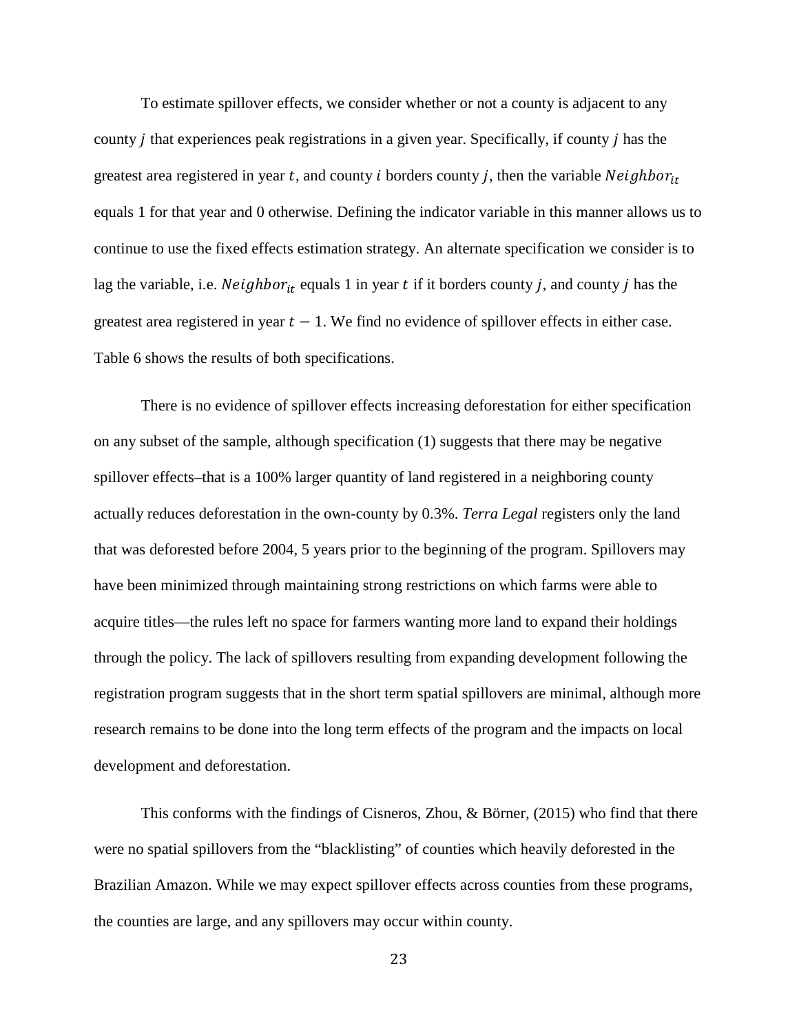To estimate spillover effects, we consider whether or not a county is adjacent to any county $j$ that experiences peak registrations in a given year. Specifically, if county $j$ has the greatest area registered in year $t$, and county $i$ borders county $j$, then the variable $Neighbor_{it}$ equals 1 for that year and 0 otherwise. Defining the indicator variable in this manner allows us to continue to use the fixed effects estimation strategy. An alternate specification we consider is to lag the variable, i.e. $Neighbor_{it}$ equals 1 in year $t$ if it borders county $j$, and county $j$ has the greatest area registered in year $t - 1$. We find no evidence of spillover effects in either case. Table 6 shows the results of both specifications.

There is no evidence of spillover effects increasing deforestation for either specification on any subset of the sample, although specification (1) suggests that there may be negative spillover effects–that is a 100% larger quantity of land registered in a neighboring county actually reduces deforestation in the own-county by 0.3%. *Terra Legal* registers only the land that was deforested before 2004, 5 years prior to the beginning of the program. Spillovers may have been minimized through maintaining strong restrictions on which farms were able to acquire titles—the rules left no space for farmers wanting more land to expand their holdings through the policy. The lack of spillovers resulting from expanding development following the registration program suggests that in the short term spatial spillovers are minimal, although more research remains to be done into the long term effects of the program and the impacts on local development and deforestation.

This conforms with the findings of Cisneros, Zhou, & Börner, (2015) who find that there were no spatial spillovers from the "blacklisting" of counties which heavily deforested in the Brazilian Amazon. While we may expect spillover effects across counties from these programs, the counties are large, and any spillovers may occur within county.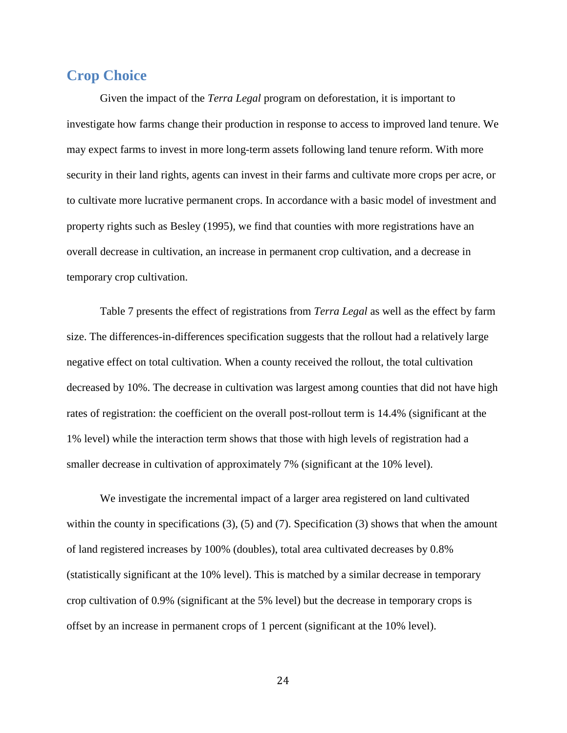## Crop Choice

Given the impact of the *Terra Legal* program on deforestation, it is important to investigate how farms change their production in response to access to improved land tenure. We may expect farms to invest in more long-term assets following land tenure reform. With more security in their land rights, agents can invest in their farms and cultivate more crops per acre, or to cultivate more lucrative permanent crops. In accordance with a basic model of investment and property rights such as Besley (1995), we find that counties with more registrations have an overall decrease in cultivation, an increase in permanent crop cultivation, and a decrease in temporary crop cultivation.

Table 7 presents the effect of registrations from *Terra Legal* as well as the effect by farm size. The differences-in-differences specification suggests that the rollout had a relatively large negative effect on total cultivation. When a county received the rollout, the total cultivation decreased by 10%. The decrease in cultivation was largest among counties that did not have high rates of registration: the coefficient on the overall post-rollout term is 14.4% (significant at the 1% level) while the interaction term shows that those with high levels of registration had a smaller decrease in cultivation of approximately 7% (significant at the 10% level).

We investigate the incremental impact of a larger area registered on land cultivated within the county in specifications (3), (5) and (7). Specification (3) shows that when the amount of land registered increases by 100% (doubles), total area cultivated decreases by 0.8% (statistically significant at the 10% level). This is matched by a similar decrease in temporary crop cultivation of 0.9% (significant at the 5% level) but the decrease in temporary crops is offset by an increase in permanent crops of 1 percent (significant at the 10% level).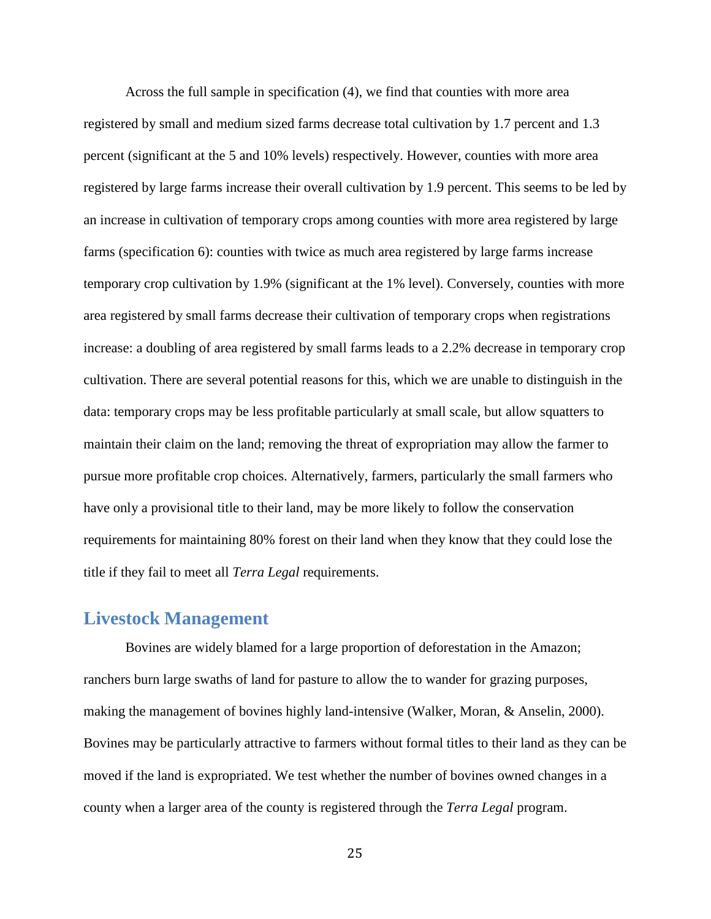Across the full sample in specification (4), we find that counties with more area registered by small and medium sized farms decrease total cultivation by 1.7 percent and 1.3 percent (significant at the 5 and 10% levels) respectively. However, counties with more area registered by large farms increase their overall cultivation by 1.9 percent. This seems to be led by an increase in cultivation of temporary crops among counties with more area registered by large farms (specification 6): counties with twice as much area registered by large farms increase temporary crop cultivation by 1.9% (significant at the 1% level). Conversely, counties with more area registered by small farms decrease their cultivation of temporary crops when registrations increase: a doubling of area registered by small farms leads to a 2.2% decrease in temporary crop cultivation. There are several potential reasons for this, which we are unable to distinguish in the data: temporary crops may be less profitable particularly at small scale, but allow squatters to maintain their claim on the land; removing the threat of expropriation may allow the farmer to pursue more profitable crop choices. Alternatively, farmers, particularly the small farmers who have only a provisional title to their land, may be more likely to follow the conservation requirements for maintaining 80% forest on their land when they know that they could lose the title if they fail to meet all *Terra Legal* requirements.

## Livestock Management

Bovines are widely blamed for a large proportion of deforestation in the Amazon; ranchers burn large swaths of land for pasture to allow the to wander for grazing purposes, making the management of bovines highly land-intensive (Walker, Moran, & Anselin, 2000). Bovines may be particularly attractive to farmers without formal titles to their land as they can be moved if the land is expropriated. We test whether the number of bovines owned changes in a county when a larger area of the county is registered through the *Terra Legal* program.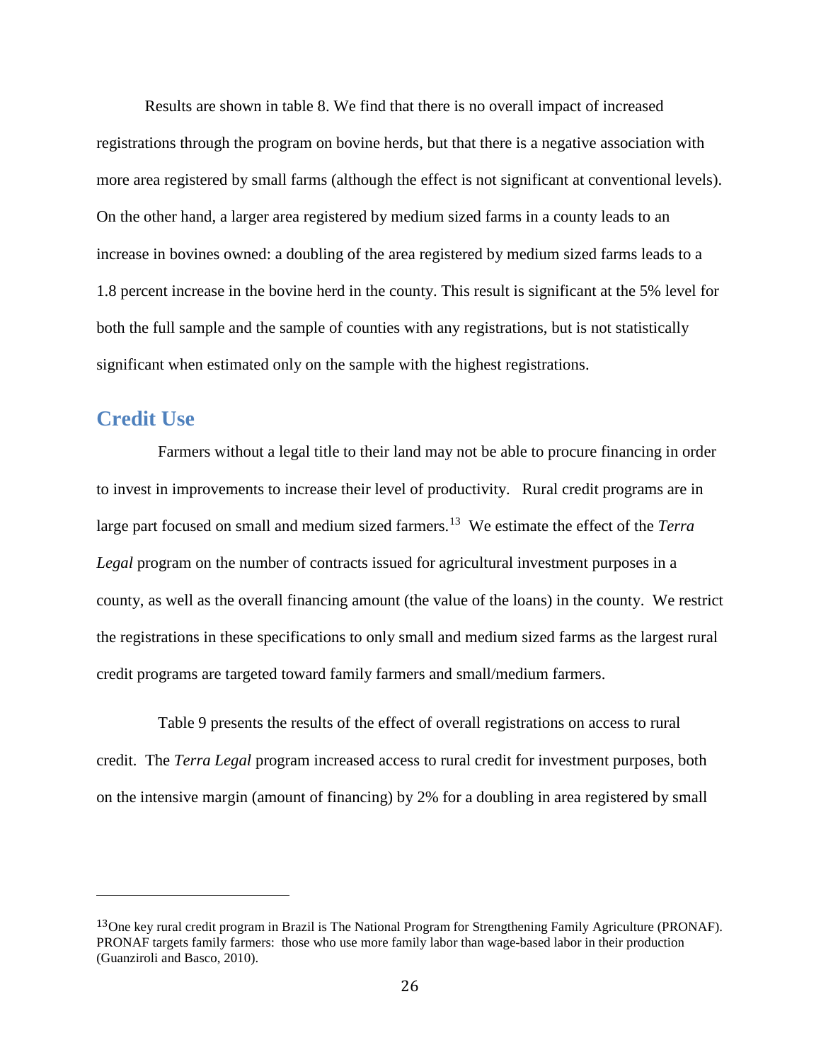Results are shown in table 8. We find that there is no overall impact of increased registrations through the program on bovine herds, but that there is a negative association with more area registered by small farms (although the effect is not significant at conventional levels). On the other hand, a larger area registered by medium sized farms in a county leads to an increase in bovines owned: a doubling of the area registered by medium sized farms leads to a 1.8 percent increase in the bovine herd in the county. This result is significant at the 5% level for both the full sample and the sample of counties with any registrations, but is not statistically significant when estimated only on the sample with the highest registrations.

## Credit Use

Farmers without a legal title to their land may not be able to procure financing in order to invest in improvements to increase their level of productivity. Rural credit programs are in large part focused on small and medium sized farmers.[13] We estimate the effect of the *Terra Legal* program on the number of contracts issued for agricultural investment purposes in a county, as well as the overall financing amount (the value of the loans) in the county. We restrict the registrations in these specifications to only small and medium sized farms as the largest rural credit programs are targeted toward family farmers and small/medium farmers.

Table 9 presents the results of the effect of overall registrations on access to rural credit. The *Terra Legal* program increased access to rural credit for investment purposes, both on the intensive margin (amount of financing) by 2% for a doubling in area registered by small

---

[13] One key rural credit program in Brazil is The National Program for Strengthening Family Agriculture (PRONAF). PRONAF targets family farmers: those who use more family labor than wage-based labor in their production (Guanziroli and Basco, 2010).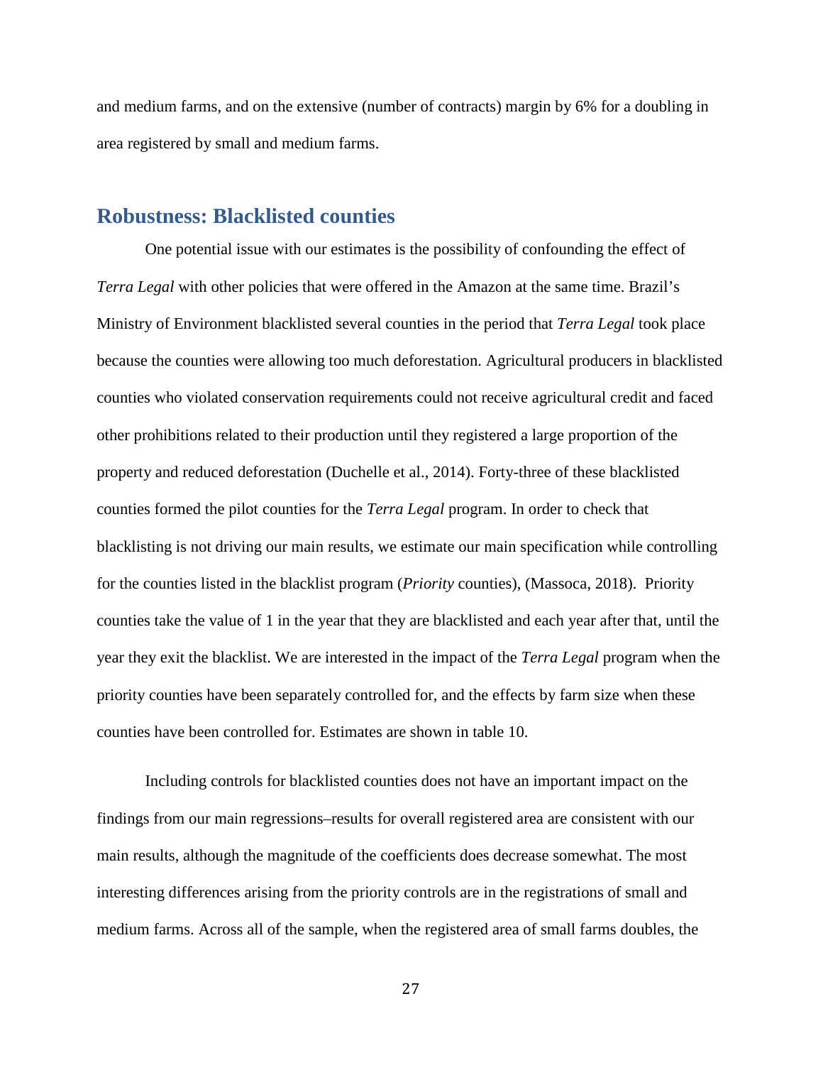and medium farms, and on the extensive (number of contracts) margin by 6% for a doubling in area registered by small and medium farms.

## Robustness: Blacklisted counties

One potential issue with our estimates is the possibility of confounding the effect of *Terra Legal* with other policies that were offered in the Amazon at the same time. Brazil's Ministry of Environment blacklisted several counties in the period that *Terra Legal* took place because the counties were allowing too much deforestation. Agricultural producers in blacklisted counties who violated conservation requirements could not receive agricultural credit and faced other prohibitions related to their production until they registered a large proportion of the property and reduced deforestation (Duchelle et al., 2014). Forty-three of these blacklisted counties formed the pilot counties for the *Terra Legal* program. In order to check that blacklisting is not driving our main results, we estimate our main specification while controlling for the counties listed in the blacklist program (*Priority* counties), (Massoca, 2018). Priority counties take the value of 1 in the year that they are blacklisted and each year after that, until the year they exit the blacklist. We are interested in the impact of the *Terra Legal* program when the priority counties have been separately controlled for, and the effects by farm size when these counties have been controlled for. Estimates are shown in table 10.

Including controls for blacklisted counties does not have an important impact on the findings from our main regressions–results for overall registered area are consistent with our main results, although the magnitude of the coefficients does decrease somewhat. The most interesting differences arising from the priority controls are in the registrations of small and medium farms. Across all of the sample, when the registered area of small farms doubles, the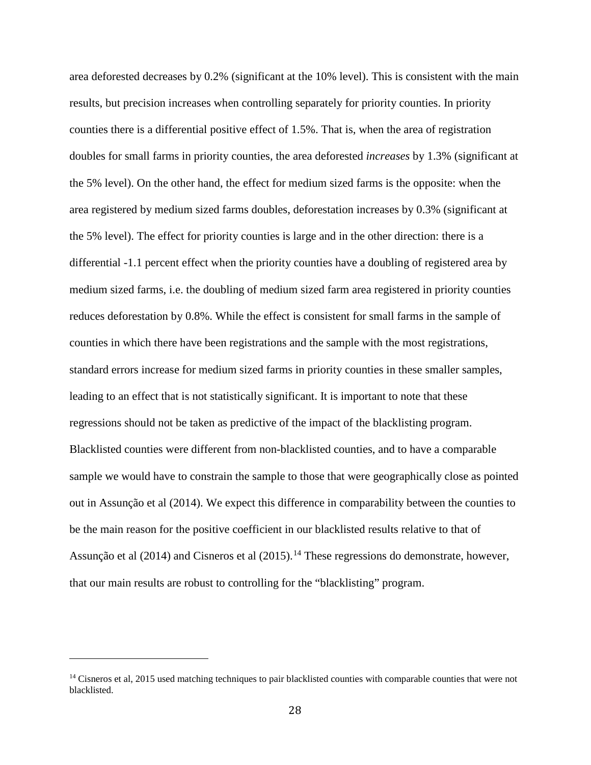area deforested decreases by 0.2% (significant at the 10% level). This is consistent with the main results, but precision increases when controlling separately for priority counties. In priority counties there is a differential positive effect of 1.5%. That is, when the area of registration doubles for small farms in priority counties, the area deforested *increases* by 1.3% (significant at the 5% level). On the other hand, the effect for medium sized farms is the opposite: when the area registered by medium sized farms doubles, deforestation increases by 0.3% (significant at the 5% level). The effect for priority counties is large and in the other direction: there is a differential -1.1 percent effect when the priority counties have a doubling of registered area by medium sized farms, i.e. the doubling of medium sized farm area registered in priority counties reduces deforestation by 0.8%. While the effect is consistent for small farms in the sample of counties in which there have been registrations and the sample with the most registrations, standard errors increase for medium sized farms in priority counties in these smaller samples, leading to an effect that is not statistically significant. It is important to note that these regressions should not be taken as predictive of the impact of the blacklisting program. Blacklisted counties were different from non-blacklisted counties, and to have a comparable sample we would have to constrain the sample to those that were geographically close as pointed out in Assunção et al (2014). We expect this difference in comparability between the counties to be the main reason for the positive coefficient in our blacklisted results relative to that of Assunção et al (2014) and Cisneros et al (2015).[14] These regressions do demonstrate, however, that our main results are robust to controlling for the "blacklisting" program.

---

[14] Cisneros et al, 2015 used matching techniques to pair blacklisted counties with comparable counties that were not blacklisted.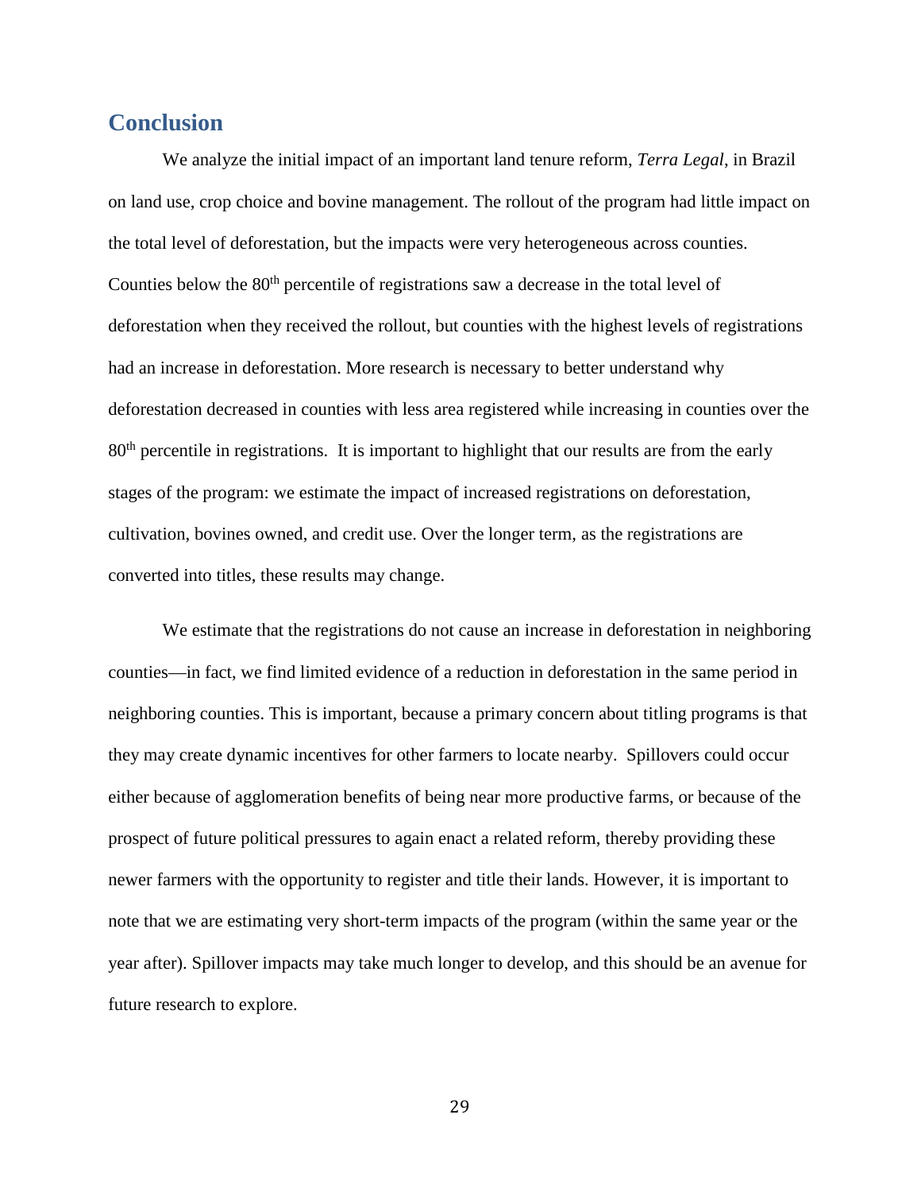## Conclusion

We analyze the initial impact of an important land tenure reform, *Terra Legal*, in Brazil on land use, crop choice and bovine management. The rollout of the program had little impact on the total level of deforestation, but the impacts were very heterogeneous across counties. Counties below the 80$^{th}$ percentile of registrations saw a decrease in the total level of deforestation when they received the rollout, but counties with the highest levels of registrations had an increase in deforestation. More research is necessary to better understand why deforestation decreased in counties with less area registered while increasing in counties over the 80$^{th}$ percentile in registrations. It is important to highlight that our results are from the early stages of the program: we estimate the impact of increased registrations on deforestation, cultivation, bovines owned, and credit use. Over the longer term, as the registrations are converted into titles, these results may change.

We estimate that the registrations do not cause an increase in deforestation in neighboring counties—in fact, we find limited evidence of a reduction in deforestation in the same period in neighboring counties. This is important, because a primary concern about titling programs is that they may create dynamic incentives for other farmers to locate nearby. Spillovers could occur either because of agglomeration benefits of being near more productive farms, or because of the prospect of future political pressures to again enact a related reform, thereby providing these newer farmers with the opportunity to register and title their lands. However, it is important to note that we are estimating very short-term impacts of the program (within the same year or the year after). Spillover impacts may take much longer to develop, and this should be an avenue for future research to explore.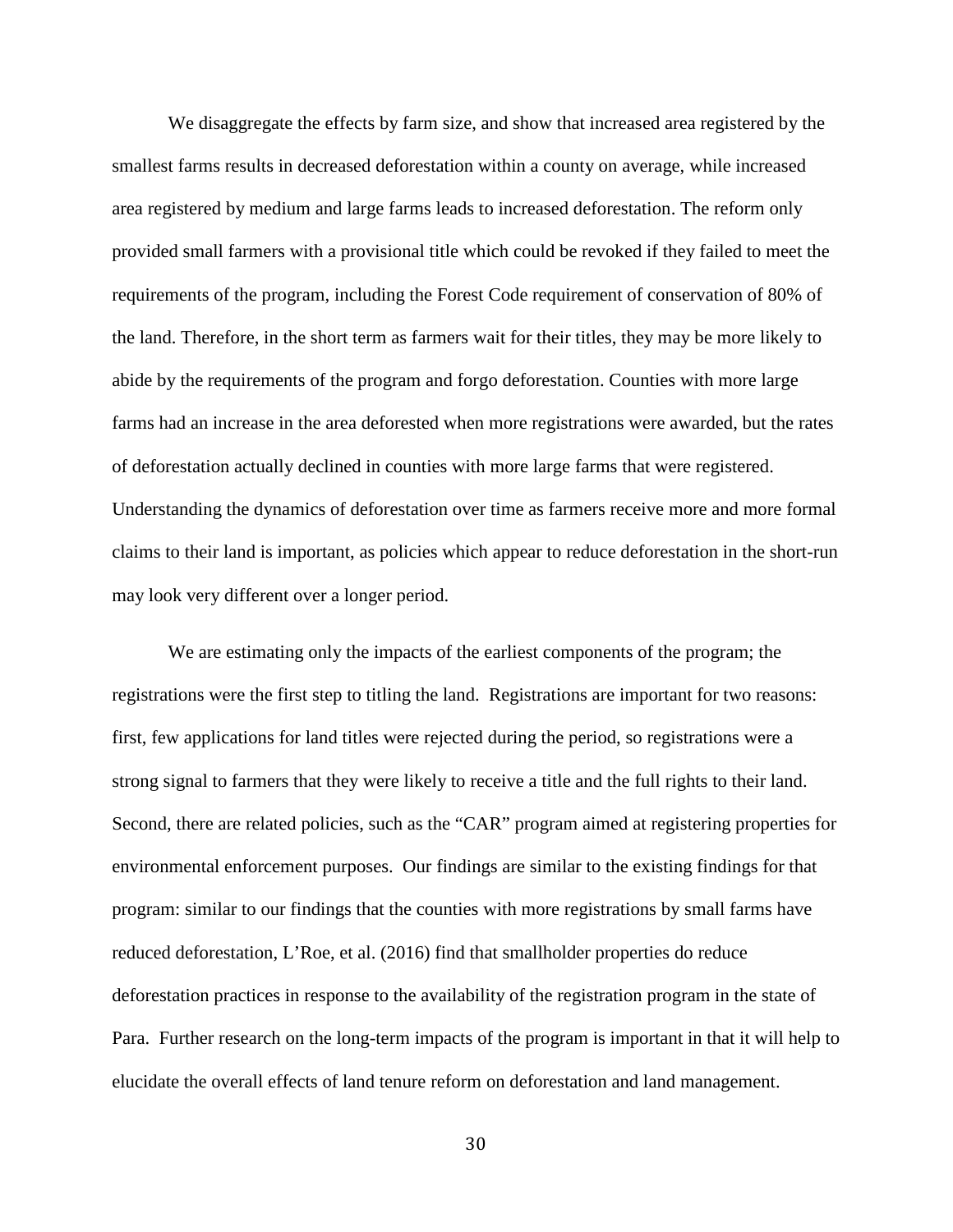We disaggregate the effects by farm size, and show that increased area registered by the smallest farms results in decreased deforestation within a county on average, while increased area registered by medium and large farms leads to increased deforestation. The reform only provided small farmers with a provisional title which could be revoked if they failed to meet the requirements of the program, including the Forest Code requirement of conservation of 80% of the land. Therefore, in the short term as farmers wait for their titles, they may be more likely to abide by the requirements of the program and forgo deforestation. Counties with more large farms had an increase in the area deforested when more registrations were awarded, but the rates of deforestation actually declined in counties with more large farms that were registered. Understanding the dynamics of deforestation over time as farmers receive more and more formal claims to their land is important, as policies which appear to reduce deforestation in the short-run may look very different over a longer period.

We are estimating only the impacts of the earliest components of the program; the registrations were the first step to titling the land. Registrations are important for two reasons: first, few applications for land titles were rejected during the period, so registrations were a strong signal to farmers that they were likely to receive a title and the full rights to their land. Second, there are related policies, such as the "CAR" program aimed at registering properties for environmental enforcement purposes. Our findings are similar to the existing findings for that program: similar to our findings that the counties with more registrations by small farms have reduced deforestation, L'Roe, et al. (2016) find that smallholder properties do reduce deforestation practices in response to the availability of the registration program in the state of Para. Further research on the long-term impacts of the program is important in that it will help to elucidate the overall effects of land tenure reform on deforestation and land management.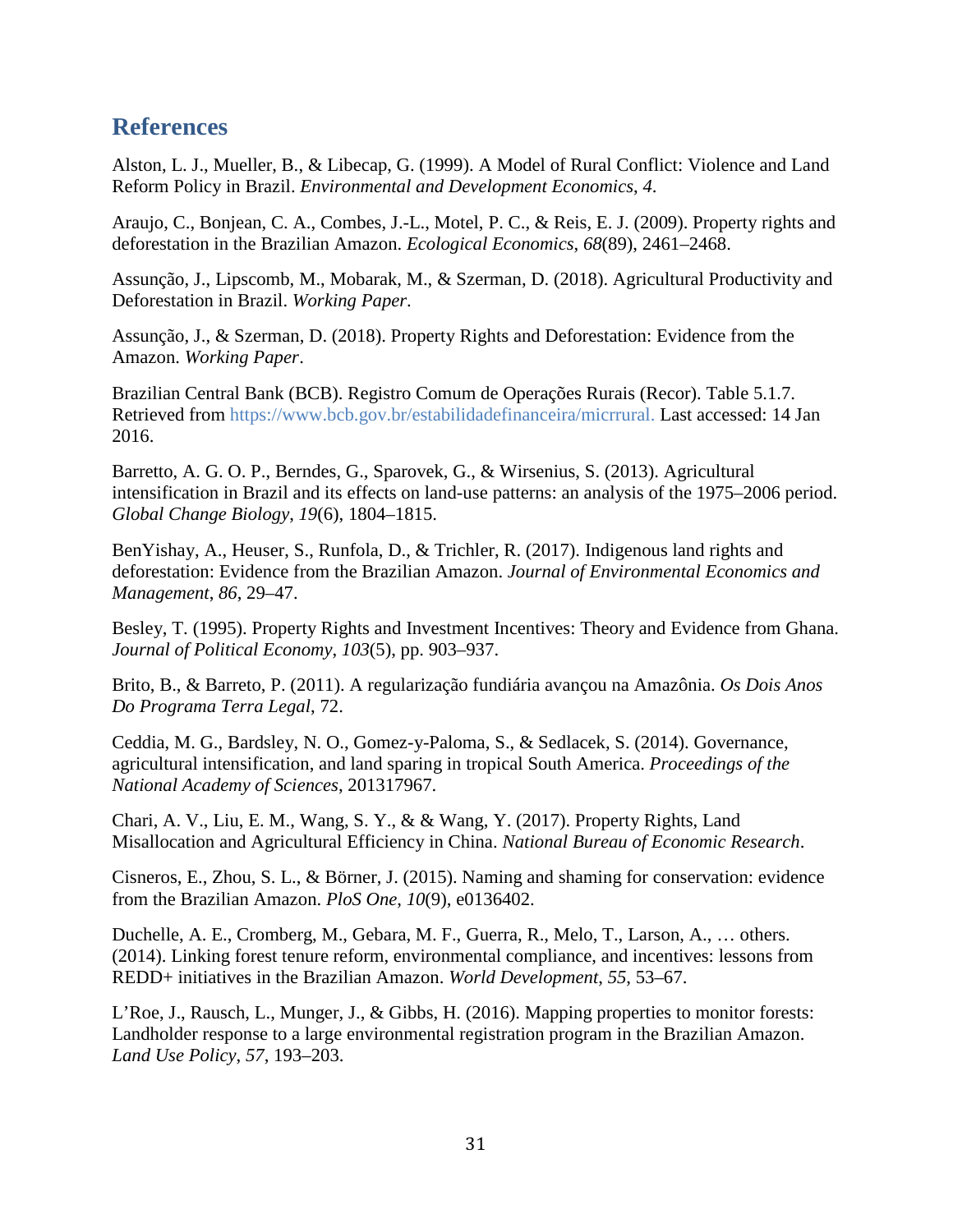## References

Alston, L. J., Mueller, B., & Libecap, G. (1999). A Model of Rural Conflict: Violence and Land Reform Policy in Brazil. *Environmental and Development Economics*, *4*.

Araujo, C., Bonjean, C. A., Combes, J.-L., Motel, P. C., & Reis, E. J. (2009). Property rights and deforestation in the Brazilian Amazon. *Ecological Economics*, *68*(89), 2461–2468.

Assunção, J., Lipscomb, M., Mobarak, M., & Szerman, D. (2018). Agricultural Productivity and Deforestation in Brazil. *Working Paper*.

Assunção, J., & Szerman, D. (2018). Property Rights and Deforestation: Evidence from the Amazon. *Working Paper*.

Brazilian Central Bank (BCB). Registro Comum de Operações Rurais (Recor). Table 5.1.7. Retrieved from https://www.bcb.gov.br/estabilidadefinanceira/micrrural. Last accessed: 14 Jan 2016.

Barretto, A. G. O. P., Berndes, G., Sparovek, G., & Wirsenius, S. (2013). Agricultural intensification in Brazil and its effects on land-use patterns: an analysis of the 1975–2006 period. *Global Change Biology*, *19*(6), 1804–1815.

BenYishay, A., Heuser, S., Runfola, D., & Trichler, R. (2017). Indigenous land rights and deforestation: Evidence from the Brazilian Amazon. *Journal of Environmental Economics and Management*, *86*, 29–47.

Besley, T. (1995). Property Rights and Investment Incentives: Theory and Evidence from Ghana. *Journal of Political Economy*, *103*(5), pp. 903–937.

Brito, B., & Barreto, P. (2011). A regularização fundiária avançou na Amazônia. *Os Dois Anos Do Programa Terra Legal*, 72.

Ceddia, M. G., Bardsley, N. O., Gomez-y-Paloma, S., & Sedlacek, S. (2014). Governance, agricultural intensification, and land sparing in tropical South America. *Proceedings of the National Academy of Sciences*, 201317967.

Chari, A. V., Liu, E. M., Wang, S. Y., & & Wang, Y. (2017). Property Rights, Land Misallocation and Agricultural Efficiency in China. *National Bureau of Economic Research*.

Cisneros, E., Zhou, S. L., & Börner, J. (2015). Naming and shaming for conservation: evidence from the Brazilian Amazon. *PloS One*, *10*(9), e0136402.

Duchelle, A. E., Cromberg, M., Gebara, M. F., Guerra, R., Melo, T., Larson, A., … others. (2014). Linking forest tenure reform, environmental compliance, and incentives: lessons from REDD+ initiatives in the Brazilian Amazon. *World Development*, *55*, 53–67.

L'Roe, J., Rausch, L., Munger, J., & Gibbs, H. (2016). Mapping properties to monitor forests: Landholder response to a large environmental registration program in the Brazilian Amazon. *Land Use Policy*, *57*, 193–203.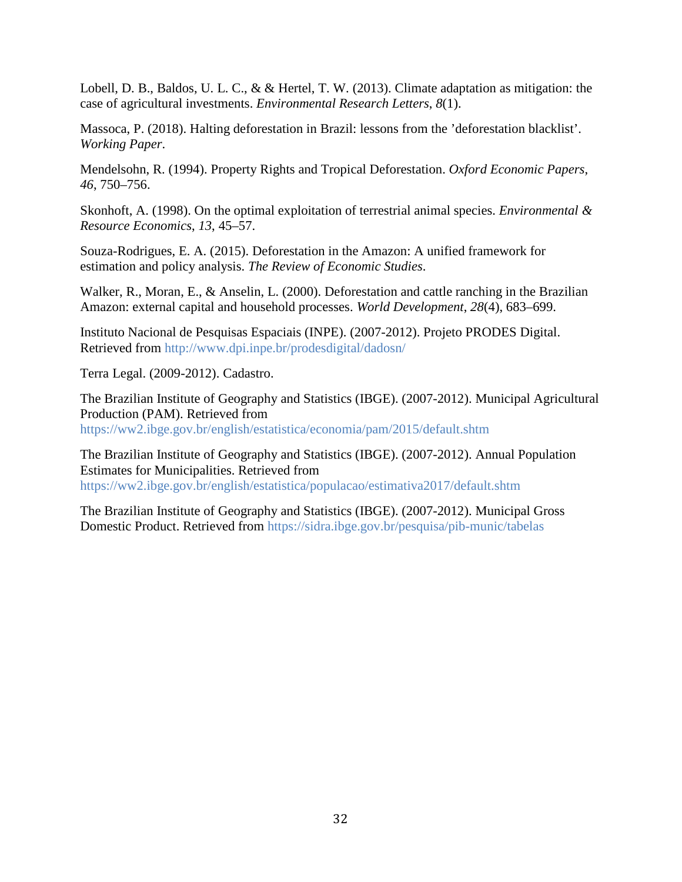Lobell, D. B., Baldos, U. L. C., & & Hertel, T. W. (2013). Climate adaptation as mitigation: the case of agricultural investments. *Environmental Research Letters*, *8*(1).

Massoca, P. (2018). Halting deforestation in Brazil: lessons from the 'deforestation blacklist'. *Working Paper*.

Mendelsohn, R. (1994). Property Rights and Tropical Deforestation. *Oxford Economic Papers*, *46*, 750–756.

Skonhoft, A. (1998). On the optimal exploitation of terrestrial animal species. *Environmental & Resource Economics*, *13*, 45–57.

Souza-Rodrigues, E. A. (2015). Deforestation in the Amazon: A unified framework for estimation and policy analysis. *The Review of Economic Studies*.

Walker, R., Moran, E., & Anselin, L. (2000). Deforestation and cattle ranching in the Brazilian Amazon: external capital and household processes. *World Development*, *28*(4), 683–699.

Instituto Nacional de Pesquisas Espaciais (INPE). (2007-2012). Projeto PRODES Digital. Retrieved from http://www.dpi.inpe.br/prodesdigital/dadosn/

Terra Legal. (2009-2012). Cadastro.

The Brazilian Institute of Geography and Statistics (IBGE). (2007-2012). Municipal Agricultural Production (PAM). Retrieved from https://ww2.ibge.gov.br/english/estatistica/economia/pam/2015/default.shtm

The Brazilian Institute of Geography and Statistics (IBGE). (2007-2012). Annual Population Estimates for Municipalities. Retrieved from https://ww2.ibge.gov.br/english/estatistica/populacao/estimativa2017/default.shtm

The Brazilian Institute of Geography and Statistics (IBGE). (2007-2012). Municipal Gross Domestic Product. Retrieved from https://sidra.ibge.gov.br/pesquisa/pib-munic/tabelas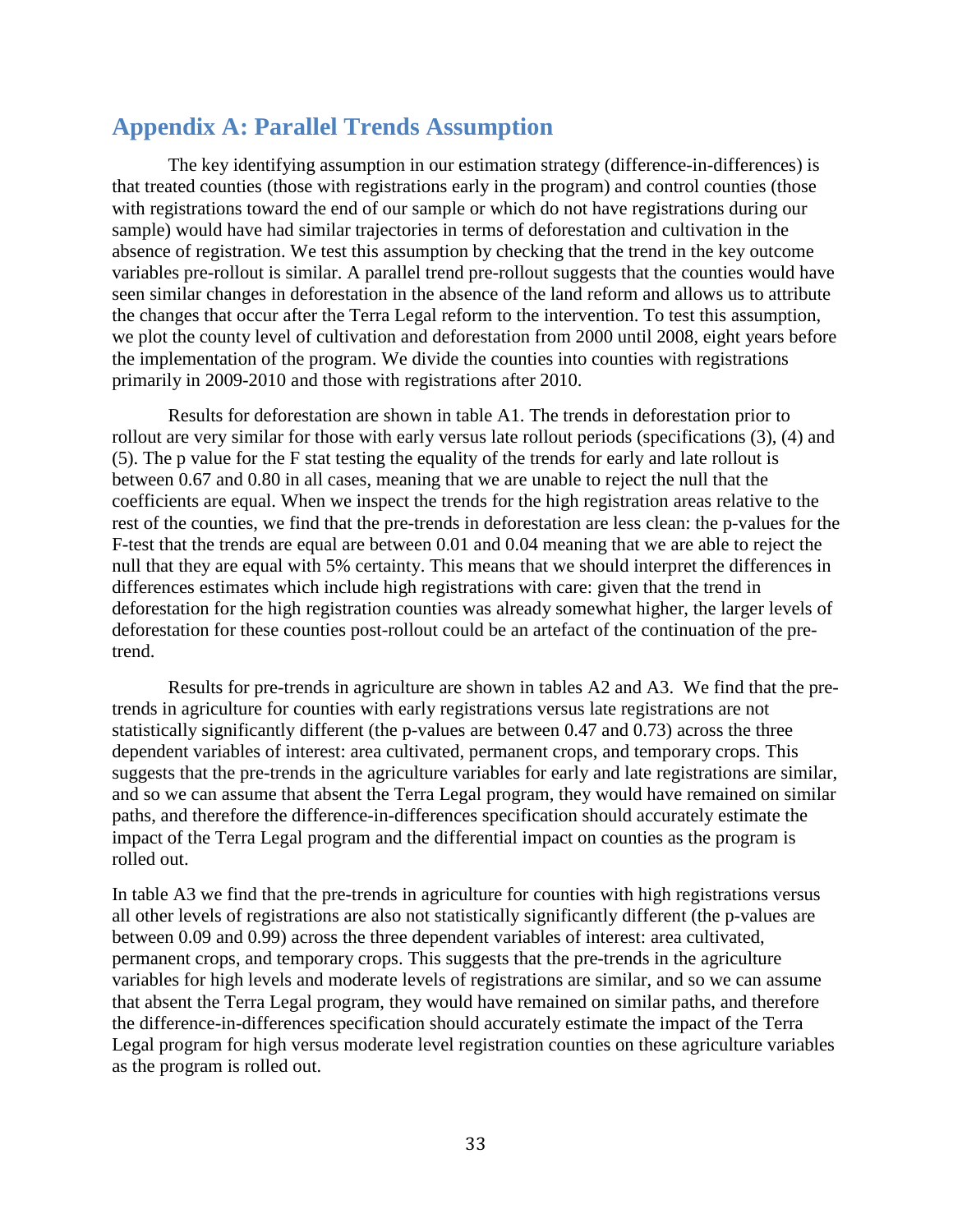## Appendix A: Parallel Trends Assumption

The key identifying assumption in our estimation strategy (difference-in-differences) is that treated counties (those with registrations early in the program) and control counties (those with registrations toward the end of our sample or which do not have registrations during our sample) would have had similar trajectories in terms of deforestation and cultivation in the absence of registration. We test this assumption by checking that the trend in the key outcome variables pre-rollout is similar. A parallel trend pre-rollout suggests that the counties would have seen similar changes in deforestation in the absence of the land reform and allows us to attribute the changes that occur after the Terra Legal reform to the intervention. To test this assumption, we plot the county level of cultivation and deforestation from 2000 until 2008, eight years before the implementation of the program. We divide the counties into counties with registrations primarily in 2009-2010 and those with registrations after 2010.

Results for deforestation are shown in table A1. The trends in deforestation prior to rollout are very similar for those with early versus late rollout periods (specifications (3), (4) and (5). The p value for the F stat testing the equality of the trends for early and late rollout is between 0.67 and 0.80 in all cases, meaning that we are unable to reject the null that the coefficients are equal. When we inspect the trends for the high registration areas relative to the rest of the counties, we find that the pre-trends in deforestation are less clean: the p-values for the F-test that the trends are equal are between 0.01 and 0.04 meaning that we are able to reject the null that they are equal with 5% certainty. This means that we should interpret the differences in differences estimates which include high registrations with care: given that the trend in deforestation for the high registration counties was already somewhat higher, the larger levels of deforestation for these counties post-rollout could be an artefact of the continuation of the pre-trend.

Results for pre-trends in agriculture are shown in tables A2 and A3. We find that the pre-trends in agriculture for counties with early registrations versus late registrations are not statistically significantly different (the p-values are between 0.47 and 0.73) across the three dependent variables of interest: area cultivated, permanent crops, and temporary crops. This suggests that the pre-trends in the agriculture variables for early and late registrations are similar, and so we can assume that absent the Terra Legal program, they would have remained on similar paths, and therefore the difference-in-differences specification should accurately estimate the impact of the Terra Legal program and the differential impact on counties as the program is rolled out.

In table A3 we find that the pre-trends in agriculture for counties with high registrations versus all other levels of registrations are also not statistically significantly different (the p-values are between 0.09 and 0.99) across the three dependent variables of interest: area cultivated, permanent crops, and temporary crops. This suggests that the pre-trends in the agriculture variables for high levels and moderate levels of registrations are similar, and so we can assume that absent the Terra Legal program, they would have remained on similar paths, and therefore the difference-in-differences specification should accurately estimate the impact of the Terra Legal program for high versus moderate level registration counties on these agriculture variables as the program is rolled out.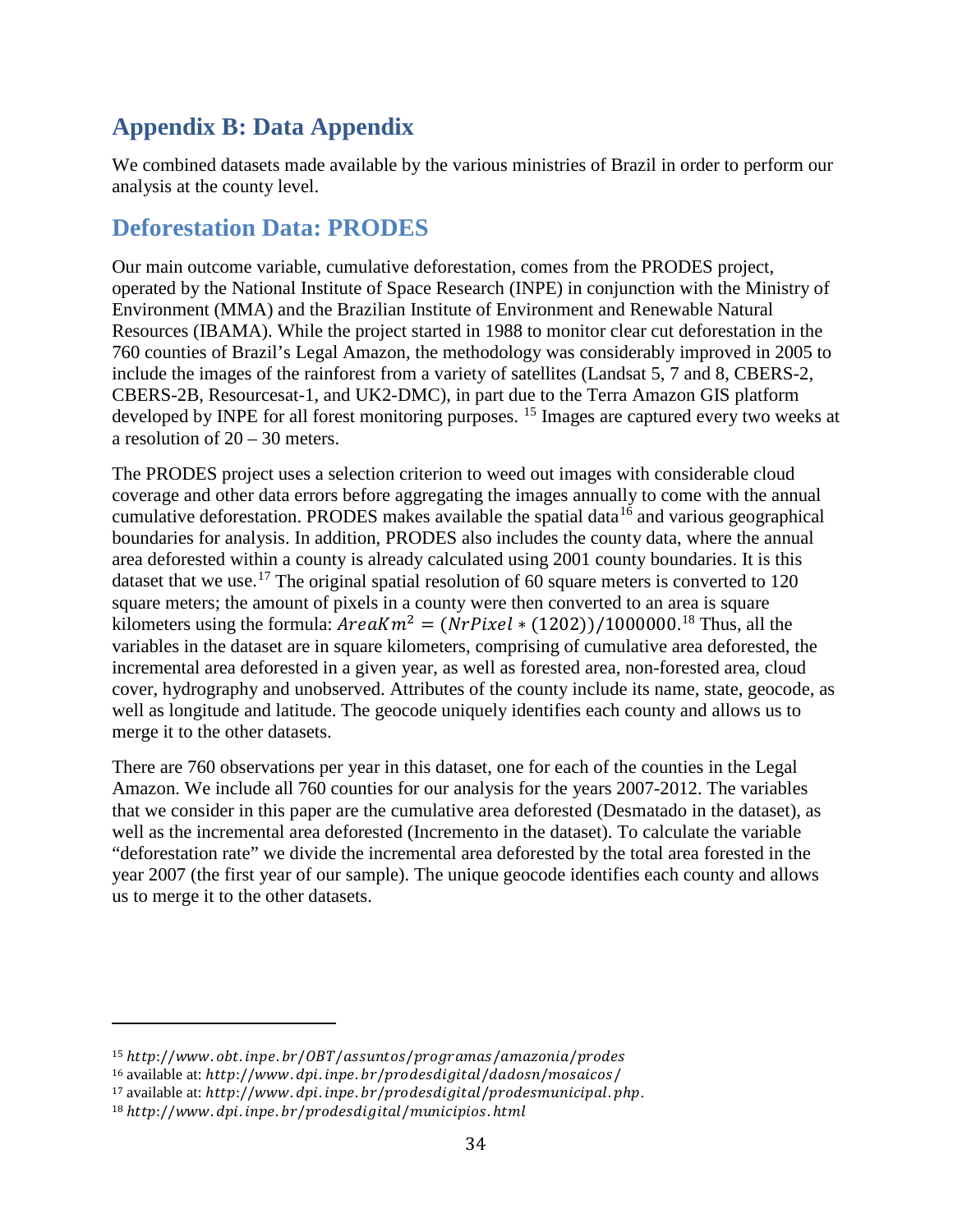## Appendix B: Data Appendix

We combined datasets made available by the various ministries of Brazil in order to perform our analysis at the county level.

## Deforestation Data: PRODES

Our main outcome variable, cumulative deforestation, comes from the PRODES project, operated by the National Institute of Space Research (INPE) in conjunction with the Ministry of Environment (MMA) and the Brazilian Institute of Environment and Renewable Natural Resources (IBAMA). While the project started in 1988 to monitor clear cut deforestation in the 760 counties of Brazil's Legal Amazon, the methodology was considerably improved in 2005 to include the images of the rainforest from a variety of satellites (Landsat 5, 7 and 8, CBERS-2, CBERS-2B, Resourcesat-1, and UK2-DMC), in part due to the Terra Amazon GIS platform developed by INPE for all forest monitoring purposes. [15] Images are captured every two weeks at a resolution of 20 – 30 meters.

The PRODES project uses a selection criterion to weed out images with considerable cloud coverage and other data errors before aggregating the images annually to come with the annual cumulative deforestation. PRODES makes available the spatial data[16] and various geographical boundaries for analysis. In addition, PRODES also includes the county data, where the annual area deforested within a county is already calculated using 2001 county boundaries. It is this dataset that we use.[17] The original spatial resolution of 60 square meters is converted to 120 square meters; the amount of pixels in a county were then converted to an area is square kilometers using the formula: $AreaKm^2 = (NrPixel * (1202))/1000000$.[18] Thus, all the variables in the dataset are in square kilometers, comprising of cumulative area deforested, the incremental area deforested in a given year, as well as forested area, non-forested area, cloud cover, hydrography and unobserved. Attributes of the county include its name, state, geocode, as well as longitude and latitude. The geocode uniquely identifies each county and allows us to merge it to the other datasets.

There are 760 observations per year in this dataset, one for each of the counties in the Legal Amazon. We include all 760 counties for our analysis for the years 2007-2012. The variables that we consider in this paper are the cumulative area deforested (Desmatado in the dataset), as well as the incremental area deforested (Incremento in the dataset). To calculate the variable "deforestation rate" we divide the incremental area deforested by the total area forested in the year 2007 (the first year of our sample). The unique geocode identifies each county and allows us to merge it to the other datasets.

---

[15] http://www.obt.inpe.br/OBT/assuntos/programas/amazonia/prodes

[16] available at: http://www.dpi.inpe.br/prodesdigital/dadosn/mosaicos/

[17] available at: http://www.dpi.inpe.br/prodesdigital/prodesmunicipal.php.

[18] http://www.dpi.inpe.br/prodesdigital/municipios.html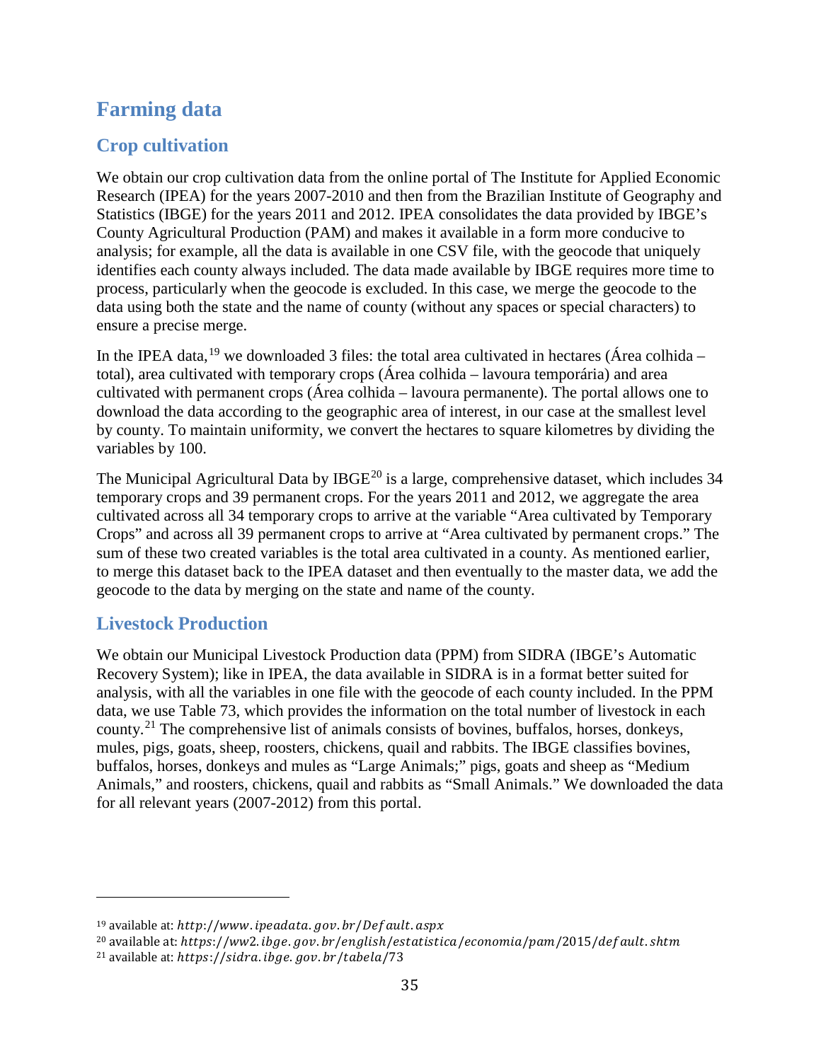# Farming data

## Crop cultivation

We obtain our crop cultivation data from the online portal of The Institute for Applied Economic Research (IPEA) for the years 2007-2010 and then from the Brazilian Institute of Geography and Statistics (IBGE) for the years 2011 and 2012. IPEA consolidates the data provided by IBGE's County Agricultural Production (PAM) and makes it available in a form more conducive to analysis; for example, all the data is available in one CSV file, with the geocode that uniquely identifies each county always included. The data made available by IBGE requires more time to process, particularly when the geocode is excluded. In this case, we merge the geocode to the data using both the state and the name of county (without any spaces or special characters) to ensure a precise merge.

In the IPEA data,[19] we downloaded 3 files: the total area cultivated in hectares (Área colhida – total), area cultivated with temporary crops (Área colhida – lavoura temporária) and area cultivated with permanent crops (Área colhida – lavoura permanente). The portal allows one to download the data according to the geographic area of interest, in our case at the smallest level by county. To maintain uniformity, we convert the hectares to square kilometres by dividing the variables by 100.

The Municipal Agricultural Data by IBGE[20] is a large, comprehensive dataset, which includes 34 temporary crops and 39 permanent crops. For the years 2011 and 2012, we aggregate the area cultivated across all 34 temporary crops to arrive at the variable "Area cultivated by Temporary Crops" and across all 39 permanent crops to arrive at "Area cultivated by permanent crops." The sum of these two created variables is the total area cultivated in a county. As mentioned earlier, to merge this dataset back to the IPEA dataset and then eventually to the master data, we add the geocode to the data by merging on the state and name of the county.

## Livestock Production

We obtain our Municipal Livestock Production data (PPM) from SIDRA (IBGE's Automatic Recovery System); like in IPEA, the data available in SIDRA is in a format better suited for analysis, with all the variables in one file with the geocode of each county included. In the PPM data, we use Table 73, which provides the information on the total number of livestock in each county.[21] The comprehensive list of animals consists of bovines, buffalos, horses, donkeys, mules, pigs, goats, sheep, roosters, chickens, quail and rabbits. The IBGE classifies bovines, buffalos, horses, donkeys and mules as "Large Animals;" pigs, goats and sheep as "Medium Animals," and roosters, chickens, quail and rabbits as "Small Animals." We downloaded the data for all relevant years (2007-2012) from this portal.

---

[19] available at: http://www.ipeadata.gov.br/Default.aspx

[20] available at: https://ww2.ibge.gov.br/english/estatistica/economia/pam/2015/default.shtm

[21] available at: https://sidra.ibge.gov.br/tabela/73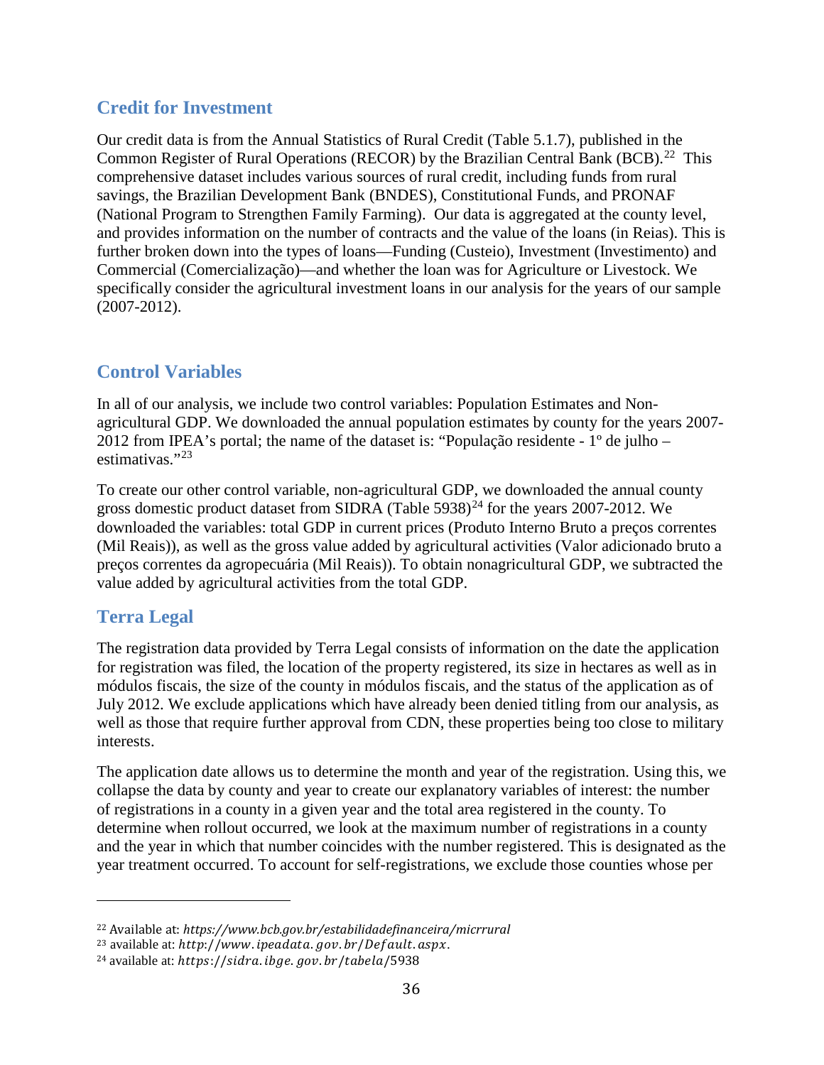## Credit for Investment

Our credit data is from the Annual Statistics of Rural Credit (Table 5.1.7), published in the Common Register of Rural Operations (RECOR) by the Brazilian Central Bank (BCB).[22] This comprehensive dataset includes various sources of rural credit, including funds from rural savings, the Brazilian Development Bank (BNDES), Constitutional Funds, and PRONAF (National Program to Strengthen Family Farming). Our data is aggregated at the county level, and provides information on the number of contracts and the value of the loans (in Reias). This is further broken down into the types of loans—Funding (Custeio), Investment (Investimento) and Commercial (Comercialização)—and whether the loan was for Agriculture or Livestock. We specifically consider the agricultural investment loans in our analysis for the years of our sample (2007-2012).

## Control Variables

In all of our analysis, we include two control variables: Population Estimates and Non-agricultural GDP. We downloaded the annual population estimates by county for the years 2007-2012 from IPEA's portal; the name of the dataset is: "População residente - 1º de julho – estimativas."[23]

To create our other control variable, non-agricultural GDP, we downloaded the annual county gross domestic product dataset from SIDRA (Table 5938)[24] for the years 2007-2012. We downloaded the variables: total GDP in current prices (Produto Interno Bruto a preços correntes (Mil Reais)), as well as the gross value added by agricultural activities (Valor adicionado bruto a preços correntes da agropecuária (Mil Reais)). To obtain nonagricultural GDP, we subtracted the value added by agricultural activities from the total GDP.

## Terra Legal

The registration data provided by Terra Legal consists of information on the date the application for registration was filed, the location of the property registered, its size in hectares as well as in módulos fiscais, the size of the county in módulos fiscais, and the status of the application as of July 2012. We exclude applications which have already been denied titling from our analysis, as well as those that require further approval from CDN, these properties being too close to military interests.

The application date allows us to determine the month and year of the registration. Using this, we collapse the data by county and year to create our explanatory variables of interest: the number of registrations in a county in a given year and the total area registered in the county. To determine when rollout occurred, we look at the maximum number of registrations in a county and the year in which that number coincides with the number registered. This is designated as the year treatment occurred. To account for self-registrations, we exclude those counties whose per

---

[22] Available at: *https://www.bcb.gov.br/estabilidadefinanceira/micrrural*

[23] available at: *http://www.ipeadata.gov.br/Default.aspx.*

[24] available at: *https://sidra.ibge.gov.br/tabela/5938*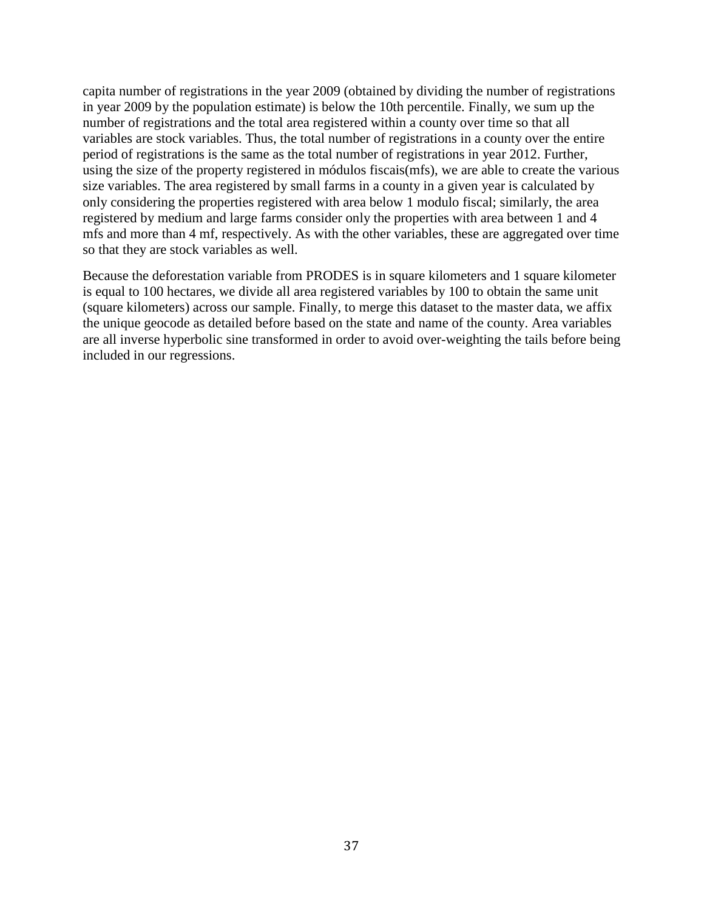capita number of registrations in the year 2009 (obtained by dividing the number of registrations in year 2009 by the population estimate) is below the 10th percentile. Finally, we sum up the number of registrations and the total area registered within a county over time so that all variables are stock variables. Thus, the total number of registrations in a county over the entire period of registrations is the same as the total number of registrations in year 2012. Further, using the size of the property registered in módulos fiscais(mfs), we are able to create the various size variables. The area registered by small farms in a county in a given year is calculated by only considering the properties registered with area below 1 modulo fiscal; similarly, the area registered by medium and large farms consider only the properties with area between 1 and 4 mfs and more than 4 mf, respectively. As with the other variables, these are aggregated over time so that they are stock variables as well.

Because the deforestation variable from PRODES is in square kilometers and 1 square kilometer is equal to 100 hectares, we divide all area registered variables by 100 to obtain the same unit (square kilometers) across our sample. Finally, to merge this dataset to the master data, we affix the unique geocode as detailed before based on the state and name of the county. Area variables are all inverse hyperbolic sine transformed in order to avoid over-weighting the tails before being included in our regressions.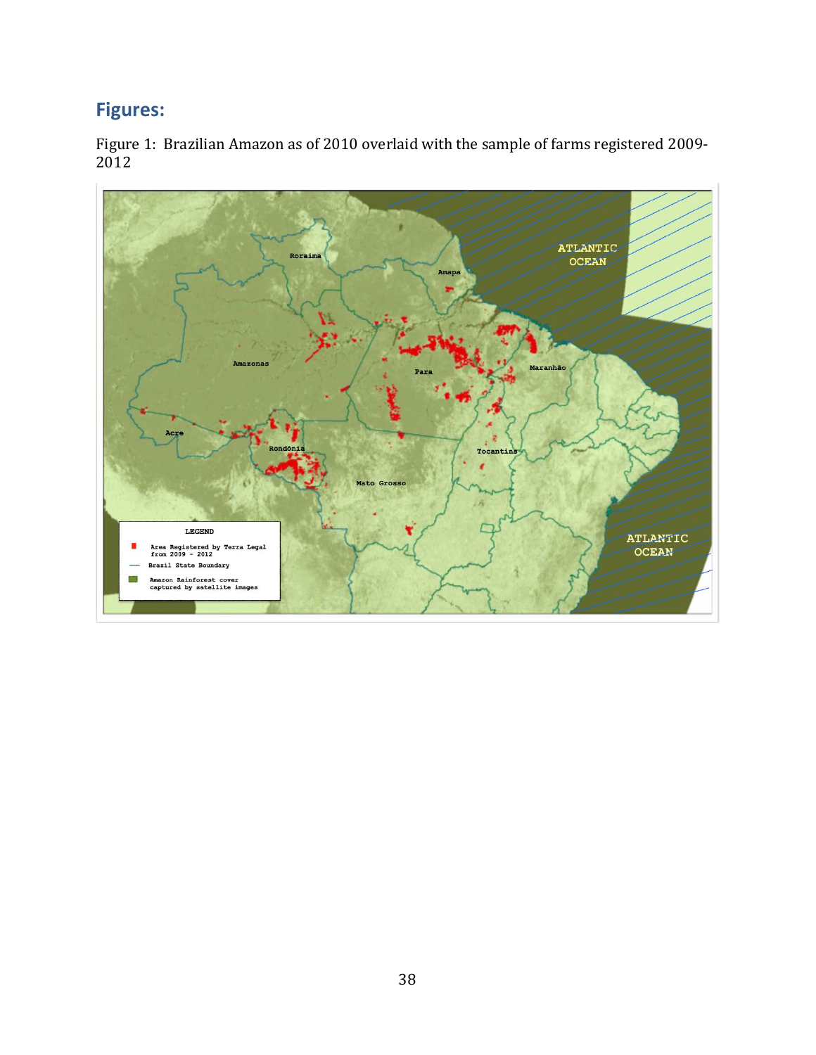## Figures:

Figure 1: Brazilian Amazon as of 2010 overlaid with the sample of farms registered 2009-2012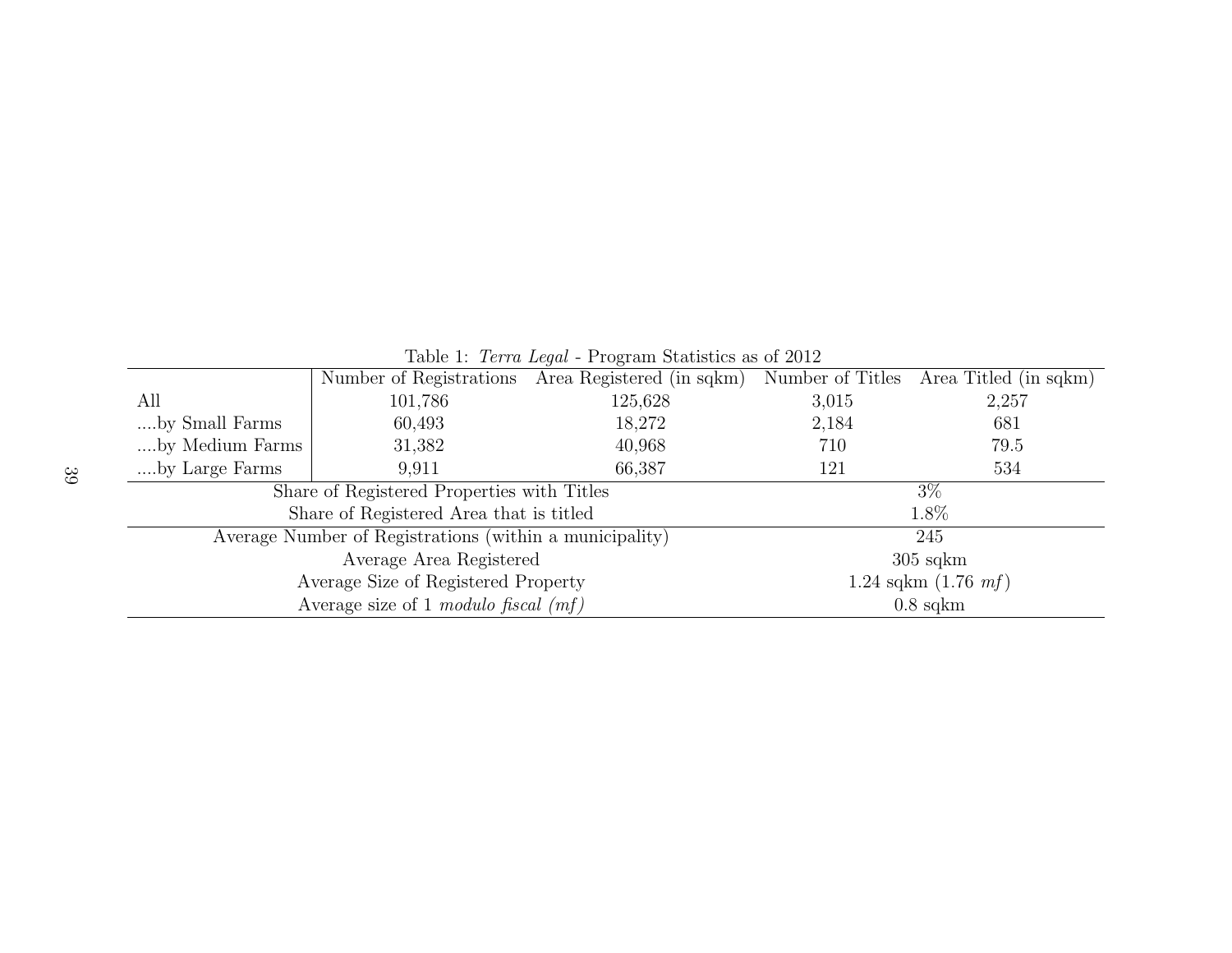Table 1: *Terra Legal* - Program Statistics as of 2012

| | Number of Registrations | Area Registered (in sqkm) | Number of Titles | Area Titled (in sqkm) |
|---|---|---|---|---|
| All | 101,786 | 125,628 | 3,015 | 2,257 |
| ....by Small Farms | 60,493 | 18,272 | 2,184 | 681 |
| ....by Medium Farms | 31,382 | 40,968 | 710 | 79.5 |
| ....by Large Farms | 9,911 | 66,387 | 121 | 534 |
| Share of Registered Properties with Titles | | | 3% | |
| Share of Registered Area that is titled | | | 1.8% | |
| Average Number of Registrations (within a municipality) | | | 245 | |
| Average Area Registered | | | 305 sqkm | |
| Average Size of Registered Property | | | 1.24 sqkm (1.76 *mf*) | |
| Average size of 1 *modulo fiscal (mf)* | | | 0.8 sqkm | |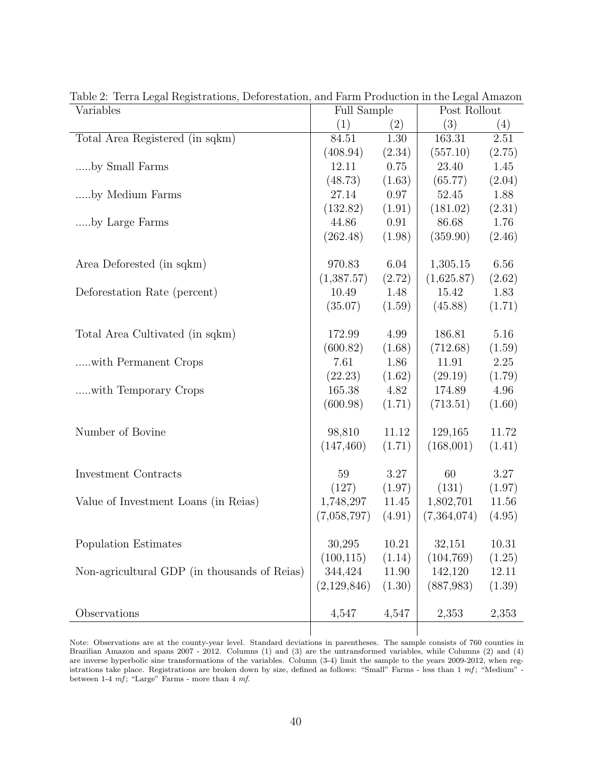Table 2: Terra Legal Registrations, Deforestation, and Farm Production in the Legal Amazon

| Variables | Full Sample | | Post Rollout | |
|---|---|---|---|---|
| | (1) | (2) | (3) | (4) |
| Total Area Registered (in sqkm) | 84.51 | 1.30 | 163.31 | 2.51 |
| | (408.94) | (2.34) | (557.10) | (2.75) |
| .....by Small Farms | 12.11 | 0.75 | 23.40 | 1.45 |
| | (48.73) | (1.63) | (65.77) | (2.04) |
| .....by Medium Farms | 27.14 | 0.97 | 52.45 | 1.88 |
| | (132.82) | (1.91) | (181.02) | (2.31) |
| .....by Large Farms | 44.86 | 0.91 | 86.68 | 1.76 |
| | (262.48) | (1.98) | (359.90) | (2.46) |
| Area Deforested (in sqkm) | 970.83 | 6.04 | 1,305.15 | 6.56 |
| | (1,387.57) | (2.72) | (1,625.87) | (2.62) |
| Deforestation Rate (percent) | 10.49 | 1.48 | 15.42 | 1.83 |
| | (35.07) | (1.59) | (45.88) | (1.71) |
| Total Area Cultivated (in sqkm) | 172.99 | 4.99 | 186.81 | 5.16 |
| | (600.82) | (1.68) | (712.68) | (1.59) |
| .....with Permanent Crops | 7.61 | 1.86 | 11.91 | 2.25 |
| | (22.23) | (1.62) | (29.19) | (1.79) |
| .....with Temporary Crops | 165.38 | 4.82 | 174.89 | 4.96 |
| | (600.98) | (1.71) | (713.51) | (1.60) |
| Number of Bovine | 98,810 | 11.12 | 129,165 | 11.72 |
| | (147,460) | (1.71) | (168,001) | (1.41) |
| Investment Contracts | 59 | 3.27 | 60 | 3.27 |
| | (127) | (1.97) | (131) | (1.97) |
| Value of Investment Loans (in Reias) | 1,748,297 | 11.45 | 1,802,701 | 11.56 |
| | (7,058,797) | (4.91) | (7,364,074) | (4.95) |
| Population Estimates | 30,295 | 10.21 | 32,151 | 10.31 |
| | (100,115) | (1.14) | (104,769) | (1.25) |
| Non-agricultural GDP (in thousands of Reias) | 344,424 | 11.90 | 142,120 | 12.11 |
| | (2,129,846) | (1.30) | (887,983) | (1.39) |
| Observations | 4,547 | 4,547 | 2,353 | 2,353 |

Note: Observations are at the county-year level. Standard deviations in parentheses. The sample consists of 760 counties in Brazilian Amazon and spans 2007 - 2012. Columns (1) and (3) are the untransformed variables, while Columns (2) and (4) are inverse hyperbolic sine transformations of the variables. Column (3-4) limit the sample to the years 2009-2012, when registrations take place. Registrations are broken down by size, defined as follows: "Small" Farms - less than 1 *mf*; "Medium" - between 1-4 *mf*; "Large" Farms - more than 4 *mf*.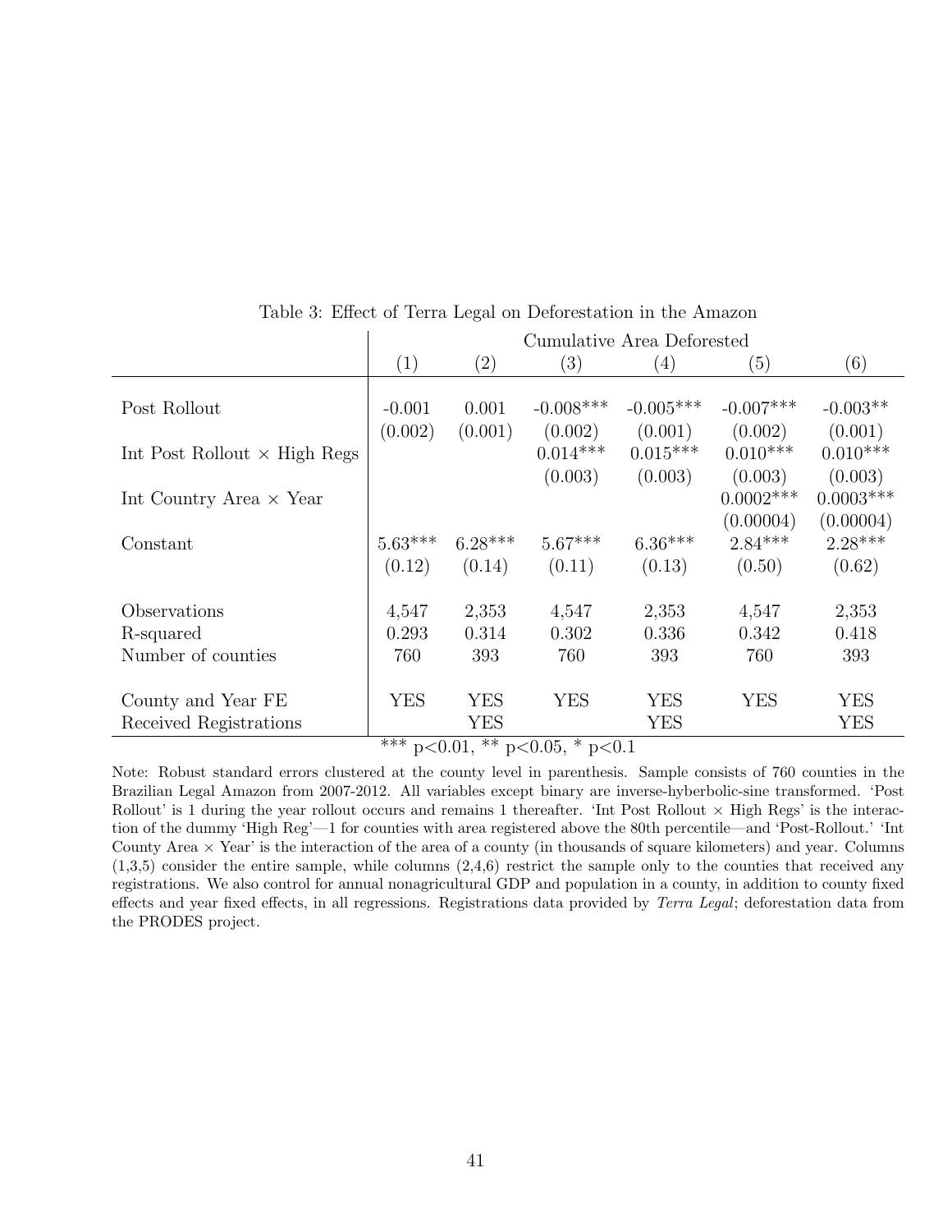Table 3: Effect of Terra Legal on Deforestation in the Amazon

| | Cumulative Area Deforested | | | | | |
|---|---|---|---|---|---|---|
| | (1) | (2) | (3) | (4) | (5) | (6) |
| Post Rollout | -0.001 | 0.001 | -0.008*** | -0.005*** | -0.007*** | -0.003** |
| | (0.002) | (0.001) | (0.002) | (0.001) | (0.002) | (0.001) |
| Int Post Rollout × High Regs | | | 0.014*** | 0.015*** | 0.010*** | 0.010*** |
| | | | (0.003) | (0.003) | (0.003) | (0.003) |
| Int Country Area × Year | | | | | 0.0002*** | 0.0003*** |
| | | | | | (0.00004) | (0.00004) |
| Constant | 5.63*** | 6.28*** | 5.67*** | 6.36*** | 2.84*** | 2.28*** |
| | (0.12) | (0.14) | (0.11) | (0.13) | (0.50) | (0.62) |
| Observations | 4,547 | 2,353 | 4,547 | 2,353 | 4,547 | 2,353 |
| R-squared | 0.293 | 0.314 | 0.302 | 0.336 | 0.342 | 0.418 |
| Number of counties | 760 | 393 | 760 | 393 | 760 | 393 |
| County and Year FE | YES | YES | YES | YES | YES | YES |
| Received Registrations | | YES | | YES | | YES |

*** p<0.01, ** p<0.05, * p<0.1

Note: Robust standard errors clustered at the county level in parenthesis. Sample consists of 760 counties in the Brazilian Legal Amazon from 2007-2012. All variables except binary are inverse-hyberbolic-sine transformed. 'Post Rollout' is 1 during the year rollout occurs and remains 1 thereafter. 'Int Post Rollout × High Regs' is the interaction of the dummy 'High Reg'—1 for counties with area registered above the 80th percentile—and 'Post-Rollout.' 'Int County Area × Year' is the interaction of the area of a county (in thousands of square kilometers) and year. Columns (1,3,5) consider the entire sample, while columns (2,4,6) restrict the sample only to the counties that received any registrations. We also control for annual nonagricultural GDP and population in a county, in addition to county fixed effects and year fixed effects, in all regressions. Registrations data provided by *Terra Legal*; deforestation data from the PRODES project.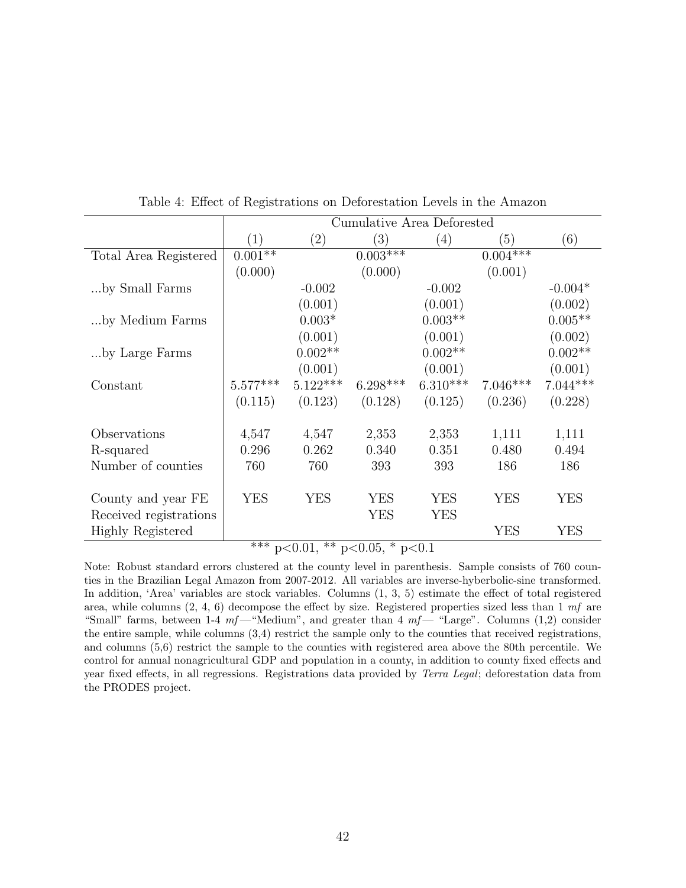Table 4: Effect of Registrations on Deforestation Levels in the Amazon

| | Cumulative Area Deforested | | | | | |
|---|---|---|---|---|---|---|
| | (1) | (2) | (3) | (4) | (5) | (6) |
| Total Area Registered | 0.001** | | 0.003*** | | 0.004*** | |
| | (0.000) | | (0.000) | | (0.001) | |
| ...by Small Farms | | -0.002 | | -0.002 | | -0.004* |
| | | (0.001) | | (0.001) | | (0.002) |
| ...by Medium Farms | | 0.003* | | 0.003** | | 0.005** |
| | | (0.001) | | (0.001) | | (0.002) |
| ...by Large Farms | | 0.002** | | 0.002** | | 0.002** |
| | | (0.001) | | (0.001) | | (0.001) |
| Constant | 5.577*** | 5.122*** | 6.298*** | 6.310*** | 7.046*** | 7.044*** |
| | (0.115) | (0.123) | (0.128) | (0.125) | (0.236) | (0.228) |
| Observations | 4,547 | 4,547 | 2,353 | 2,353 | 1,111 | 1,111 |
| R-squared | 0.296 | 0.262 | 0.340 | 0.351 | 0.480 | 0.494 |
| Number of counties | 760 | 760 | 393 | 393 | 186 | 186 |
| County and year FE | YES | YES | YES | YES | YES | YES |
| Received registrations | | | YES | YES | | |
| Highly Registered | | | | | YES | YES |

*** $p<0.01$, ** $p<0.05$, * $p<0.1$

Note: Robust standard errors clustered at the county level in parenthesis. Sample consists of 760 counties in the Brazilian Legal Amazon from 2007-2012. All variables are inverse-hyperbolic-sine transformed. In addition, 'Area' variables are stock variables. Columns (1, 3, 5) estimate the effect of total registered area, while columns (2, 4, 6) decompose the effect by size. Registered properties sized less than 1 *mf* are "Small" farms, between 1-4 *mf*—"Medium", and greater than 4 *mf*— "Large". Columns (1,2) consider the entire sample, while columns (3,4) restrict the sample only to the counties that received registrations, and columns (5,6) restrict the sample to the counties with registered area above the 80th percentile. We control for annual nonagricultural GDP and population in a county, in addition to county fixed effects and year fixed effects, in all regressions. Registrations data provided by *Terra Legal*; deforestation data from the PRODES project.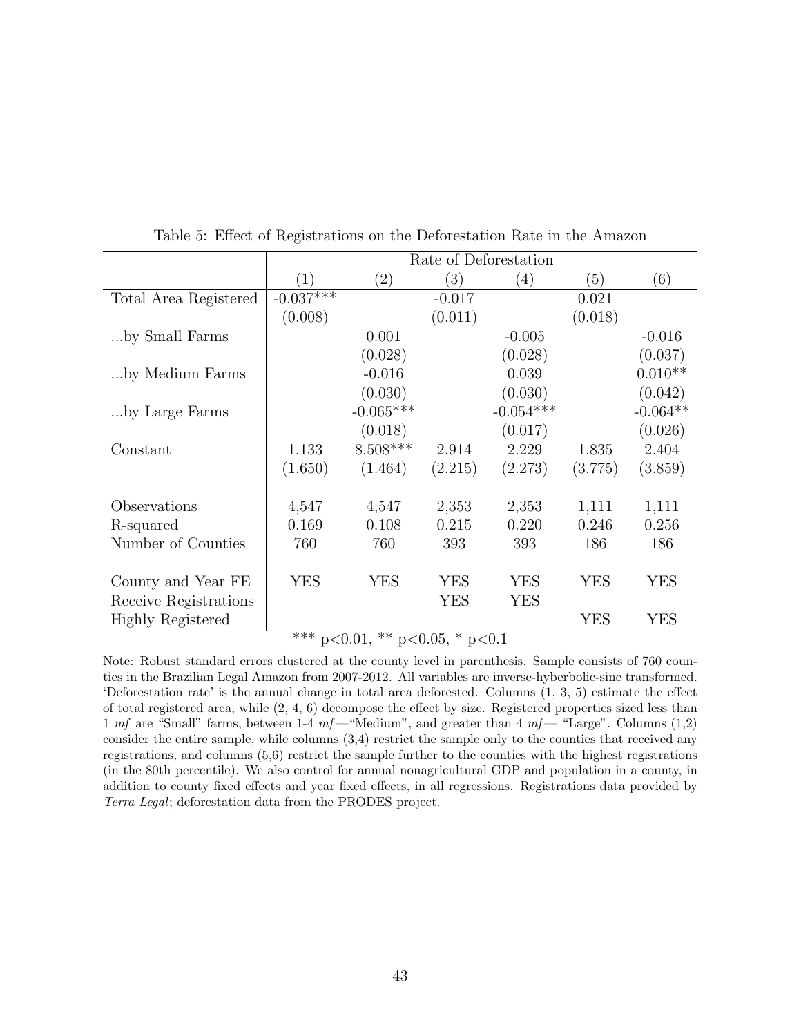Table 5: Effect of Registrations on the Deforestation Rate in the Amazon

| | Rate of Deforestation | | | | | |
|---|---|---|---|---|---|---|
| | (1) | (2) | (3) | (4) | (5) | (6) |
| Total Area Registered | -0.037*** | | -0.017 | | 0.021 | |
| | (0.008) | | (0.011) | | (0.018) | |
| ...by Small Farms | | 0.001 | | -0.005 | | -0.016 |
| | | (0.028) | | (0.028) | | (0.037) |
| ...by Medium Farms | | -0.016 | | 0.039 | | 0.010** |
| | | (0.030) | | (0.030) | | (0.042) |
| ...by Large Farms | | -0.065*** | | -0.054*** | | -0.064** |
| | | (0.018) | | (0.017) | | (0.026) |
| Constant | 1.133 | 8.508*** | 2.914 | 2.229 | 1.835 | 2.404 |
| | (1.650) | (1.464) | (2.215) | (2.273) | (3.775) | (3.859) |
| Observations | 4,547 | 4,547 | 2,353 | 2,353 | 1,111 | 1,111 |
| R-squared | 0.169 | 0.108 | 0.215 | 0.220 | 0.246 | 0.256 |
| Number of Counties | 760 | 760 | 393 | 393 | 186 | 186 |
| County and Year FE | YES | YES | YES | YES | YES | YES |
| Receive Registrations | | | YES | YES | | |
| Highly Registered | | | | | YES | YES |

*** p<0.01, ** p<0.05, * p<0.1

Note: Robust standard errors clustered at the county level in parenthesis. Sample consists of 760 counties in the Brazilian Legal Amazon from 2007-2012. All variables are inverse-hyberbolic-sine transformed. 'Deforestation rate' is the annual change in total area deforested. Columns (1, 3, 5) estimate the effect of total registered area, while (2, 4, 6) decompose the effect by size. Registered properties sized less than 1 *mf* are "Small" farms, between 1-4 *mf*—"Medium", and greater than 4 *mf*— "Large". Columns (1,2) consider the entire sample, while columns (3,4) restrict the sample only to the counties that received any registrations, and columns (5,6) restrict the sample further to the counties with the highest registrations (in the 80th percentile). We also control for annual nonagricultural GDP and population in a county, in addition to county fixed effects and year fixed effects, in all regressions. Registrations data provided by *Terra Legal*; deforestation data from the PRODES project.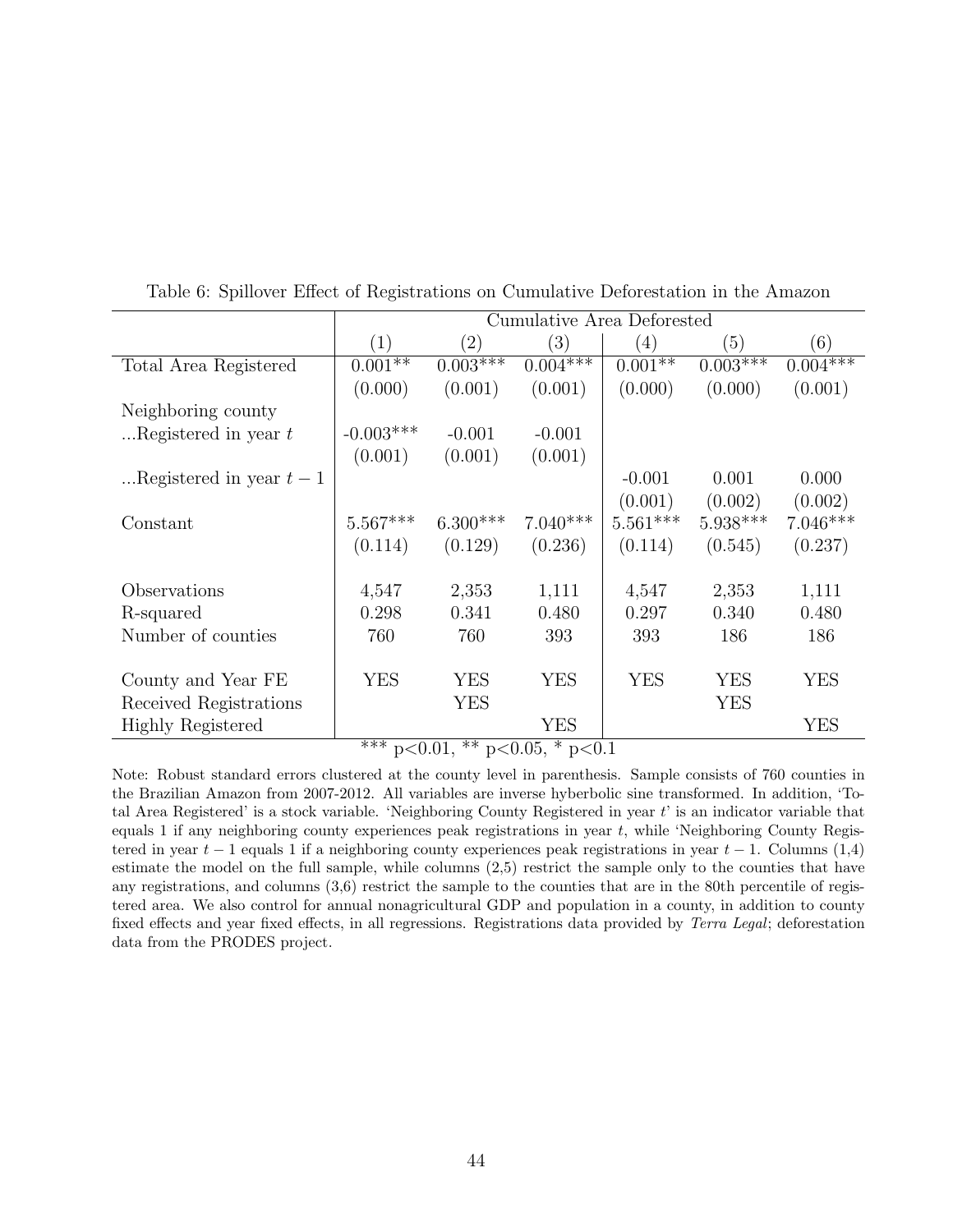Table 6: Spillover Effect of Registrations on Cumulative Deforestation in the Amazon

| | Cumulative Area Deforested | | | | | |
|---|---|---|---|---|---|---|
| | (1) | (2) | (3) | (4) | (5) | (6) |
| Total Area Registered | 0.001** | 0.003*** | 0.004*** | 0.001** | 0.003*** | 0.004*** |
| | (0.000) | (0.001) | (0.001) | (0.000) | (0.000) | (0.001) |
| Neighboring county | | | | | | |
| ...Registered in year $t$ | -0.003*** | -0.001 | -0.001 | | | |
| | (0.001) | (0.001) | (0.001) | | | |
| ...Registered in year $t-1$ | | | | -0.001 | 0.001 | 0.000 |
| | | | | (0.001) | (0.002) | (0.002) |
| Constant | 5.567*** | 6.300*** | 7.040*** | 5.561*** | 5.938*** | 7.046*** |
| | (0.114) | (0.129) | (0.236) | (0.114) | (0.545) | (0.237) |
| Observations | 4,547 | 2,353 | 1,111 | 4,547 | 2,353 | 1,111 |
| R-squared | 0.298 | 0.341 | 0.480 | 0.297 | 0.340 | 0.480 |
| Number of counties | 760 | 760 | 393 | 393 | 186 | 186 |
| County and Year FE | YES | YES | YES | YES | YES | YES |
| Received Registrations | | YES | | | YES | |
| Highly Registered | | | YES | | | YES |

*** p<0.01, ** p<0.05, * p<0.1

Note: Robust standard errors clustered at the county level in parenthesis. Sample consists of 760 counties in the Brazilian Amazon from 2007-2012. All variables are inverse hyberbolic sine transformed. In addition, 'Total Area Registered' is a stock variable. 'Neighboring County Registered in year $t$' is an indicator variable that equals 1 if any neighboring county experiences peak registrations in year $t$, while 'Neighboring County Registered in year $t-1$ equals 1 if a neighboring county experiences peak registrations in year $t-1$. Columns (1,4) estimate the model on the full sample, while columns (2,5) restrict the sample only to the counties that have any registrations, and columns (3,6) restrict the sample to the counties that are in the 80th percentile of registered area. We also control for annual nonagricultural GDP and population in a county, in addition to county fixed effects and year fixed effects, in all regressions. Registrations data provided by *Terra Legal*; deforestation data from the PRODES project.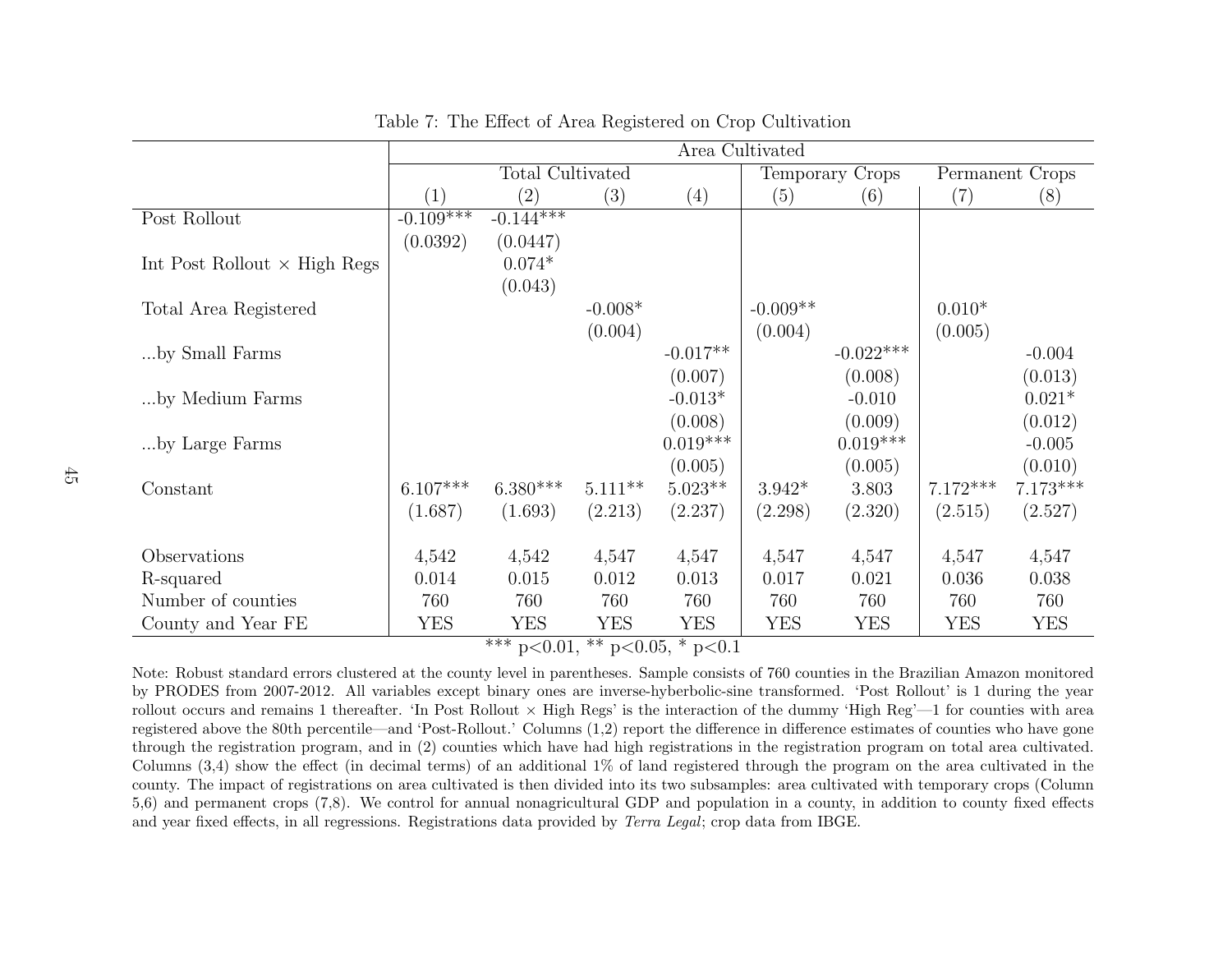Table 7: The Effect of Area Registered on Crop Cultivation

| | Area Cultivated | | | | | | | |
|---|---|---|---|---|---|---|---|---|
| | Total Cultivated | | | | Temporary Crops | | Permanent Crops | |
| | (1) | (2) | (3) | (4) | (5) | (6) | (7) | (8) |
| Post Rollout | -0.109*** | -0.144*** | | | | | | |
| | (0.0392) | (0.0447) | | | | | | |
| Int Post Rollout × High Regs | | 0.074* | | | | | | |
| | | (0.043) | | | | | | |
| Total Area Registered | | | -0.008* | | -0.009** | | 0.010* | |
| | | | (0.004) | | (0.004) | | (0.005) | |
| ...by Small Farms | | | | -0.017** | | -0.022*** | | -0.004 |
| | | | | (0.007) | | (0.008) | | (0.013) |
| ...by Medium Farms | | | | -0.013* | | -0.010 | | 0.021* |
| | | | | (0.008) | | (0.009) | | (0.012) |
| ...by Large Farms | | | | 0.019*** | | 0.019*** | | -0.005 |
| | | | | (0.005) | | (0.005) | | (0.010) |
| Constant | 6.107*** | 6.380*** | 5.111** | 5.023** | 3.942* | 3.803 | 7.172*** | 7.173*** |
| | (1.687) | (1.693) | (2.213) | (2.237) | (2.298) | (2.320) | (2.515) | (2.527) |
| Observations | 4,542 | 4,542 | 4,547 | 4,547 | 4,547 | 4,547 | 4,547 | 4,547 |
| R-squared | 0.014 | 0.015 | 0.012 | 0.013 | 0.017 | 0.021 | 0.036 | 0.038 |
| Number of counties | 760 | 760 | 760 | 760 | 760 | 760 | 760 | 760 |
| County and Year FE | YES | YES | YES | YES | YES | YES | YES | YES |

*** p<0.01, ** p<0.05, * p<0.1

Note: Robust standard errors clustered at the county level in parentheses. Sample consists of 760 counties in the Brazilian Amazon monitored by PRODES from 2007-2012. All variables except binary ones are inverse-hyberbolic-sine transformed. 'Post Rollout' is 1 during the year rollout occurs and remains 1 thereafter. 'In Post Rollout × High Regs' is the interaction of the dummy 'High Reg'—1 for counties with area registered above the 80th percentile—and 'Post-Rollout.' Columns (1,2) report the difference in difference estimates of counties who have gone through the registration program, and in (2) counties which have had high registrations in the registration program on total area cultivated. Columns (3,4) show the effect (in decimal terms) of an additional 1% of land registered through the program on the area cultivated in the county. The impact of registrations on area cultivated is then divided into its two subsamples: area cultivated with temporary crops (Column 5,6) and permanent crops (7,8). We control for annual nonagricultural GDP and population in a county, in addition to county fixed effects and year fixed effects, in all regressions. Registrations data provided by *Terra Legal*; crop data from IBGE.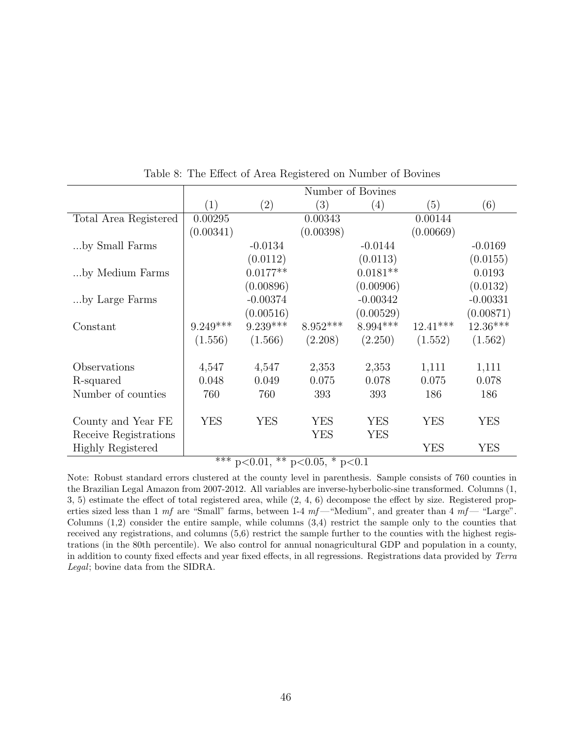Table 8: The Effect of Area Registered on Number of Bovines

| | Number of Bovines | | | | | |
|---|---|---|---|---|---|---|
| | (1) | (2) | (3) | (4) | (5) | (6) |
| Total Area Registered | 0.00295 | | 0.00343 | | 0.00144 | |
| | (0.00341) | | (0.00398) | | (0.00669) | |
| ...by Small Farms | | -0.0134 | | -0.0144 | | -0.0169 |
| | | (0.0112) | | (0.0113) | | (0.0155) |
| ...by Medium Farms | | 0.0177** | | 0.0181** | | 0.0193 |
| | | (0.00896) | | (0.00906) | | (0.0132) |
| ...by Large Farms | | -0.00374 | | -0.00342 | | -0.00331 |
| | | (0.00516) | | (0.00529) | | (0.00871) |
| Constant | 9.249*** | 9.239*** | 8.952*** | 8.994*** | 12.41*** | 12.36*** |
| | (1.556) | (1.566) | (2.208) | (2.250) | (1.552) | (1.562) |
| Observations | 4,547 | 4,547 | 2,353 | 2,353 | 1,111 | 1,111 |
| R-squared | 0.048 | 0.049 | 0.075 | 0.078 | 0.075 | 0.078 |
| Number of counties | 760 | 760 | 393 | 393 | 186 | 186 |
| County and Year FE | YES | YES | YES | YES | YES | YES |
| Receive Registrations | | | YES | YES | | |
| Highly Registered | | | | | YES | YES |

*** p<0.01, ** p<0.05, * p<0.1

Note: Robust standard errors clustered at the county level in parenthesis. Sample consists of 760 counties in the Brazilian Legal Amazon from 2007-2012. All variables are inverse-hyberbolic-sine transformed. Columns (1, 3, 5) estimate the effect of total registered area, while (2, 4, 6) decompose the effect by size. Registered properties sized less than 1 *mf* are "Small" farms, between 1-4 *mf*—"Medium", and greater than 4 *mf*— "Large". Columns (1,2) consider the entire sample, while columns (3,4) restrict the sample only to the counties that received any registrations, and columns (5,6) restrict the sample further to the counties with the highest registrations (in the 80th percentile). We also control for annual nonagricultural GDP and population in a county, in addition to county fixed effects and year fixed effects, in all regressions. Registrations data provided by *Terra Legal*; bovine data from the SIDRA.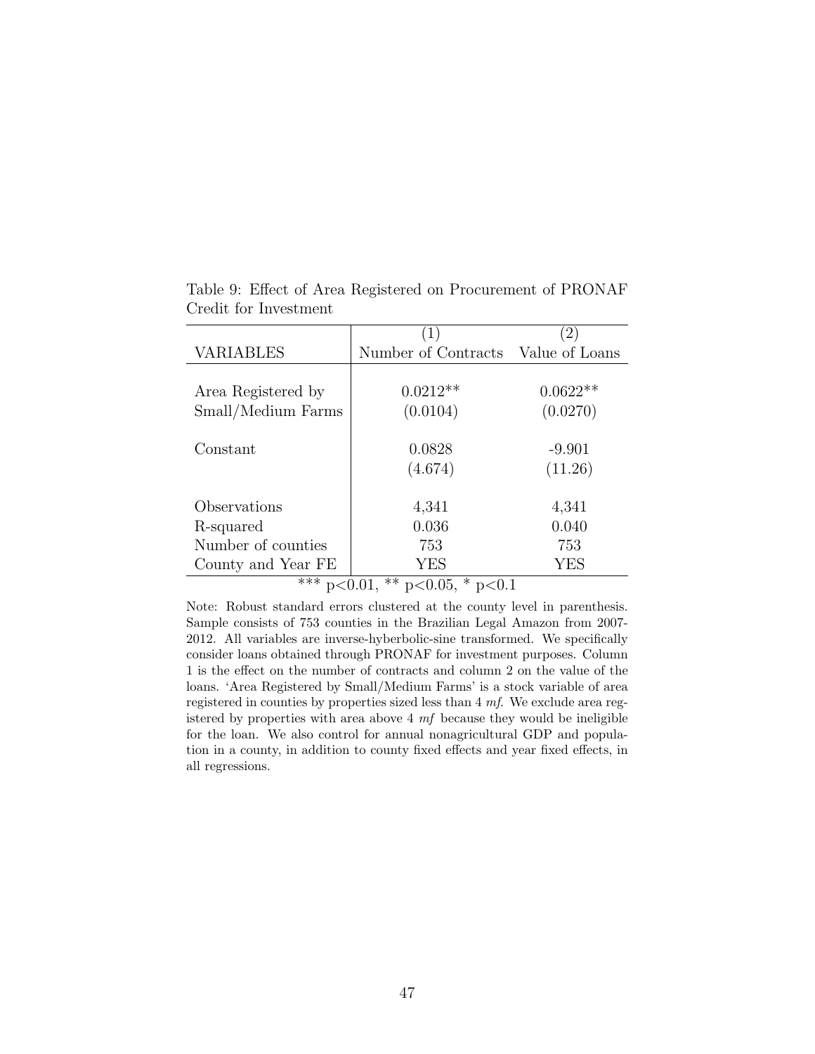Table 9: Effect of Area Registered on Procurement of PRONAF Credit for Investment

| | (1) | (2) |
|---|---|---|
| VARIABLES | Number of Contracts | Value of Loans |
| Area Registered by Small/Medium Farms | 0.0212** | 0.0622** |
| | (0.0104) | (0.0270) |
| Constant | 0.0828 | -9.901 |
| | (4.674) | (11.26) |
| Observations | 4,341 | 4,341 |
| R-squared | 0.036 | 0.040 |
| Number of counties | 753 | 753 |
| County and Year FE | YES | YES |

*** p<0.01, ** p<0.05, * p<0.1

Note: Robust standard errors clustered at the county level in parenthesis. Sample consists of 753 counties in the Brazilian Legal Amazon from 2007-2012. All variables are inverse-hyberbolic-sine transformed. We specifically consider loans obtained through PRONAF for investment purposes. Column 1 is the effect on the number of contracts and column 2 on the value of the loans. 'Area Registered by Small/Medium Farms' is a stock variable of area registered in counties by properties sized less than 4 *mf*. We exclude area registered by properties with area above 4 *mf* because they would be ineligible for the loan. We also control for annual nonagricultural GDP and population in a county, in addition to county fixed effects and year fixed effects, in all regressions.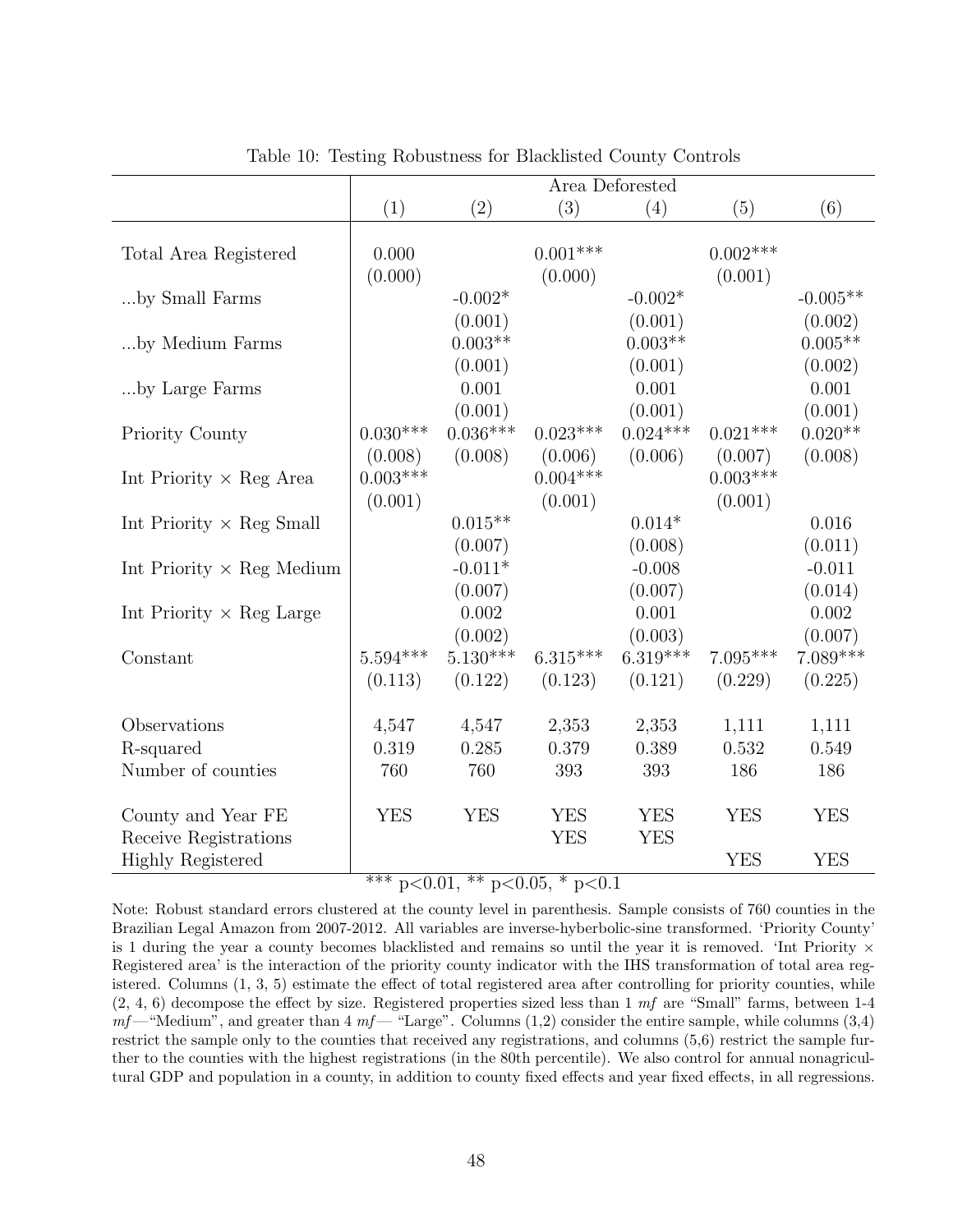Table 10: Testing Robustness for Blacklisted County Controls

| | Area Deforested | | | | | |
|---|---|---|---|---|---|---|
| | (1) | (2) | (3) | (4) | (5) | (6) |
| Total Area Registered | 0.000 | | 0.001*** | | 0.002*** | |
| | (0.000) | | (0.000) | | (0.001) | |
| ...by Small Farms | | -0.002* | | -0.002* | | -0.005** |
| | | (0.001) | | (0.001) | | (0.002) |
| ...by Medium Farms | | 0.003** | | 0.003** | | 0.005** |
| | | (0.001) | | (0.001) | | (0.002) |
| ...by Large Farms | | 0.001 | | 0.001 | | 0.001 |
| | | (0.001) | | (0.001) | | (0.001) |
| Priority County | 0.030*** | 0.036*** | 0.023*** | 0.024*** | 0.021*** | 0.020** |
| | (0.008) | (0.008) | (0.006) | (0.006) | (0.007) | (0.008) |
| Int Priority × Reg Area | 0.003*** | | 0.004*** | | 0.003*** | |
| | (0.001) | | (0.001) | | (0.001) | |
| Int Priority × Reg Small | | 0.015** | | 0.014* | | 0.016 |
| | | (0.007) | | (0.008) | | (0.011) |
| Int Priority × Reg Medium | | -0.011* | | -0.008 | | -0.011 |
| | | (0.007) | | (0.007) | | (0.014) |
| Int Priority × Reg Large | | 0.002 | | 0.001 | | 0.002 |
| | | (0.002) | | (0.003) | | (0.007) |
| Constant | 5.594*** | 5.130*** | 6.315*** | 6.319*** | 7.095*** | 7.089*** |
| | (0.113) | (0.122) | (0.123) | (0.121) | (0.229) | (0.225) |
| Observations | 4,547 | 4,547 | 2,353 | 2,353 | 1,111 | 1,111 |
| R-squared | 0.319 | 0.285 | 0.379 | 0.389 | 0.532 | 0.549 |
| Number of counties | 760 | 760 | 393 | 393 | 186 | 186 |
| County and Year FE | YES | YES | YES | YES | YES | YES |
| Receive Registrations | | | YES | YES | | |
| Highly Registered | | | | | YES | YES |

*** p<0.01, ** p<0.05, * p<0.1

Note: Robust standard errors clustered at the county level in parenthesis. Sample consists of 760 counties in the Brazilian Legal Amazon from 2007-2012. All variables are inverse-hyberbolic-sine transformed. 'Priority County' is 1 during the year a county becomes blacklisted and remains so until the year it is removed. 'Int Priority × Registered area' is the interaction of the priority county indicator with the IHS transformation of total area registered. Columns (1, 3, 5) estimate the effect of total registered area after controlling for priority counties, while (2, 4, 6) decompose the effect by size. Registered properties sized less than 1 *mf* are "Small" farms, between 1-4 *mf*—"Medium", and greater than 4 *mf*— "Large". Columns (1,2) consider the entire sample, while columns (3,4) restrict the sample only to the counties that received any registrations, and columns (5,6) restrict the sample further to the counties with the highest registrations (in the 80th percentile). We also control for annual nonagricultural GDP and population in a county, in addition to county fixed effects and year fixed effects, in all regressions.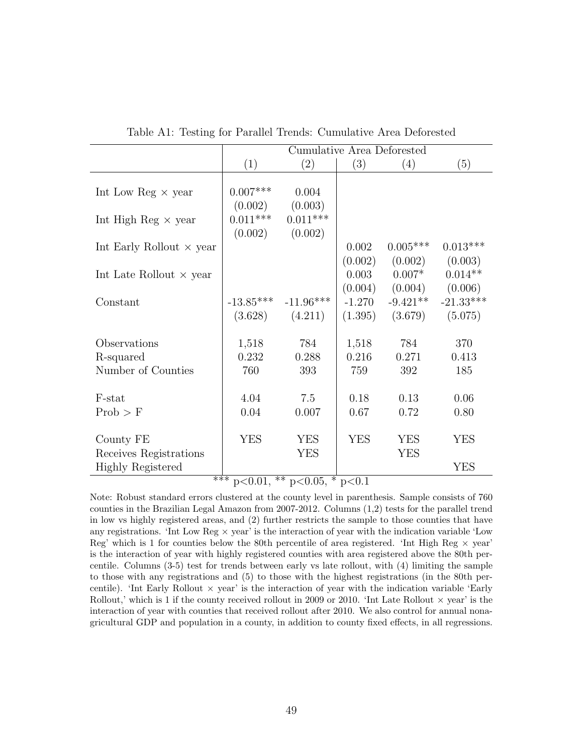Table A1: Testing for Parallel Trends: Cumulative Area Deforested

| | Cumulative Area Deforested | | | | |
|---|---|---|---|---|---|
| | (1) | (2) | (3) | (4) | (5) |
| Int Low Reg × year | 0.007*** | 0.004 | | | |
| | (0.002) | (0.003) | | | |
| Int High Reg × year | 0.011*** | 0.011*** | | | |
| | (0.002) | (0.002) | | | |
| Int Early Rollout × year | | | 0.002 | 0.005*** | 0.013*** |
| | | | (0.002) | (0.002) | (0.003) |
| Int Late Rollout × year | | | 0.003 | 0.007* | 0.014** |
| | | | (0.004) | (0.004) | (0.006) |
| Constant | -13.85*** | -11.96*** | -1.270 | -9.421** | -21.33*** |
| | (3.628) | (4.211) | (1.395) | (3.679) | (5.075) |
| Observations | 1,518 | 784 | 1,518 | 784 | 370 |
| R-squared | 0.232 | 0.288 | 0.216 | 0.271 | 0.413 |
| Number of Counties | 760 | 393 | 759 | 392 | 185 |
| F-stat | 4.04 | 7.5 | 0.18 | 0.13 | 0.06 |
| Prob > F | 0.04 | 0.007 | 0.67 | 0.72 | 0.80 |
| County FE | YES | YES | YES | YES | YES |
| Receives Registrations | | YES | | YES | |
| Highly Registered | | | | | YES |

*** p<0.01, ** p<0.05, * p<0.1

Note: Robust standard errors clustered at the county level in parenthesis. Sample consists of 760 counties in the Brazilian Legal Amazon from 2007-2012. Columns (1,2) tests for the parallel trend in low vs highly registered areas, and (2) further restricts the sample to those counties that have any registrations. 'Int Low Reg × year' is the interaction of year with the indication variable 'Low Reg' which is 1 for counties below the 80th percentile of area registered. 'Int High Reg × year' is the interaction of year with highly registered counties with area registered above the 80th percentile. Columns (3-5) test for trends between early vs late rollout, with (4) limiting the sample to those with any registrations and (5) to those with the highest registrations (in the 80th percentile). 'Int Early Rollout × year' is the interaction of year with the indication variable 'Early Rollout,' which is 1 if the county received rollout in 2009 or 2010. 'Int Late Rollout × year' is the interaction of year with counties that received rollout after 2010. We also control for annual nonagricultural GDP and population in a county, in addition to county fixed effects, in all regressions.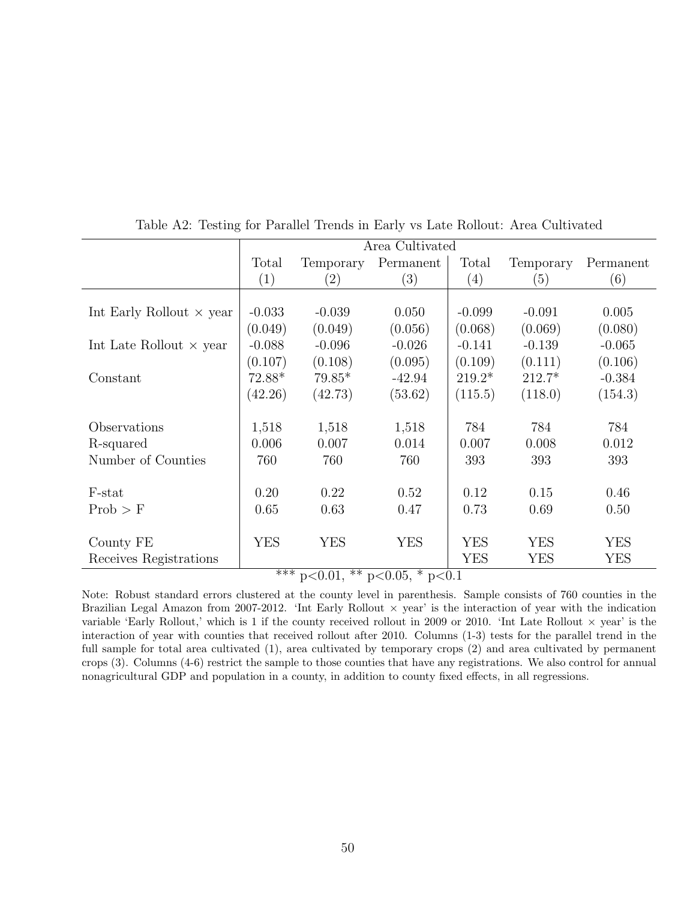Table A2: Testing for Parallel Trends in Early vs Late Rollout: Area Cultivated

| | Area Cultivated | | | | | |
|---|---|---|---|---|---|---|
| | Total | Temporary | Permanent | Total | Temporary | Permanent |
| | (1) | (2) | (3) | (4) | (5) | (6) |
| Int Early Rollout × year | -0.033 | -0.039 | 0.050 | -0.099 | -0.091 | 0.005 |
| | (0.049) | (0.049) | (0.056) | (0.068) | (0.069) | (0.080) |
| Int Late Rollout × year | -0.088 | -0.096 | -0.026 | -0.141 | -0.139 | -0.065 |
| | (0.107) | (0.108) | (0.095) | (0.109) | (0.111) | (0.106) |
| Constant | 72.88* | 79.85* | -42.94 | 219.2* | 212.7* | -0.384 |
| | (42.26) | (42.73) | (53.62) | (115.5) | (118.0) | (154.3) |
| Observations | 1,518 | 1,518 | 1,518 | 784 | 784 | 784 |
| R-squared | 0.006 | 0.007 | 0.014 | 0.007 | 0.008 | 0.012 |
| Number of Counties | 760 | 760 | 760 | 393 | 393 | 393 |
| F-stat | 0.20 | 0.22 | 0.52 | 0.12 | 0.15 | 0.46 |
| Prob > F | 0.65 | 0.63 | 0.47 | 0.73 | 0.69 | 0.50 |
| County FE | YES | YES | YES | YES | YES | YES |
| Receives Registrations | | | | YES | YES | YES |

*** $p<0.01$, ** $p<0.05$, * $p<0.1$

Note: Robust standard errors clustered at the county level in parenthesis. Sample consists of 760 counties in the Brazilian Legal Amazon from 2007-2012. 'Int Early Rollout × year' is the interaction of year with the indication variable 'Early Rollout,' which is 1 if the county received rollout in 2009 or 2010. 'Int Late Rollout × year' is the interaction of year with counties that received rollout after 2010. Columns (1-3) tests for the parallel trend in the full sample for total area cultivated (1), area cultivated by temporary crops (2) and area cultivated by permanent crops (3). Columns (4-6) restrict the sample to those counties that have any registrations. We also control for annual nonagricultural GDP and population in a county, in addition to county fixed effects, in all regressions.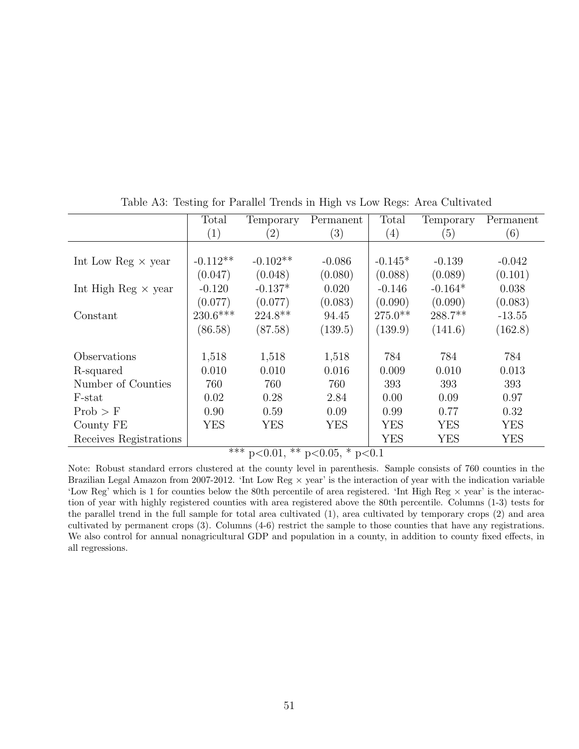Table A3: Testing for Parallel Trends in High vs Low Regs: Area Cultivated

| | Total | Temporary | Permanent | Total | Temporary | Permanent |
|---|---|---|---|---|---|---|
| | (1) | (2) | (3) | (4) | (5) | (6) |
| Int Low Reg × year | -0.112** | -0.102** | -0.086 | -0.145* | -0.139 | -0.042 |
| | (0.047) | (0.048) | (0.080) | (0.088) | (0.089) | (0.101) |
| Int High Reg × year | -0.120 | -0.137* | 0.020 | -0.146 | -0.164* | 0.038 |
| | (0.077) | (0.077) | (0.083) | (0.090) | (0.090) | (0.083) |
| Constant | 230.6*** | 224.8** | 94.45 | 275.0** | 288.7** | -13.55 |
| | (86.58) | (87.58) | (139.5) | (139.9) | (141.6) | (162.8) |
| Observations | 1,518 | 1,518 | 1,518 | 784 | 784 | 784 |
| R-squared | 0.010 | 0.010 | 0.016 | 0.009 | 0.010 | 0.013 |
| Number of Counties | 760 | 760 | 760 | 393 | 393 | 393 |
| F-stat | 0.02 | 0.28 | 2.84 | 0.00 | 0.09 | 0.97 |
| Prob > F | 0.90 | 0.59 | 0.09 | 0.99 | 0.77 | 0.32 |
| County FE | YES | YES | YES | YES | YES | YES |
| Receives Registrations | | | | YES | YES | YES |

*** p<0.01, ** p<0.05, * p<0.1

Note: Robust standard errors clustered at the county level in parenthesis. Sample consists of 760 counties in the Brazilian Legal Amazon from 2007-2012. 'Int Low Reg × year' is the interaction of year with the indication variable 'Low Reg' which is 1 for counties below the 80th percentile of area registered. 'Int High Reg × year' is the interaction of year with highly registered counties with area registered above the 80th percentile. Columns (1-3) tests for the parallel trend in the full sample for total area cultivated (1), area cultivated by temporary crops (2) and area cultivated by permanent crops (3). Columns (4-6) restrict the sample to those counties that have any registrations. We also control for annual nonagricultural GDP and population in a county, in addition to county fixed effects, in all regressions.